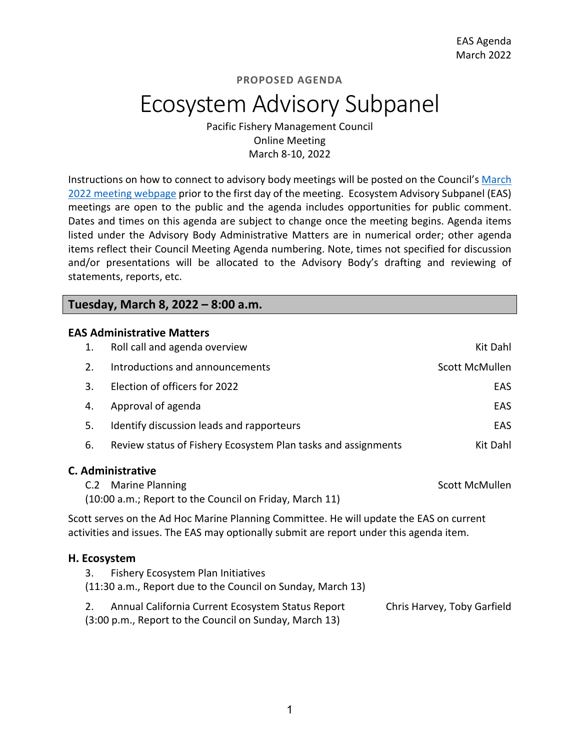EAS Agenda
March 2022

**PROPOSED AGENDA**

# Ecosystem Advisory Subpanel

Pacific Fishery Management Council
Online Meeting
March 8-10, 2022

Instructions on how to connect to advisory body meetings will be posted on the Council's March 2022 meeting webpage prior to the first day of the meeting. Ecosystem Advisory Subpanel (EAS) meetings are open to the public and the agenda includes opportunities for public comment. Dates and times on this agenda are subject to change once the meeting begins. Agenda items listed under the Advisory Body Administrative Matters are in numerical order; other agenda items reflect their Council Meeting Agenda numbering. Note, times not specified for discussion and/or presentations will be allocated to the Advisory Body's drafting and reviewing of statements, reports, etc.

## Tuesday, March 8, 2022 – 8:00 a.m.

### EAS Administrative Matters

1. Roll call and agenda overview — Kit Dahl
2. Introductions and announcements — Scott McMullen
3. Election of officers for 2022 — EAS
4. Approval of agenda — EAS
5. Identify discussion leads and rapporteurs — EAS
6. Review status of Fishery Ecosystem Plan tasks and assignments — Kit Dahl

### C. Administrative

C.2 Marine Planning — Scott McMullen
(10:00 a.m.; Report to the Council on Friday, March 11)

Scott serves on the Ad Hoc Marine Planning Committee. He will update the EAS on current activities and issues. The EAS may optionally submit are report under this agenda item.

### H. Ecosystem

3. Fishery Ecosystem Plan Initiatives
(11:30 a.m., Report due to the Council on Sunday, March 13)

2. Annual California Current Ecosystem Status Report — Chris Harvey, Toby Garfield
(3:00 p.m., Report to the Council on Sunday, March 13)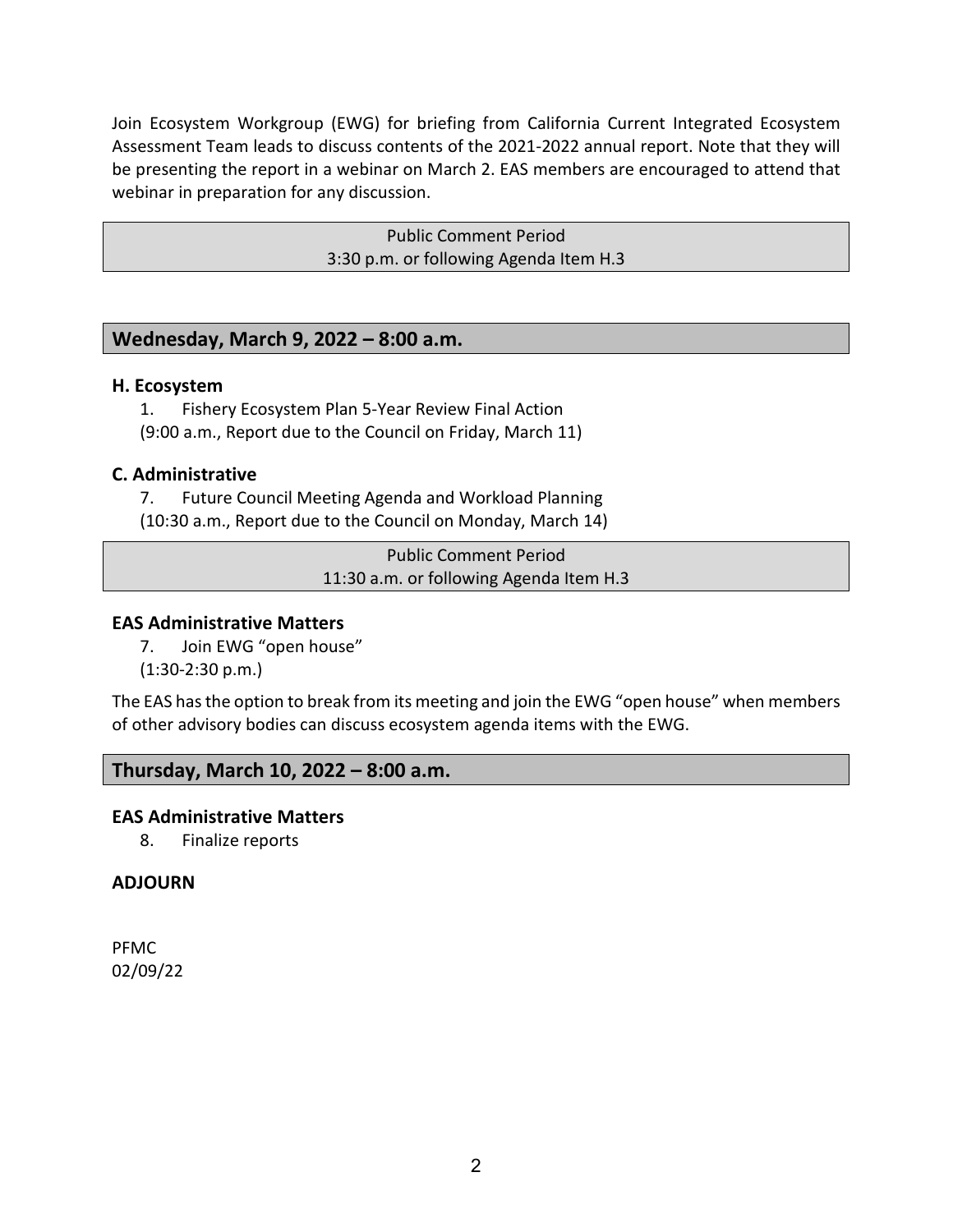Join Ecosystem Workgroup (EWG) for briefing from California Current Integrated Ecosystem Assessment Team leads to discuss contents of the 2021-2022 annual report. Note that they will be presenting the report in a webinar on March 2. EAS members are encouraged to attend that webinar in preparation for any discussion.

Public Comment Period
3:30 p.m. or following Agenda Item H.3

## Wednesday, March 9, 2022 – 8:00 a.m.

### H. Ecosystem

1. Fishery Ecosystem Plan 5-Year Review Final Action
(9:00 a.m., Report due to the Council on Friday, March 11)

### C. Administrative

7. Future Council Meeting Agenda and Workload Planning
(10:30 a.m., Report due to the Council on Monday, March 14)

Public Comment Period
11:30 a.m. or following Agenda Item H.3

### EAS Administrative Matters

7. Join EWG "open house"
(1:30-2:30 p.m.)

The EAS has the option to break from its meeting and join the EWG "open house" when members of other advisory bodies can discuss ecosystem agenda items with the EWG.

## Thursday, March 10, 2022 – 8:00 a.m.

### EAS Administrative Matters

8. Finalize reports

### ADJOURN

PFMC
02/09/22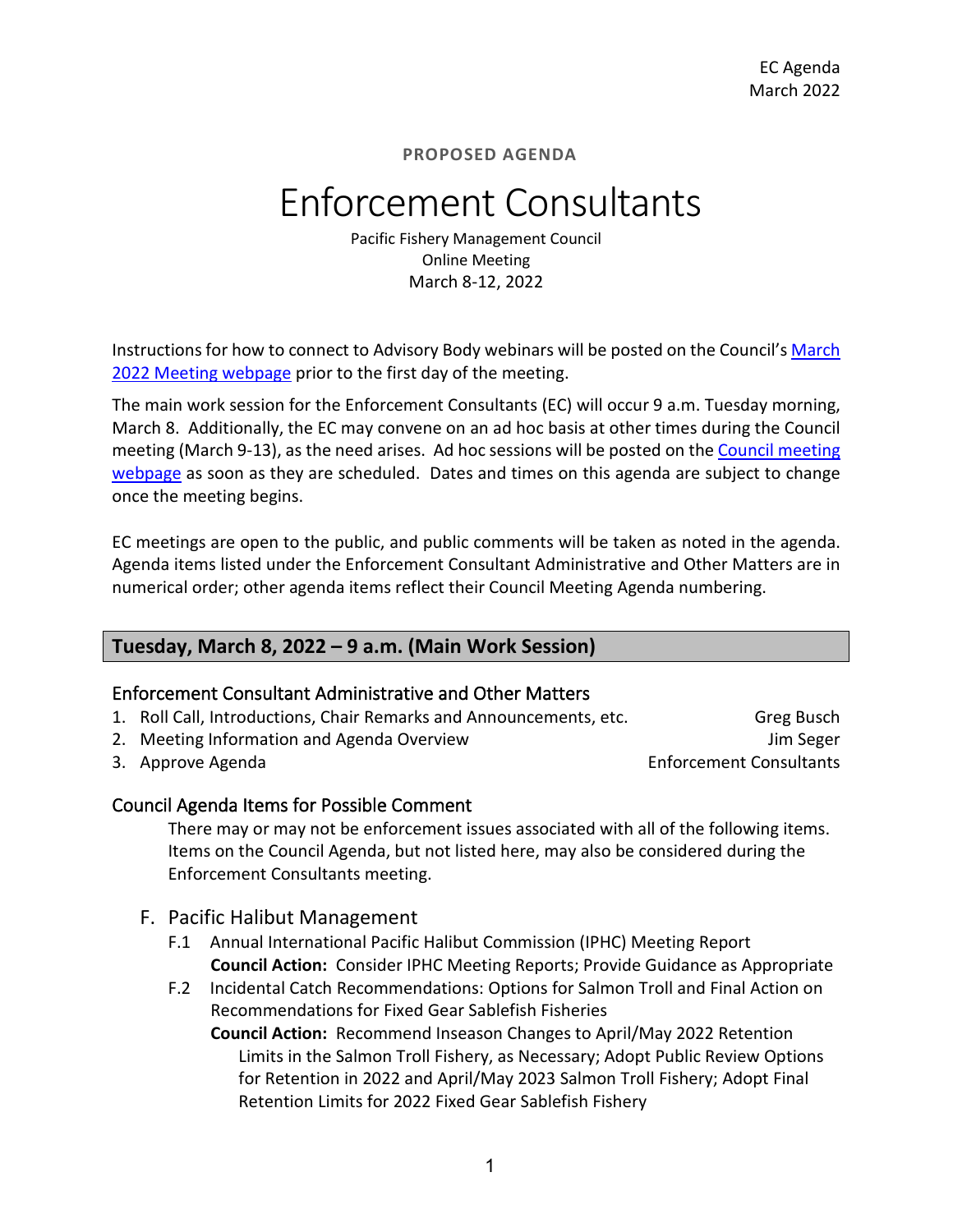EC Agenda
March 2022

**PROPOSED AGENDA**

# Enforcement Consultants

Pacific Fishery Management Council
Online Meeting
March 8-12, 2022

Instructions for how to connect to Advisory Body webinars will be posted on the Council's March 2022 Meeting webpage prior to the first day of the meeting.

The main work session for the Enforcement Consultants (EC) will occur 9 a.m. Tuesday morning, March 8. Additionally, the EC may convene on an ad hoc basis at other times during the Council meeting (March 9-13), as the need arises. Ad hoc sessions will be posted on the Council meeting webpage as soon as they are scheduled. Dates and times on this agenda are subject to change once the meeting begins.

EC meetings are open to the public, and public comments will be taken as noted in the agenda. Agenda items listed under the Enforcement Consultant Administrative and Other Matters are in numerical order; other agenda items reflect their Council Meeting Agenda numbering.

## Tuesday, March 8, 2022 – 9 a.m. (Main Work Session)

### Enforcement Consultant Administrative and Other Matters

1. Roll Call, Introductions, Chair Remarks and Announcements, etc. — Greg Busch
2. Meeting Information and Agenda Overview — Jim Seger
3. Approve Agenda — Enforcement Consultants

### Council Agenda Items for Possible Comment

There may or may not be enforcement issues associated with all of the following items. Items on the Council Agenda, but not listed here, may also be considered during the Enforcement Consultants meeting.

F. Pacific Halibut Management

- F.1 Annual International Pacific Halibut Commission (IPHC) Meeting Report
  **Council Action:** Consider IPHC Meeting Reports; Provide Guidance as Appropriate
- F.2 Incidental Catch Recommendations: Options for Salmon Troll and Final Action on Recommendations for Fixed Gear Sablefish Fisheries
  **Council Action:** Recommend Inseason Changes to April/May 2022 Retention Limits in the Salmon Troll Fishery, as Necessary; Adopt Public Review Options for Retention in 2022 and April/May 2023 Salmon Troll Fishery; Adopt Final Retention Limits for 2022 Fixed Gear Sablefish Fishery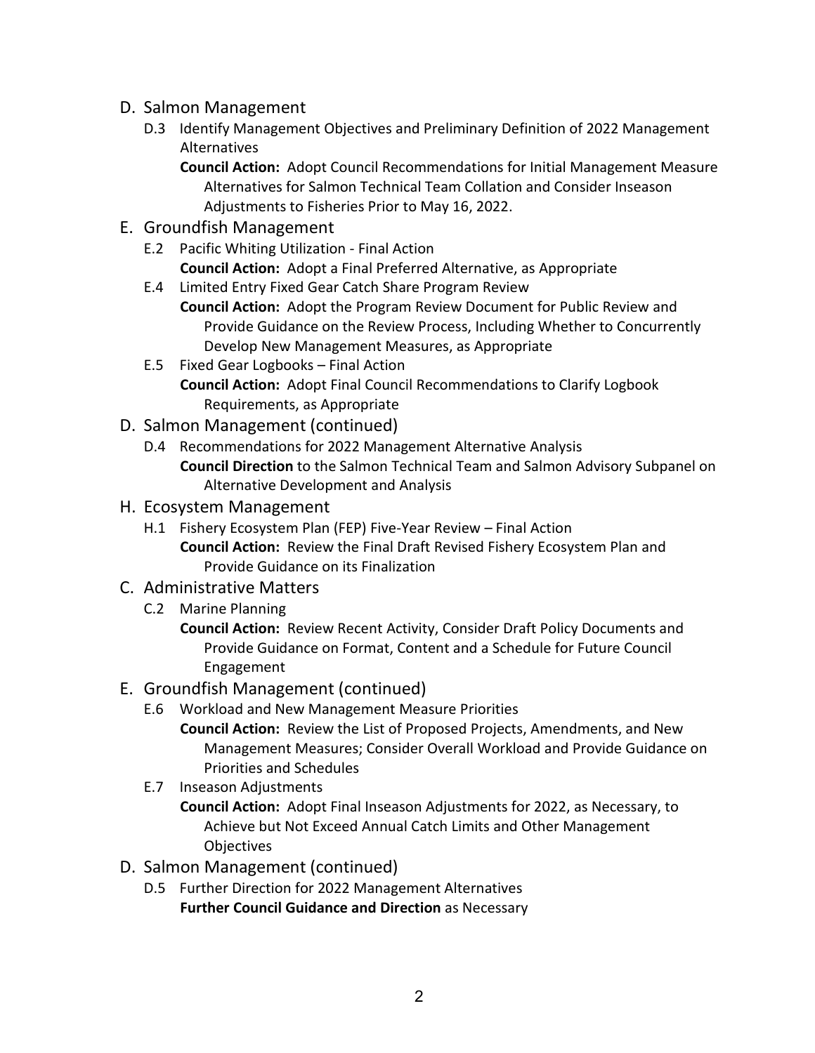D. Salmon Management

- D.3 Identify Management Objectives and Preliminary Definition of 2022 Management Alternatives
  **Council Action:** Adopt Council Recommendations for Initial Management Measure Alternatives for Salmon Technical Team Collation and Consider Inseason Adjustments to Fisheries Prior to May 16, 2022.

E. Groundfish Management

- E.2 Pacific Whiting Utilization - Final Action
  **Council Action:** Adopt a Final Preferred Alternative, as Appropriate
- E.4 Limited Entry Fixed Gear Catch Share Program Review
  **Council Action:** Adopt the Program Review Document for Public Review and Provide Guidance on the Review Process, Including Whether to Concurrently Develop New Management Measures, as Appropriate
- E.5 Fixed Gear Logbooks – Final Action
  **Council Action:** Adopt Final Council Recommendations to Clarify Logbook Requirements, as Appropriate

D. Salmon Management (continued)

- D.4 Recommendations for 2022 Management Alternative Analysis
  **Council Direction** to the Salmon Technical Team and Salmon Advisory Subpanel on Alternative Development and Analysis

H. Ecosystem Management

- H.1 Fishery Ecosystem Plan (FEP) Five-Year Review – Final Action
  **Council Action:** Review the Final Draft Revised Fishery Ecosystem Plan and Provide Guidance on its Finalization

C. Administrative Matters

- C.2 Marine Planning
  **Council Action:** Review Recent Activity, Consider Draft Policy Documents and Provide Guidance on Format, Content and a Schedule for Future Council Engagement

E. Groundfish Management (continued)

- E.6 Workload and New Management Measure Priorities
  **Council Action:** Review the List of Proposed Projects, Amendments, and New Management Measures; Consider Overall Workload and Provide Guidance on Priorities and Schedules
- E.7 Inseason Adjustments
  **Council Action:** Adopt Final Inseason Adjustments for 2022, as Necessary, to Achieve but Not Exceed Annual Catch Limits and Other Management Objectives

D. Salmon Management (continued)

- D.5 Further Direction for 2022 Management Alternatives
  **Further Council Guidance and Direction** as Necessary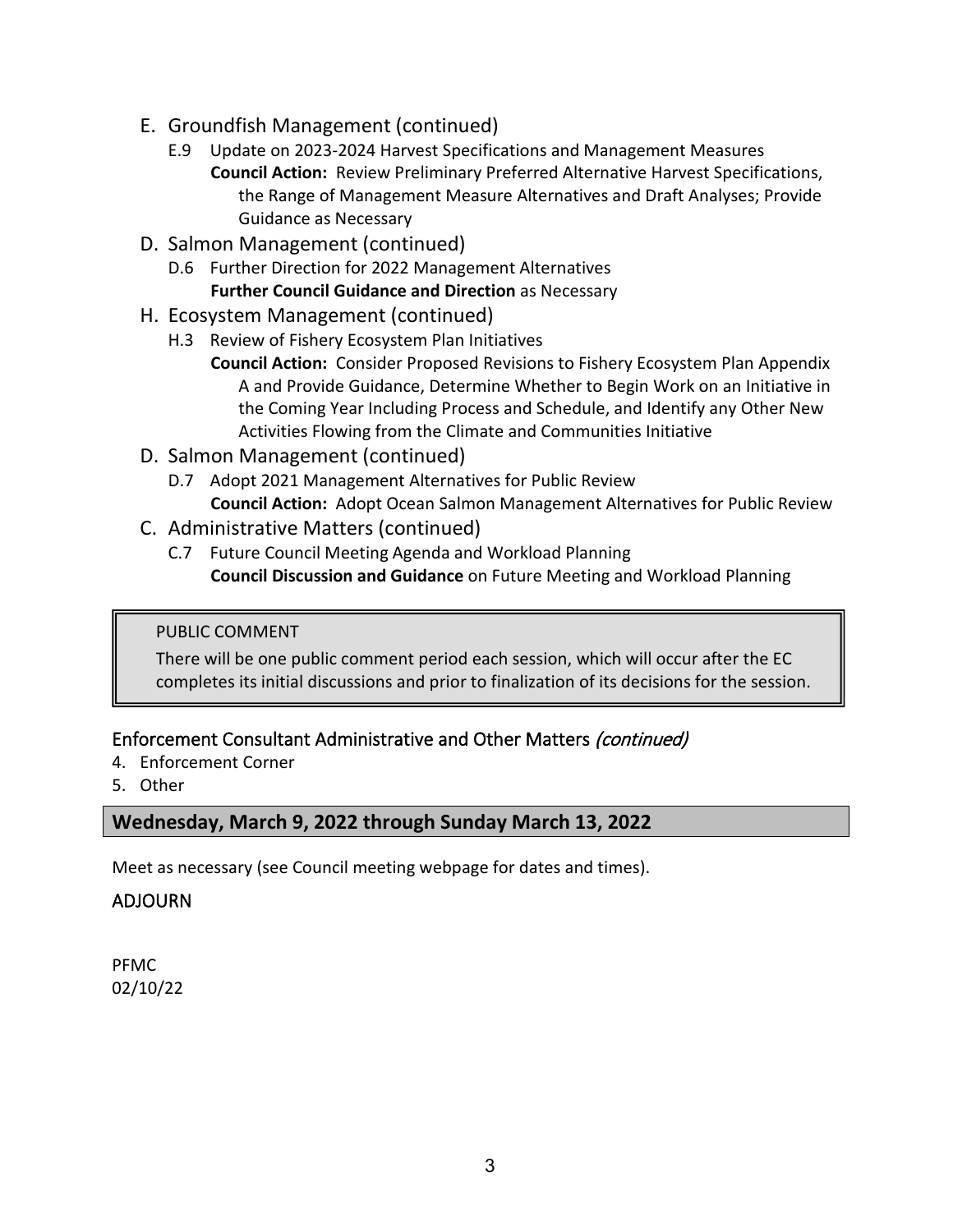- E. Groundfish Management (continued)
  - E.9 Update on 2023-2024 Harvest Specifications and Management Measures
    **Council Action:** Review Preliminary Preferred Alternative Harvest Specifications, the Range of Management Measure Alternatives and Draft Analyses; Provide Guidance as Necessary
- D. Salmon Management (continued)
  - D.6 Further Direction for 2022 Management Alternatives
    **Further Council Guidance and Direction** as Necessary
- H. Ecosystem Management (continued)
  - H.3 Review of Fishery Ecosystem Plan Initiatives
    **Council Action:** Consider Proposed Revisions to Fishery Ecosystem Plan Appendix A and Provide Guidance, Determine Whether to Begin Work on an Initiative in the Coming Year Including Process and Schedule, and Identify any Other New Activities Flowing from the Climate and Communities Initiative
- D. Salmon Management (continued)
  - D.7 Adopt 2021 Management Alternatives for Public Review
    **Council Action:** Adopt Ocean Salmon Management Alternatives for Public Review
- C. Administrative Matters (continued)
  - C.7 Future Council Meeting Agenda and Workload Planning
    **Council Discussion and Guidance** on Future Meeting and Workload Planning

> PUBLIC COMMENT
>
> There will be one public comment period each session, which will occur after the EC completes its initial discussions and prior to finalization of its decisions for the session.

### Enforcement Consultant Administrative and Other Matters *(continued)*

4. Enforcement Corner
5. Other

## Wednesday, March 9, 2022 through Sunday March 13, 2022

Meet as necessary (see Council meeting webpage for dates and times).

### ADJOURN

PFMC
02/10/22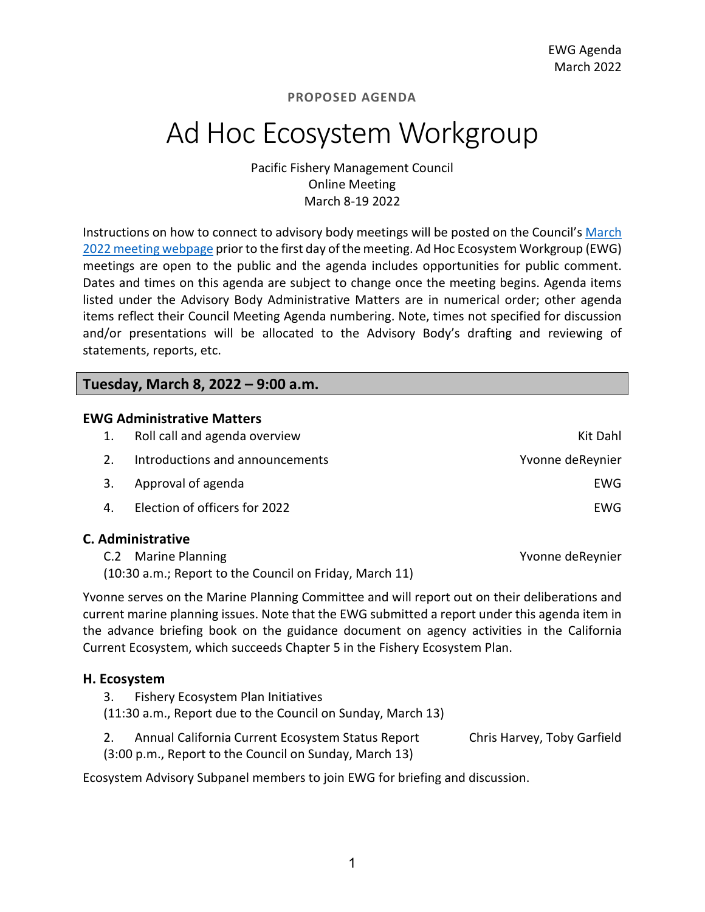EWG Agenda
March 2022

**PROPOSED AGENDA**

# Ad Hoc Ecosystem Workgroup

Pacific Fishery Management Council
Online Meeting
March 8-19 2022

Instructions on how to connect to advisory body meetings will be posted on the Council's March 2022 meeting webpage prior to the first day of the meeting. Ad Hoc Ecosystem Workgroup (EWG) meetings are open to the public and the agenda includes opportunities for public comment. Dates and times on this agenda are subject to change once the meeting begins. Agenda items listed under the Advisory Body Administrative Matters are in numerical order; other agenda items reflect their Council Meeting Agenda numbering. Note, times not specified for discussion and/or presentations will be allocated to the Advisory Body's drafting and reviewing of statements, reports, etc.

## Tuesday, March 8, 2022 – 9:00 a.m.

### EWG Administrative Matters

1. Roll call and agenda overview — Kit Dahl
2. Introductions and announcements — Yvonne deReynier
3. Approval of agenda — EWG
4. Election of officers for 2022 — EWG

### C. Administrative

C.2 Marine Planning — Yvonne deReynier
(10:30 a.m.; Report to the Council on Friday, March 11)

Yvonne serves on the Marine Planning Committee and will report out on their deliberations and current marine planning issues. Note that the EWG submitted a report under this agenda item in the advance briefing book on the guidance document on agency activities in the California Current Ecosystem, which succeeds Chapter 5 in the Fishery Ecosystem Plan.

### H. Ecosystem

3. Fishery Ecosystem Plan Initiatives
(11:30 a.m., Report due to the Council on Sunday, March 13)

2. Annual California Current Ecosystem Status Report — Chris Harvey, Toby Garfield
(3:00 p.m., Report to the Council on Sunday, March 13)

Ecosystem Advisory Subpanel members to join EWG for briefing and discussion.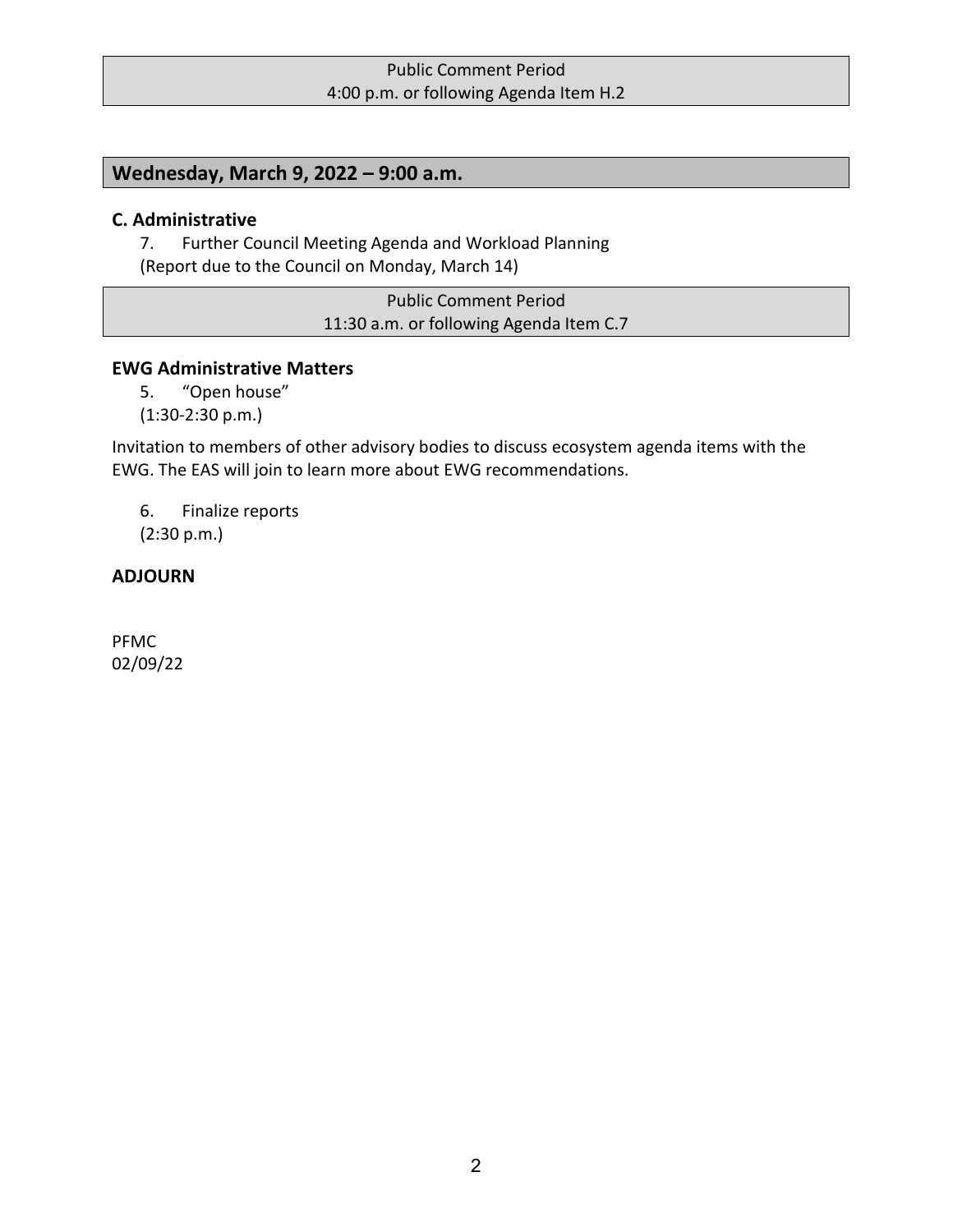Public Comment Period
4:00 p.m. or following Agenda Item H.2

## Wednesday, March 9, 2022 – 9:00 a.m.

### C. Administrative

7. Further Council Meeting Agenda and Workload Planning
(Report due to the Council on Monday, March 14)

Public Comment Period
11:30 a.m. or following Agenda Item C.7

### EWG Administrative Matters

5. "Open house"
(1:30-2:30 p.m.)

Invitation to members of other advisory bodies to discuss ecosystem agenda items with the EWG. The EAS will join to learn more about EWG recommendations.

6. Finalize reports
(2:30 p.m.)

### ADJOURN

PFMC
02/09/22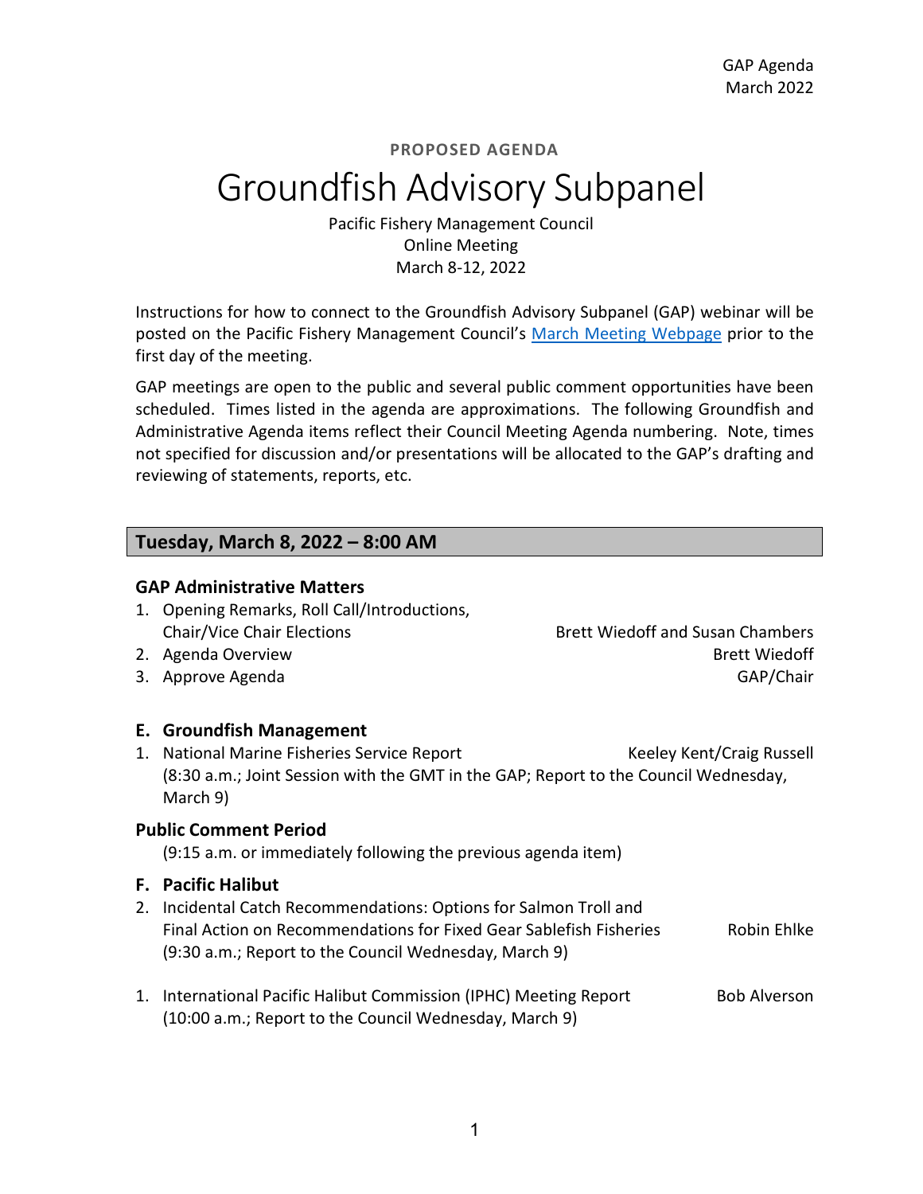**PROPOSED AGENDA**

# Groundfish Advisory Subpanel

Pacific Fishery Management Council
Online Meeting
March 8-12, 2022

Instructions for how to connect to the Groundfish Advisory Subpanel (GAP) webinar will be posted on the Pacific Fishery Management Council's [March Meeting Webpage]() prior to the first day of the meeting.

GAP meetings are open to the public and several public comment opportunities have been scheduled. Times listed in the agenda are approximations. The following Groundfish and Administrative Agenda items reflect their Council Meeting Agenda numbering. Note, times not specified for discussion and/or presentations will be allocated to the GAP's drafting and reviewing of statements, reports, etc.

## Tuesday, March 8, 2022 – 8:00 AM

### GAP Administrative Matters

1. Opening Remarks, Roll Call/Introductions, Chair/Vice Chair Elections — Brett Wiedoff and Susan Chambers
2. Agenda Overview — Brett Wiedoff
3. Approve Agenda — GAP/Chair

### E. Groundfish Management

1. National Marine Fisheries Service Report — Keeley Kent/Craig Russell
   (8:30 a.m.; Joint Session with the GMT in the GAP; Report to the Council Wednesday, March 9)

### Public Comment Period

(9:15 a.m. or immediately following the previous agenda item)

### F. Pacific Halibut

2. Incidental Catch Recommendations: Options for Salmon Troll and Final Action on Recommendations for Fixed Gear Sablefish Fisheries — Robin Ehlke
   (9:30 a.m.; Report to the Council Wednesday, March 9)

1. International Pacific Halibut Commission (IPHC) Meeting Report — Bob Alverson
   (10:00 a.m.; Report to the Council Wednesday, March 9)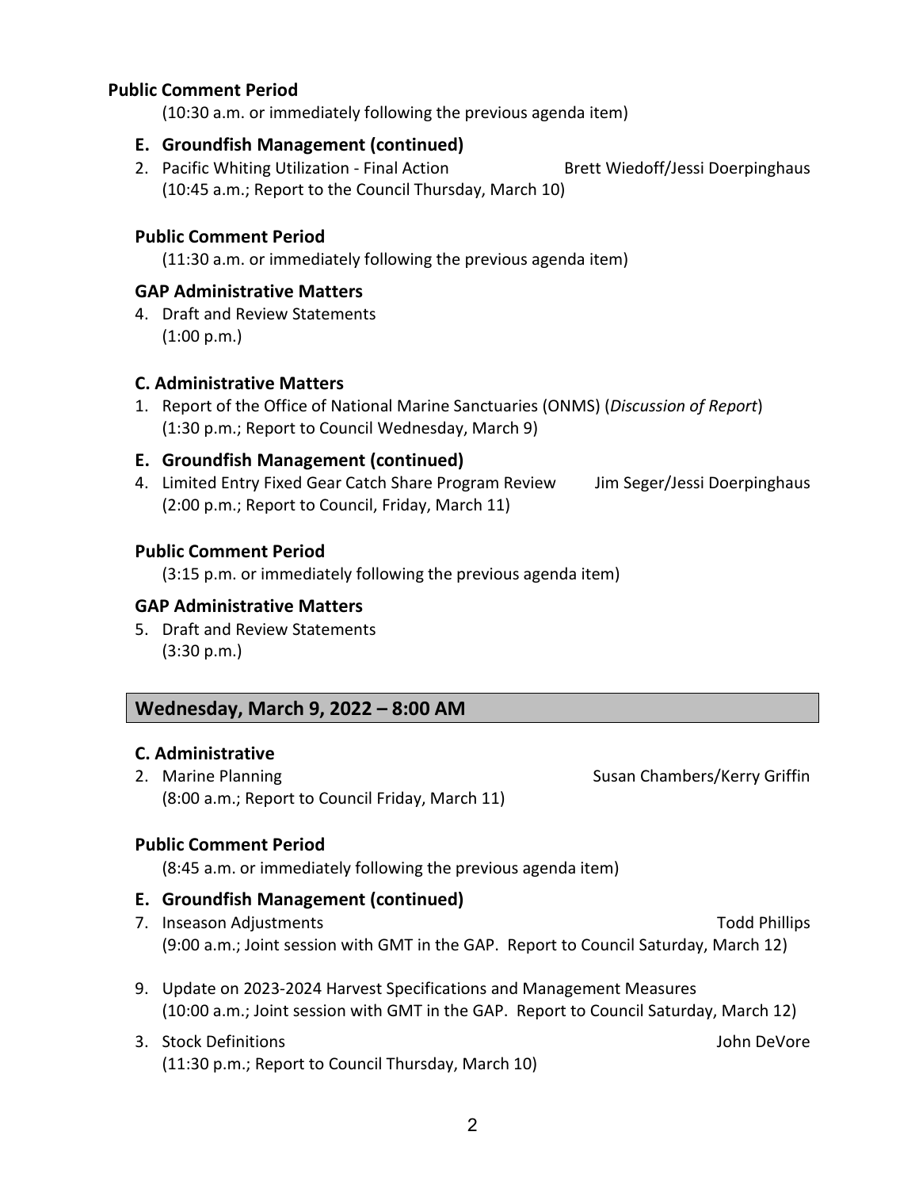**Public Comment Period**

(10:30 a.m. or immediately following the previous agenda item)

**E. Groundfish Management (continued)**

2. Pacific Whiting Utilization - Final Action — Brett Wiedoff/Jessi Doerpinghaus
   (10:45 a.m.; Report to the Council Thursday, March 10)

**Public Comment Period**

(11:30 a.m. or immediately following the previous agenda item)

**GAP Administrative Matters**

4. Draft and Review Statements
   (1:00 p.m.)

**C. Administrative Matters**

1. Report of the Office of National Marine Sanctuaries (ONMS) (*Discussion of Report*)
   (1:30 p.m.; Report to Council Wednesday, March 9)

**E. Groundfish Management (continued)**

4. Limited Entry Fixed Gear Catch Share Program Review — Jim Seger/Jessi Doerpinghaus
   (2:00 p.m.; Report to Council, Friday, March 11)

**Public Comment Period**

(3:15 p.m. or immediately following the previous agenda item)

**GAP Administrative Matters**

5. Draft and Review Statements
   (3:30 p.m.)

## Wednesday, March 9, 2022 – 8:00 AM

**C. Administrative**

2. Marine Planning — Susan Chambers/Kerry Griffin
   (8:00 a.m.; Report to Council Friday, March 11)

**Public Comment Period**

(8:45 a.m. or immediately following the previous agenda item)

**E. Groundfish Management (continued)**

7. Inseason Adjustments — Todd Phillips
   (9:00 a.m.; Joint session with GMT in the GAP. Report to Council Saturday, March 12)

9. Update on 2023-2024 Harvest Specifications and Management Measures
   (10:00 a.m.; Joint session with GMT in the GAP. Report to Council Saturday, March 12)

3. Stock Definitions — John DeVore
   (11:30 p.m.; Report to Council Thursday, March 10)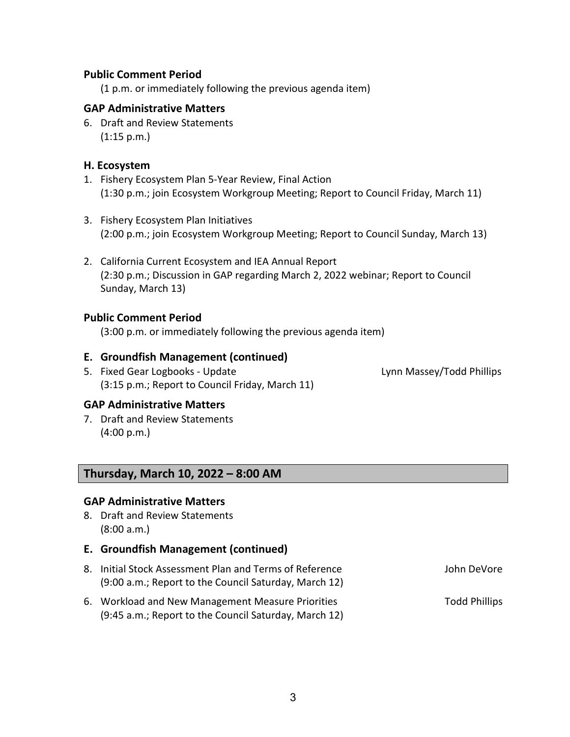### Public Comment Period

(1 p.m. or immediately following the previous agenda item)

### GAP Administrative Matters

6. Draft and Review Statements
   (1:15 p.m.)

### H. Ecosystem

1. Fishery Ecosystem Plan 5-Year Review, Final Action
   (1:30 p.m.; join Ecosystem Workgroup Meeting; Report to Council Friday, March 11)

3. Fishery Ecosystem Plan Initiatives
   (2:00 p.m.; join Ecosystem Workgroup Meeting; Report to Council Sunday, March 13)

2. California Current Ecosystem and IEA Annual Report
   (2:30 p.m.; Discussion in GAP regarding March 2, 2022 webinar; Report to Council Sunday, March 13)

### Public Comment Period

(3:00 p.m. or immediately following the previous agenda item)

### E. Groundfish Management (continued)

5. Fixed Gear Logbooks - Update — Lynn Massey/Todd Phillips
   (3:15 p.m.; Report to Council Friday, March 11)

### GAP Administrative Matters

7. Draft and Review Statements
   (4:00 p.m.)

## Thursday, March 10, 2022 – 8:00 AM

### GAP Administrative Matters

8. Draft and Review Statements
   (8:00 a.m.)

### E. Groundfish Management (continued)

8. Initial Stock Assessment Plan and Terms of Reference — John DeVore
   (9:00 a.m.; Report to the Council Saturday, March 12)

6. Workload and New Management Measure Priorities — Todd Phillips
   (9:45 a.m.; Report to the Council Saturday, March 12)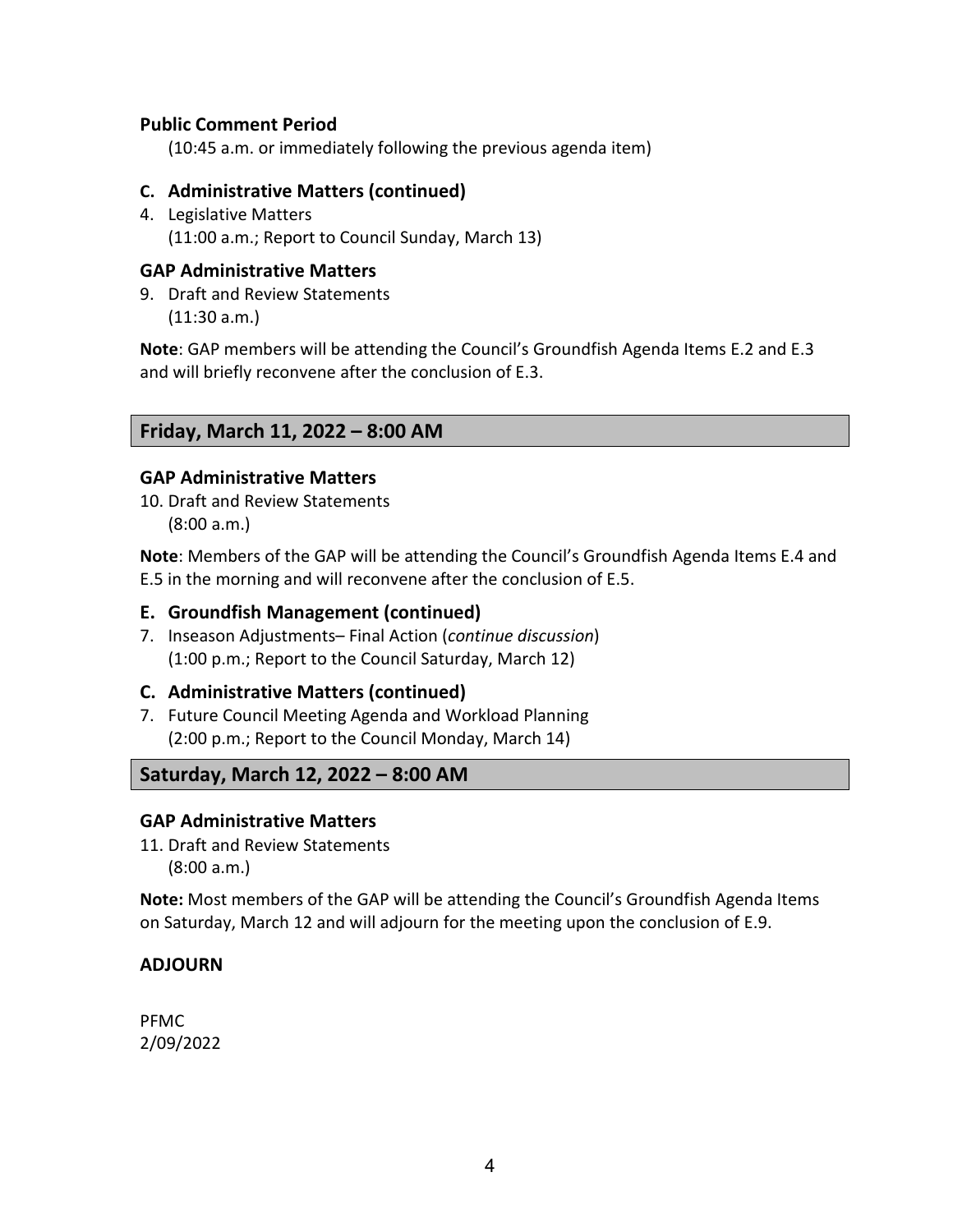### Public Comment Period

(10:45 a.m. or immediately following the previous agenda item)

### C. Administrative Matters (continued)

4. Legislative Matters
   (11:00 a.m.; Report to Council Sunday, March 13)

### GAP Administrative Matters

9. Draft and Review Statements
   (11:30 a.m.)

**Note**: GAP members will be attending the Council's Groundfish Agenda Items E.2 and E.3 and will briefly reconvene after the conclusion of E.3.

## Friday, March 11, 2022 – 8:00 AM

### GAP Administrative Matters

10. Draft and Review Statements
    (8:00 a.m.)

**Note**: Members of the GAP will be attending the Council's Groundfish Agenda Items E.4 and E.5 in the morning and will reconvene after the conclusion of E.5.

### E. Groundfish Management (continued)

7. Inseason Adjustments– Final Action (*continue discussion*)
   (1:00 p.m.; Report to the Council Saturday, March 12)

### C. Administrative Matters (continued)

7. Future Council Meeting Agenda and Workload Planning
   (2:00 p.m.; Report to the Council Monday, March 14)

## Saturday, March 12, 2022 – 8:00 AM

### GAP Administrative Matters

11. Draft and Review Statements
    (8:00 a.m.)

**Note:** Most members of the GAP will be attending the Council's Groundfish Agenda Items on Saturday, March 12 and will adjourn for the meeting upon the conclusion of E.9.

### ADJOURN

PFMC
2/09/2022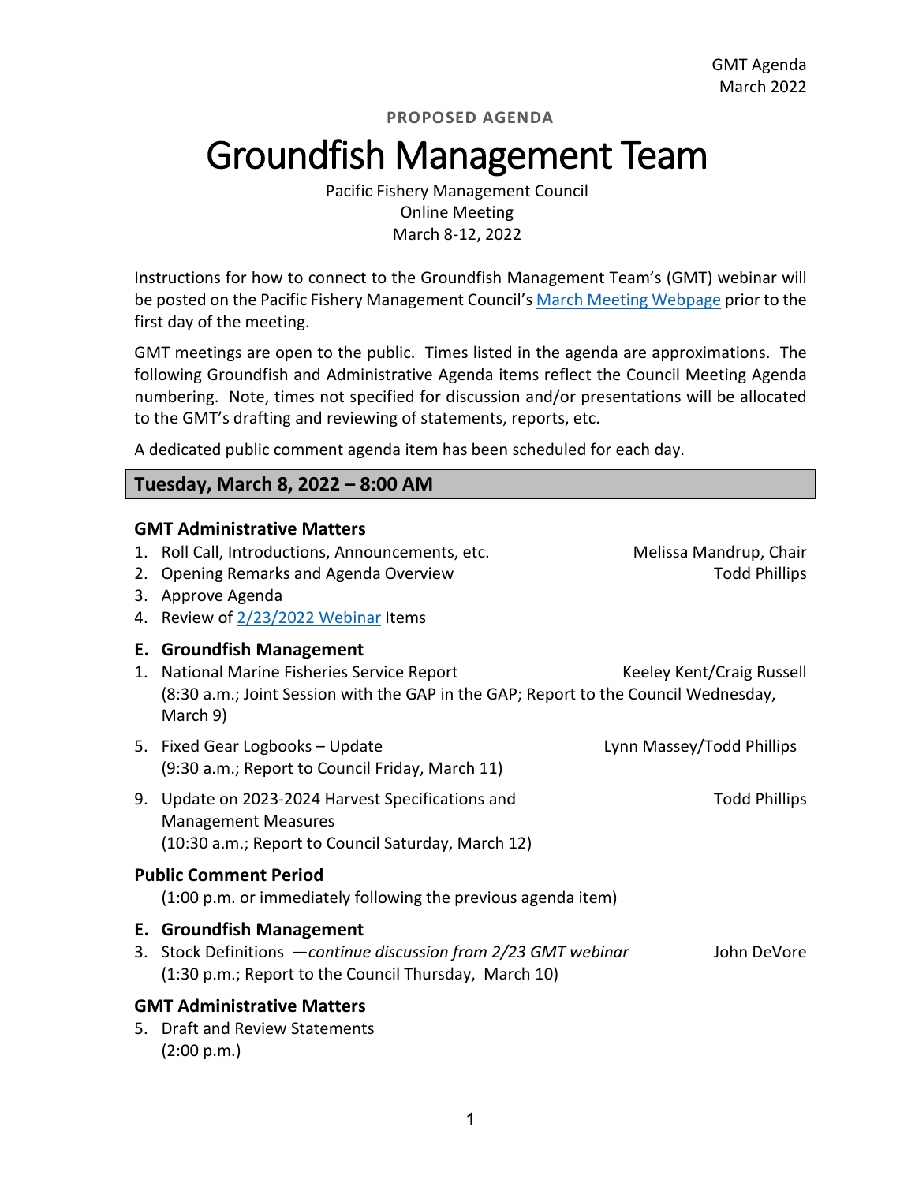GMT Agenda
March 2022

**PROPOSED AGENDA**

# Groundfish Management Team

Pacific Fishery Management Council
Online Meeting
March 8-12, 2022

Instructions for how to connect to the Groundfish Management Team's (GMT) webinar will be posted on the Pacific Fishery Management Council's March Meeting Webpage prior to the first day of the meeting.

GMT meetings are open to the public. Times listed in the agenda are approximations. The following Groundfish and Administrative Agenda items reflect the Council Meeting Agenda numbering. Note, times not specified for discussion and/or presentations will be allocated to the GMT's drafting and reviewing of statements, reports, etc.

A dedicated public comment agenda item has been scheduled for each day.

## Tuesday, March 8, 2022 – 8:00 AM

### GMT Administrative Matters

1. Roll Call, Introductions, Announcements, etc. — Melissa Mandrup, Chair
2. Opening Remarks and Agenda Overview — Todd Phillips
3. Approve Agenda
4. Review of 2/23/2022 Webinar Items

### E. Groundfish Management

1. National Marine Fisheries Service Report — Keeley Kent/Craig Russell
   (8:30 a.m.; Joint Session with the GAP in the GAP; Report to the Council Wednesday, March 9)
5. Fixed Gear Logbooks – Update — Lynn Massey/Todd Phillips
   (9:30 a.m.; Report to Council Friday, March 11)
9. Update on 2023-2024 Harvest Specifications and Management Measures — Todd Phillips
   (10:30 a.m.; Report to Council Saturday, March 12)

### Public Comment Period

(1:00 p.m. or immediately following the previous agenda item)

### E. Groundfish Management

3. Stock Definitions —*continue discussion from 2/23 GMT webinar* — John DeVore
   (1:30 p.m.; Report to the Council Thursday, March 10)

### GMT Administrative Matters

5. Draft and Review Statements
   (2:00 p.m.)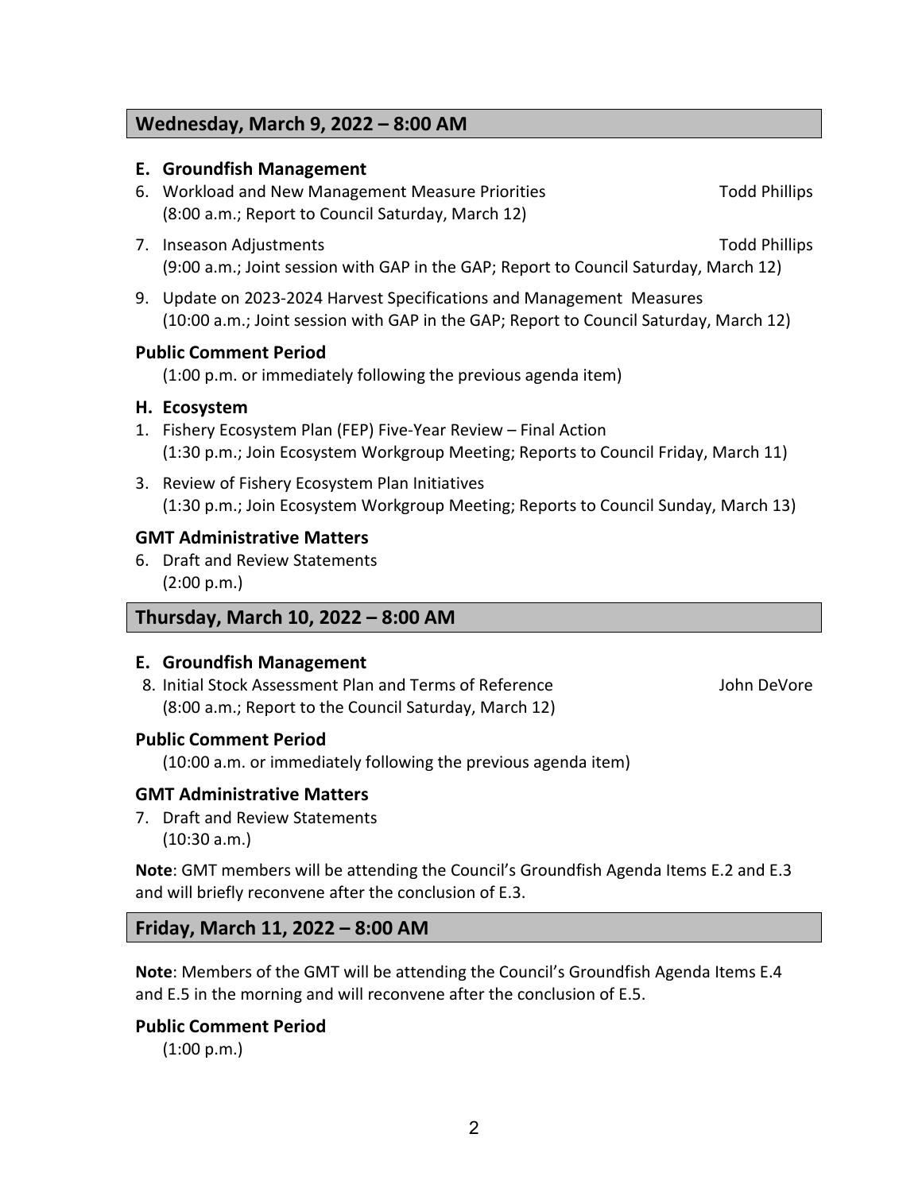## Wednesday, March 9, 2022 – 8:00 AM

### E. Groundfish Management

6. Workload and New Management Measure Priorities — Todd Phillips
   (8:00 a.m.; Report to Council Saturday, March 12)
7. Inseason Adjustments — Todd Phillips
   (9:00 a.m.; Joint session with GAP in the GAP; Report to Council Saturday, March 12)
9. Update on 2023-2024 Harvest Specifications and Management Measures
   (10:00 a.m.; Joint session with GAP in the GAP; Report to Council Saturday, March 12)

### Public Comment Period

(1:00 p.m. or immediately following the previous agenda item)

### H. Ecosystem

1. Fishery Ecosystem Plan (FEP) Five-Year Review – Final Action
   (1:30 p.m.; Join Ecosystem Workgroup Meeting; Reports to Council Friday, March 11)
3. Review of Fishery Ecosystem Plan Initiatives
   (1:30 p.m.; Join Ecosystem Workgroup Meeting; Reports to Council Sunday, March 13)

### GMT Administrative Matters

6. Draft and Review Statements
   (2:00 p.m.)

## Thursday, March 10, 2022 – 8:00 AM

### E. Groundfish Management

8. Initial Stock Assessment Plan and Terms of Reference — John DeVore
   (8:00 a.m.; Report to the Council Saturday, March 12)

### Public Comment Period

(10:00 a.m. or immediately following the previous agenda item)

### GMT Administrative Matters

7. Draft and Review Statements
   (10:30 a.m.)

**Note**: GMT members will be attending the Council's Groundfish Agenda Items E.2 and E.3 and will briefly reconvene after the conclusion of E.3.

## Friday, March 11, 2022 – 8:00 AM

**Note**: Members of the GMT will be attending the Council's Groundfish Agenda Items E.4 and E.5 in the morning and will reconvene after the conclusion of E.5.

### Public Comment Period

(1:00 p.m.)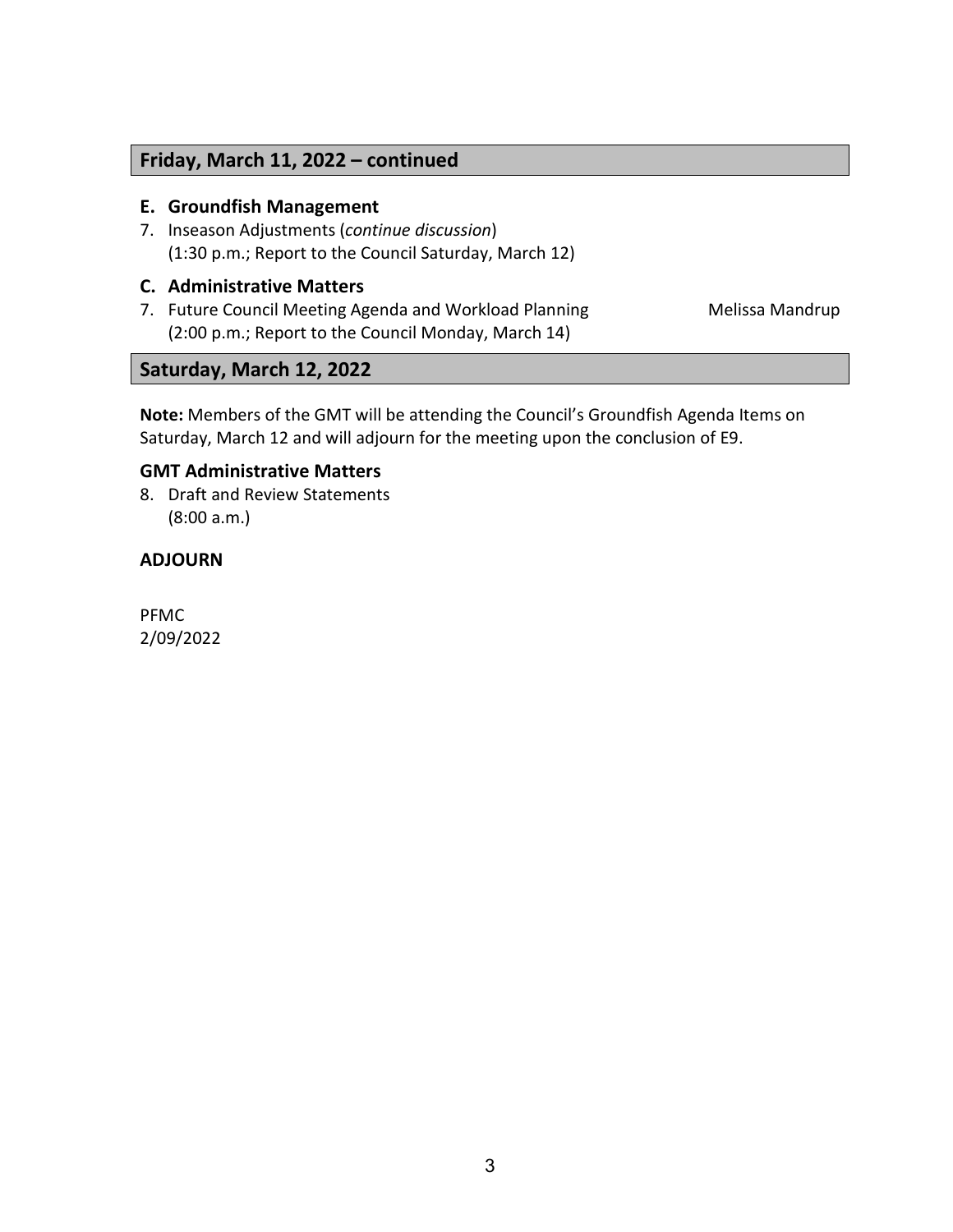## Friday, March 11, 2022 – continued

### E. Groundfish Management

7. Inseason Adjustments (*continue discussion*)
   (1:30 p.m.; Report to the Council Saturday, March 12)

### C. Administrative Matters

7. Future Council Meeting Agenda and Workload Planning — Melissa Mandrup
   (2:00 p.m.; Report to the Council Monday, March 14)

## Saturday, March 12, 2022

**Note:** Members of the GMT will be attending the Council's Groundfish Agenda Items on Saturday, March 12 and will adjourn for the meeting upon the conclusion of E9.

### GMT Administrative Matters

8. Draft and Review Statements
   (8:00 a.m.)

### ADJOURN

PFMC
2/09/2022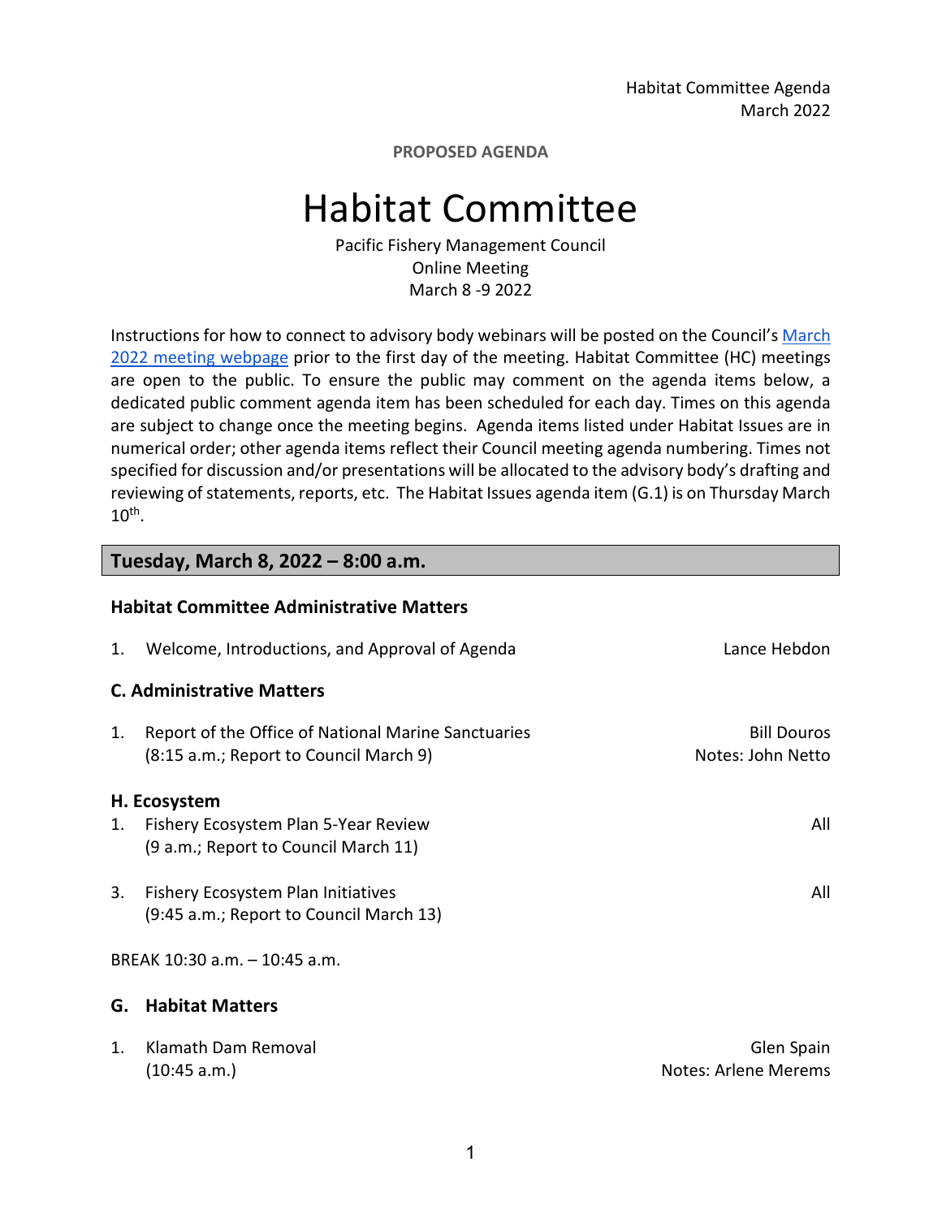Habitat Committee Agenda
March 2022

**PROPOSED AGENDA**

# Habitat Committee

Pacific Fishery Management Council
Online Meeting
March 8 -9 2022

Instructions for how to connect to advisory body webinars will be posted on the Council's [March 2022 meeting webpage]() prior to the first day of the meeting. Habitat Committee (HC) meetings are open to the public. To ensure the public may comment on the agenda items below, a dedicated public comment agenda item has been scheduled for each day. Times on this agenda are subject to change once the meeting begins. Agenda items listed under Habitat Issues are in numerical order; other agenda items reflect their Council meeting agenda numbering. Times not specified for discussion and/or presentations will be allocated to the advisory body's drafting and reviewing of statements, reports, etc. The Habitat Issues agenda item (G.1) is on Thursday March 10th.

## Tuesday, March 8, 2022 – 8:00 a.m.

### Habitat Committee Administrative Matters

1. Welcome, Introductions, and Approval of Agenda — Lance Hebdon

### C. Administrative Matters

1. Report of the Office of National Marine Sanctuaries (8:15 a.m.; Report to Council March 9) — Bill Douros; Notes: John Netto

### H. Ecosystem

1. Fishery Ecosystem Plan 5-Year Review (9 a.m.; Report to Council March 11) — All

3. Fishery Ecosystem Plan Initiatives (9:45 a.m.; Report to Council March 13) — All

BREAK 10:30 a.m. – 10:45 a.m.

### G. Habitat Matters

1. Klamath Dam Removal (10:45 a.m.) — Glen Spain; Notes: Arlene Merems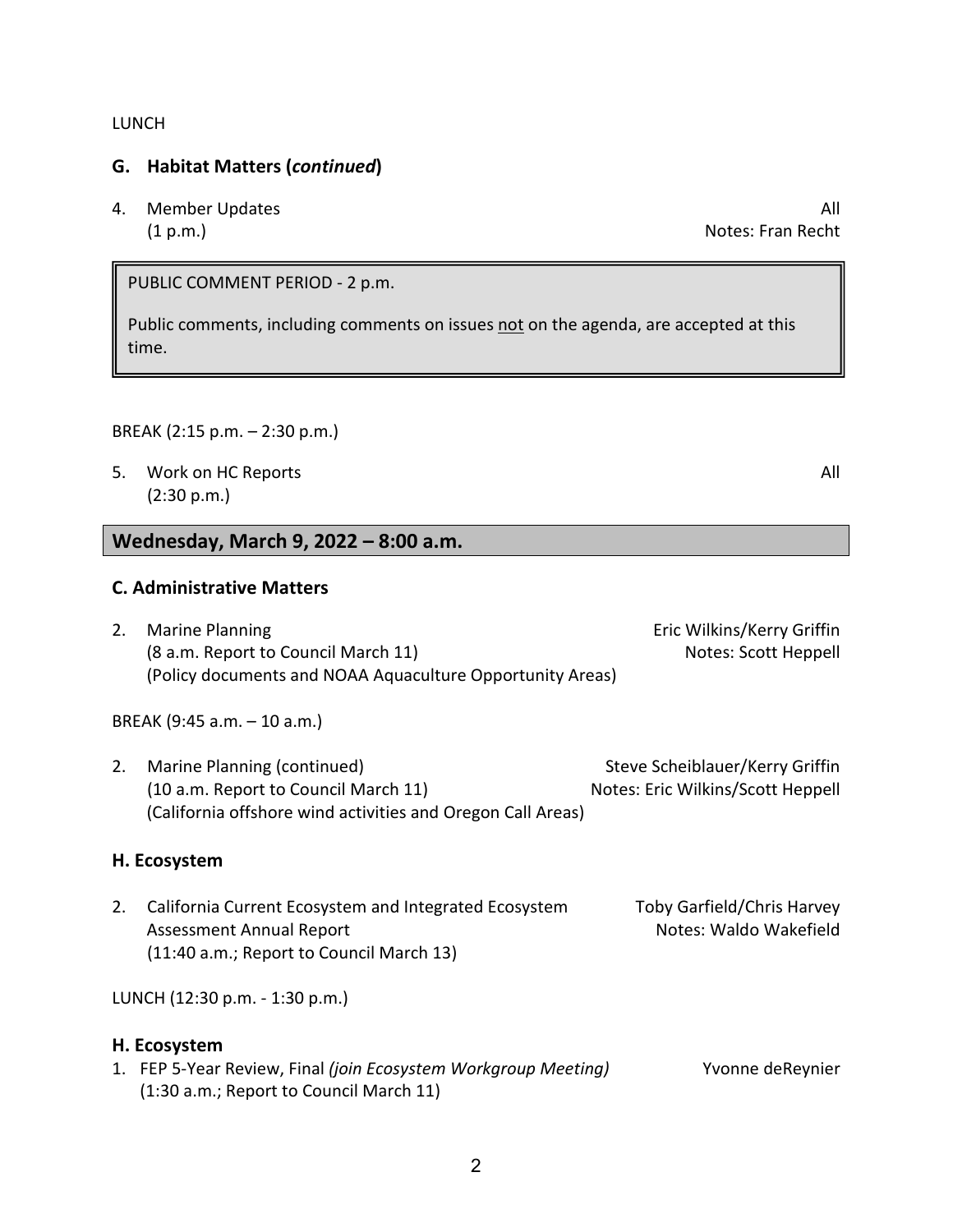LUNCH

### G. Habitat Matters (*continued*)

4. Member Updates (1 p.m.) — All — Notes: Fran Recht

> PUBLIC COMMENT PERIOD - 2 p.m.
>
> Public comments, including comments on issues not on the agenda, are accepted at this time.

BREAK (2:15 p.m. – 2:30 p.m.)

5. Work on HC Reports (2:30 p.m.) — All

## Wednesday, March 9, 2022 – 8:00 a.m.

### C. Administrative Matters

2. Marine Planning (8 a.m. Report to Council March 11) (Policy documents and NOAA Aquaculture Opportunity Areas) — Eric Wilkins/Kerry Griffin — Notes: Scott Heppell

BREAK (9:45 a.m. – 10 a.m.)

2. Marine Planning (continued) (10 a.m. Report to Council March 11) (California offshore wind activities and Oregon Call Areas) — Steve Scheiblauer/Kerry Griffin — Notes: Eric Wilkins/Scott Heppell

### H. Ecosystem

2. California Current Ecosystem and Integrated Ecosystem Assessment Annual Report (11:40 a.m.; Report to Council March 13) — Toby Garfield/Chris Harvey — Notes: Waldo Wakefield

LUNCH (12:30 p.m. - 1:30 p.m.)

### H. Ecosystem

1. FEP 5-Year Review, Final *(join Ecosystem Workgroup Meeting)* (1:30 a.m.; Report to Council March 11) — Yvonne deReynier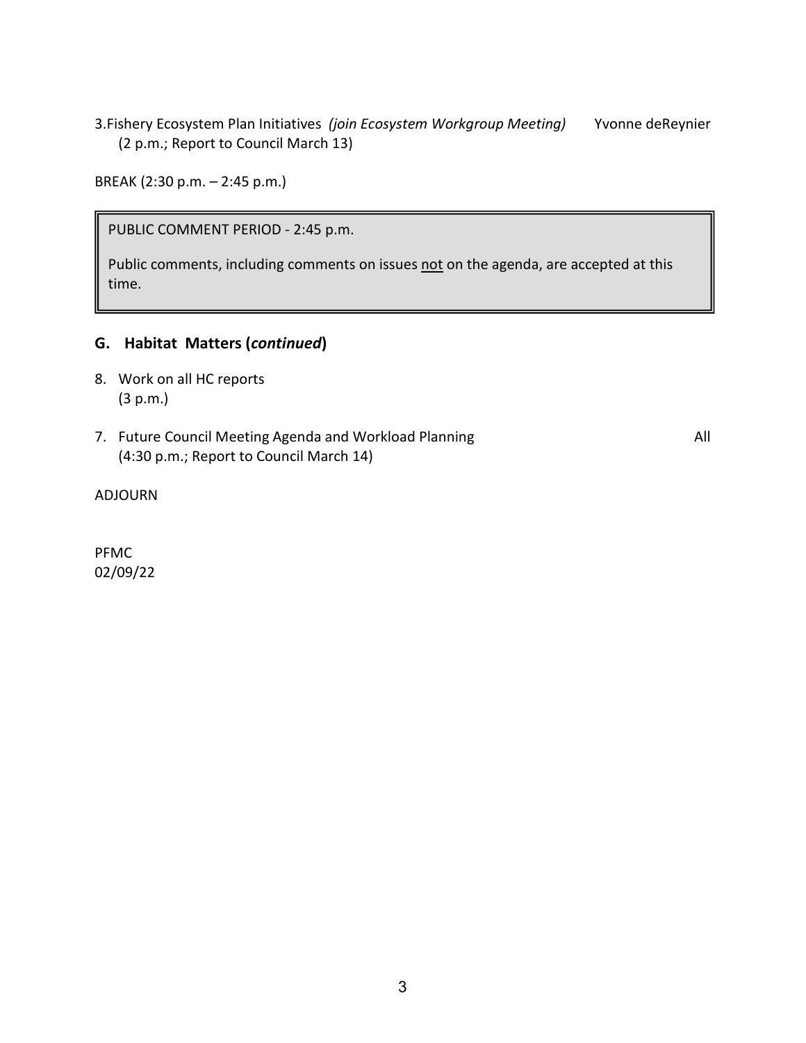3.Fishery Ecosystem Plan Initiatives *(join Ecosystem Workgroup Meeting)* Yvonne deReynier
(2 p.m.; Report to Council March 13)

BREAK (2:30 p.m. – 2:45 p.m.)

PUBLIC COMMENT PERIOD - 2:45 p.m.

Public comments, including comments on issues not on the agenda, are accepted at this time.

## G. Habitat Matters (*continued*)

8. Work on all HC reports
   (3 p.m.)

7. Future Council Meeting Agenda and Workload Planning All
   (4:30 p.m.; Report to Council March 14)

ADJOURN

PFMC
02/09/22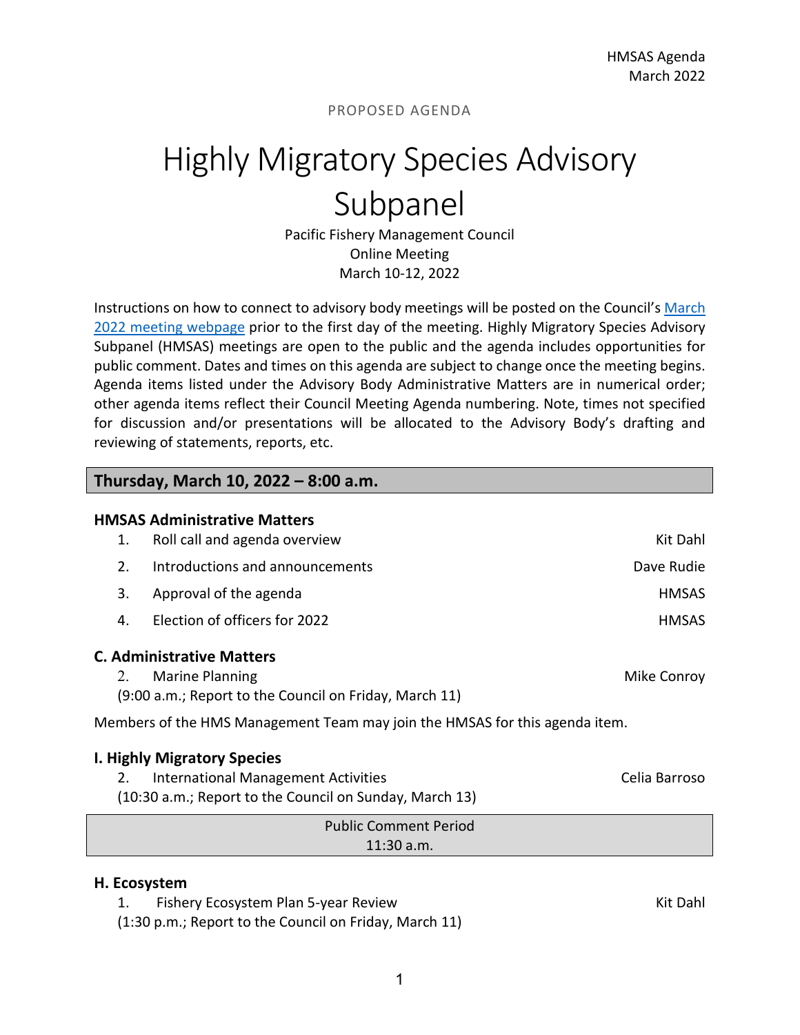PROPOSED AGENDA

# Highly Migratory Species Advisory Subpanel

Pacific Fishery Management Council
Online Meeting
March 10-12, 2022

Instructions on how to connect to advisory body meetings will be posted on the Council's March 2022 meeting webpage prior to the first day of the meeting. Highly Migratory Species Advisory Subpanel (HMSAS) meetings are open to the public and the agenda includes opportunities for public comment. Dates and times on this agenda are subject to change once the meeting begins. Agenda items listed under the Advisory Body Administrative Matters are in numerical order; other agenda items reflect their Council Meeting Agenda numbering. Note, times not specified for discussion and/or presentations will be allocated to the Advisory Body's drafting and reviewing of statements, reports, etc.

## Thursday, March 10, 2022 – 8:00 a.m.

### HMSAS Administrative Matters

1. Roll call and agenda overview — Kit Dahl
2. Introductions and announcements — Dave Rudie
3. Approval of the agenda — HMSAS
4. Election of officers for 2022 — HMSAS

### C. Administrative Matters

2. Marine Planning — Mike Conroy
(9:00 a.m.; Report to the Council on Friday, March 11)

Members of the HMS Management Team may join the HMSAS for this agenda item.

### I. Highly Migratory Species

2. International Management Activities — Celia Barroso
(10:30 a.m.; Report to the Council on Sunday, March 13)

**Public Comment Period**
**11:30 a.m.**

### H. Ecosystem

1. Fishery Ecosystem Plan 5-year Review — Kit Dahl
(1:30 p.m.; Report to the Council on Friday, March 11)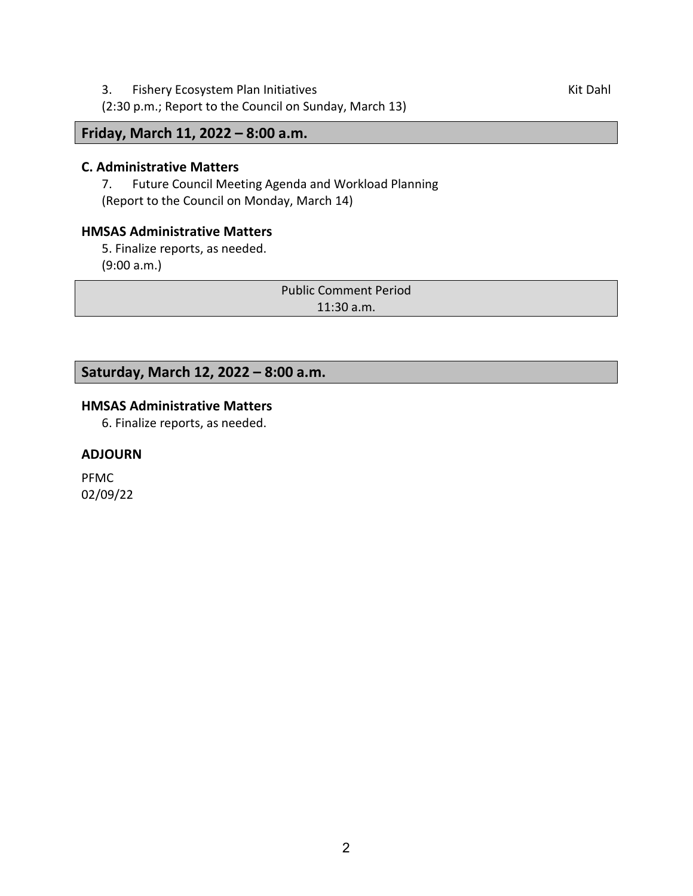3. Fishery Ecosystem Plan Initiatives Kit Dahl
(2:30 p.m.; Report to the Council on Sunday, March 13)

## Friday, March 11, 2022 – 8:00 a.m.

### C. Administrative Matters

7. Future Council Meeting Agenda and Workload Planning
(Report to the Council on Monday, March 14)

### HMSAS Administrative Matters

5. Finalize reports, as needed.
(9:00 a.m.)

Public Comment Period
11:30 a.m.

## Saturday, March 12, 2022 – 8:00 a.m.

### HMSAS Administrative Matters

6. Finalize reports, as needed.

### ADJOURN

PFMC
02/09/22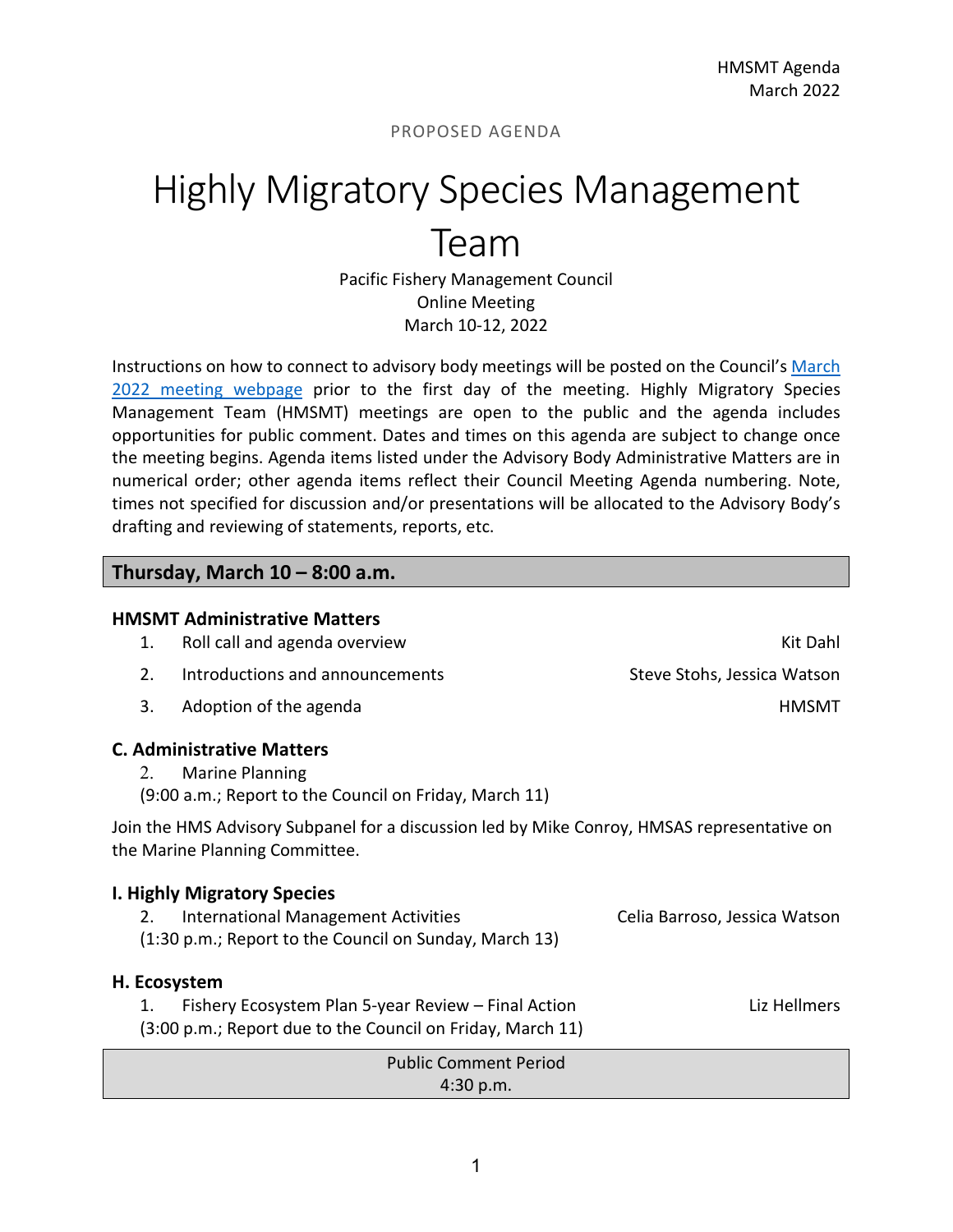PROPOSED AGENDA

# Highly Migratory Species Management Team

Pacific Fishery Management Council
Online Meeting
March 10-12, 2022

Instructions on how to connect to advisory body meetings will be posted on the Council's [March 2022 meeting webpage] prior to the first day of the meeting. Highly Migratory Species Management Team (HMSMT) meetings are open to the public and the agenda includes opportunities for public comment. Dates and times on this agenda are subject to change once the meeting begins. Agenda items listed under the Advisory Body Administrative Matters are in numerical order; other agenda items reflect their Council Meeting Agenda numbering. Note, times not specified for discussion and/or presentations will be allocated to the Advisory Body's drafting and reviewing of statements, reports, etc.

## Thursday, March 10 – 8:00 a.m.

### HMSMT Administrative Matters

1. Roll call and agenda overview — Kit Dahl
2. Introductions and announcements — Steve Stohs, Jessica Watson
3. Adoption of the agenda — HMSMT

### C. Administrative Matters

2. Marine Planning
(9:00 a.m.; Report to the Council on Friday, March 11)

Join the HMS Advisory Subpanel for a discussion led by Mike Conroy, HMSAS representative on the Marine Planning Committee.

### I. Highly Migratory Species

2. International Management Activities — Celia Barroso, Jessica Watson
(1:30 p.m.; Report to the Council on Sunday, March 13)

### H. Ecosystem

1. Fishery Ecosystem Plan 5-year Review – Final Action — Liz Hellmers
(3:00 p.m.; Report due to the Council on Friday, March 11)

Public Comment Period
4:30 p.m.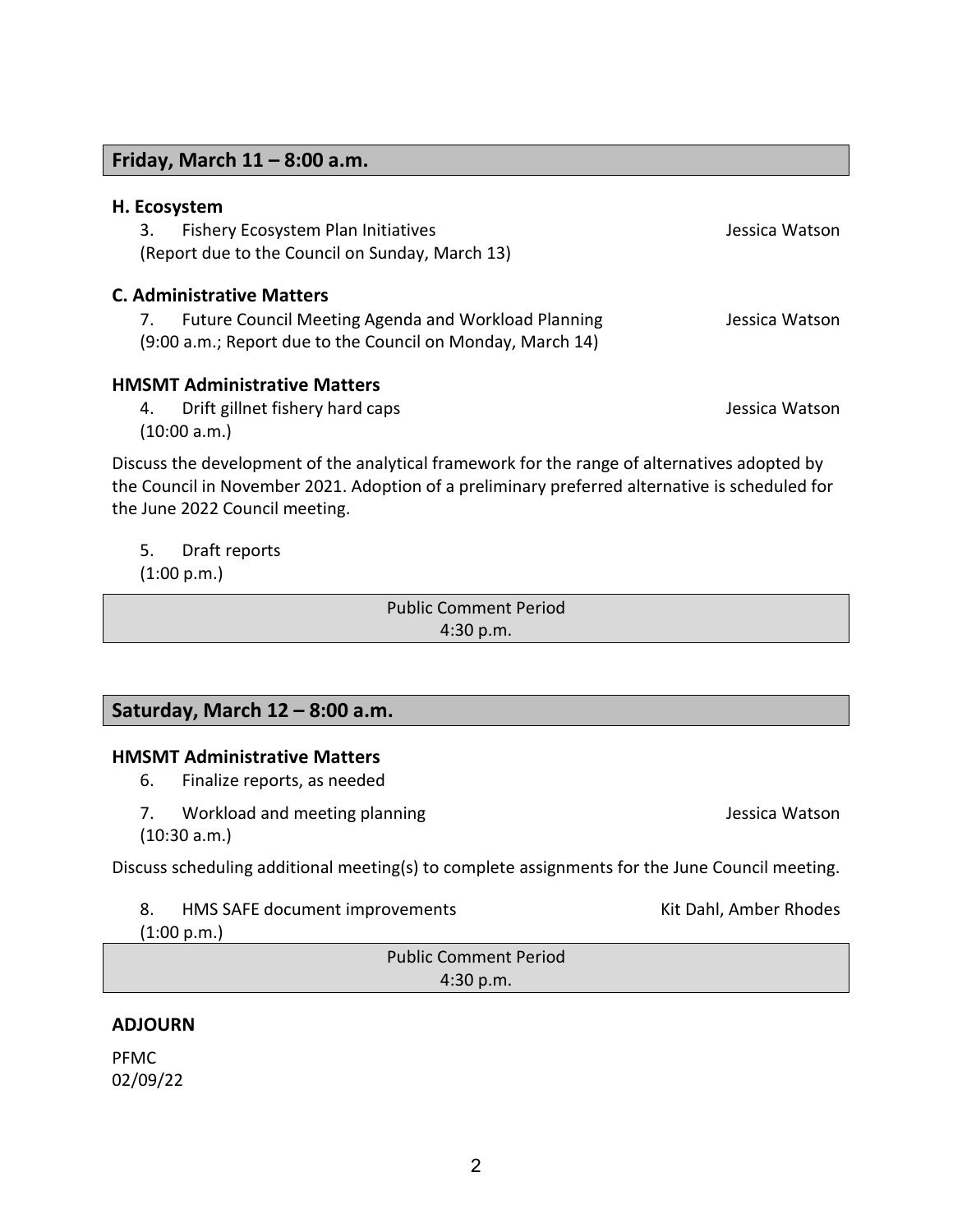## Friday, March 11 – 8:00 a.m.

### H. Ecosystem

3. Fishery Ecosystem Plan Initiatives — Jessica Watson
(Report due to the Council on Sunday, March 13)

### C. Administrative Matters

7. Future Council Meeting Agenda and Workload Planning — Jessica Watson
(9:00 a.m.; Report due to the Council on Monday, March 14)

### HMSMT Administrative Matters

4. Drift gillnet fishery hard caps — Jessica Watson
(10:00 a.m.)

Discuss the development of the analytical framework for the range of alternatives adopted by the Council in November 2021. Adoption of a preliminary preferred alternative is scheduled for the June 2022 Council meeting.

5. Draft reports
(1:00 p.m.)

Public Comment Period
4:30 p.m.

## Saturday, March 12 – 8:00 a.m.

### HMSMT Administrative Matters

6. Finalize reports, as needed

7. Workload and meeting planning — Jessica Watson
(10:30 a.m.)

Discuss scheduling additional meeting(s) to complete assignments for the June Council meeting.

8. HMS SAFE document improvements — Kit Dahl, Amber Rhodes
(1:00 p.m.)

Public Comment Period
4:30 p.m.

### ADJOURN

PFMC
02/09/22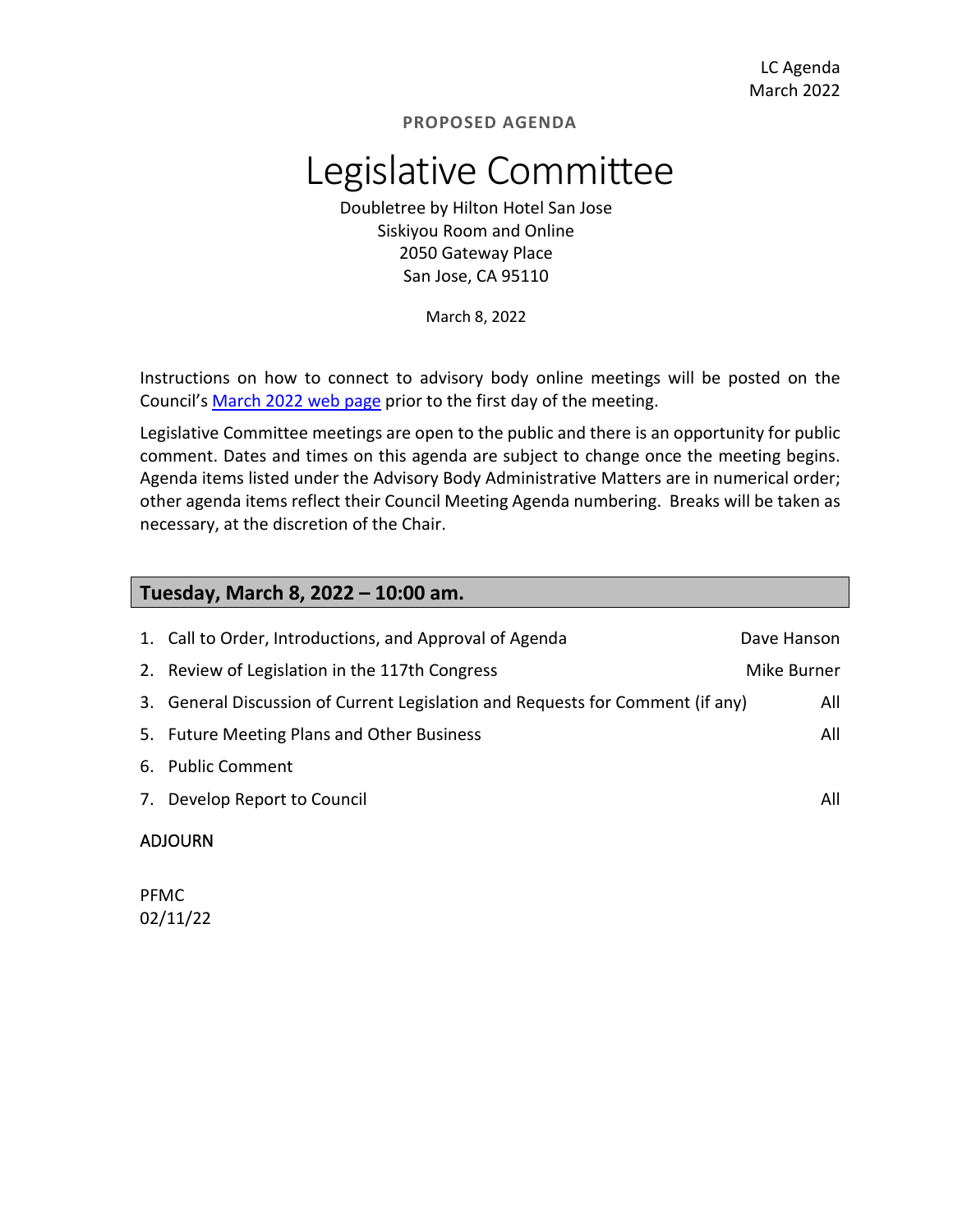LC Agenda
March 2022

**PROPOSED AGENDA**

# Legislative Committee

Doubletree by Hilton Hotel San Jose
Siskiyou Room and Online
2050 Gateway Place
San Jose, CA 95110

March 8, 2022

Instructions on how to connect to advisory body online meetings will be posted on the Council's [March 2022 web page](March 2022 web page) prior to the first day of the meeting.

Legislative Committee meetings are open to the public and there is an opportunity for public comment. Dates and times on this agenda are subject to change once the meeting begins. Agenda items listed under the Advisory Body Administrative Matters are in numerical order; other agenda items reflect their Council Meeting Agenda numbering. Breaks will be taken as necessary, at the discretion of the Chair.

## Tuesday, March 8, 2022 – 10:00 am.

1. Call to Order, Introductions, and Approval of Agenda — Dave Hanson
2. Review of Legislation in the 117th Congress — Mike Burner
3. General Discussion of Current Legislation and Requests for Comment (if any) — All
5. Future Meeting Plans and Other Business — All
6. Public Comment
7. Develop Report to Council — All

ADJOURN

PFMC
02/11/22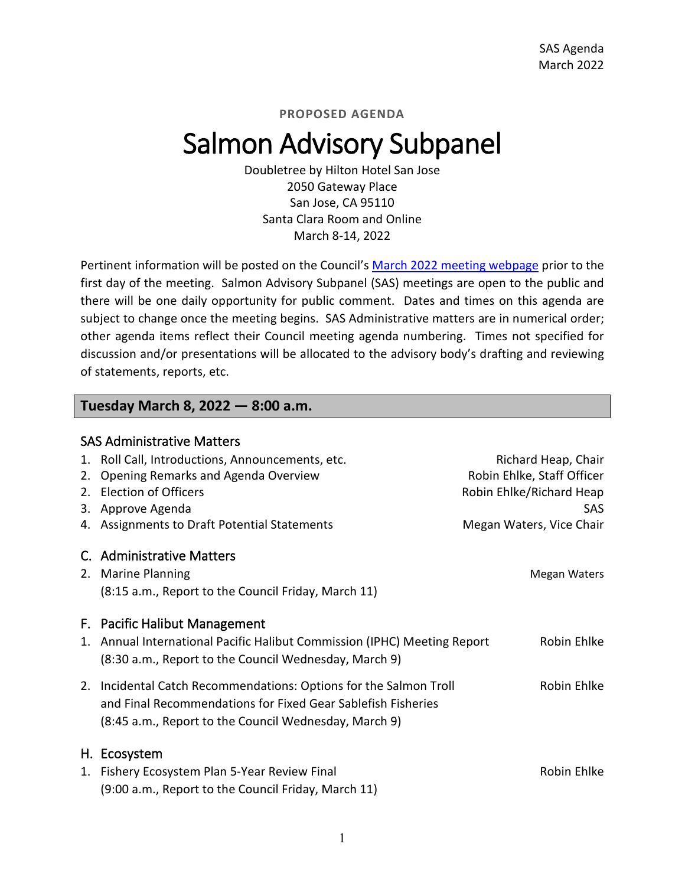SAS Agenda
March 2022

**PROPOSED AGENDA**

# Salmon Advisory Subpanel

Doubletree by Hilton Hotel San Jose
2050 Gateway Place
San Jose, CA 95110
Santa Clara Room and Online
March 8-14, 2022

Pertinent information will be posted on the Council's [March 2022 meeting webpage] prior to the first day of the meeting. Salmon Advisory Subpanel (SAS) meetings are open to the public and there will be one daily opportunity for public comment. Dates and times on this agenda are subject to change once the meeting begins. SAS Administrative matters are in numerical order; other agenda items reflect their Council meeting agenda numbering. Times not specified for discussion and/or presentations will be allocated to the advisory body's drafting and reviewing of statements, reports, etc.

## Tuesday March 8, 2022 — 8:00 a.m.

### SAS Administrative Matters

1. Roll Call, Introductions, Announcements, etc. — Richard Heap, Chair
2. Opening Remarks and Agenda Overview — Robin Ehlke, Staff Officer
2. Election of Officers — Robin Ehlke/Richard Heap
3. Approve Agenda — SAS
4. Assignments to Draft Potential Statements — Megan Waters, Vice Chair

### C. Administrative Matters

2. Marine Planning — Megan Waters
   (8:15 a.m., Report to the Council Friday, March 11)

### F. Pacific Halibut Management

1. Annual International Pacific Halibut Commission (IPHC) Meeting Report — Robin Ehlke
   (8:30 a.m., Report to the Council Wednesday, March 9)
2. Incidental Catch Recommendations: Options for the Salmon Troll and Final Recommendations for Fixed Gear Sablefish Fisheries — Robin Ehlke
   (8:45 a.m., Report to the Council Wednesday, March 9)

### H. Ecosystem

1. Fishery Ecosystem Plan 5-Year Review Final — Robin Ehlke
   (9:00 a.m., Report to the Council Friday, March 11)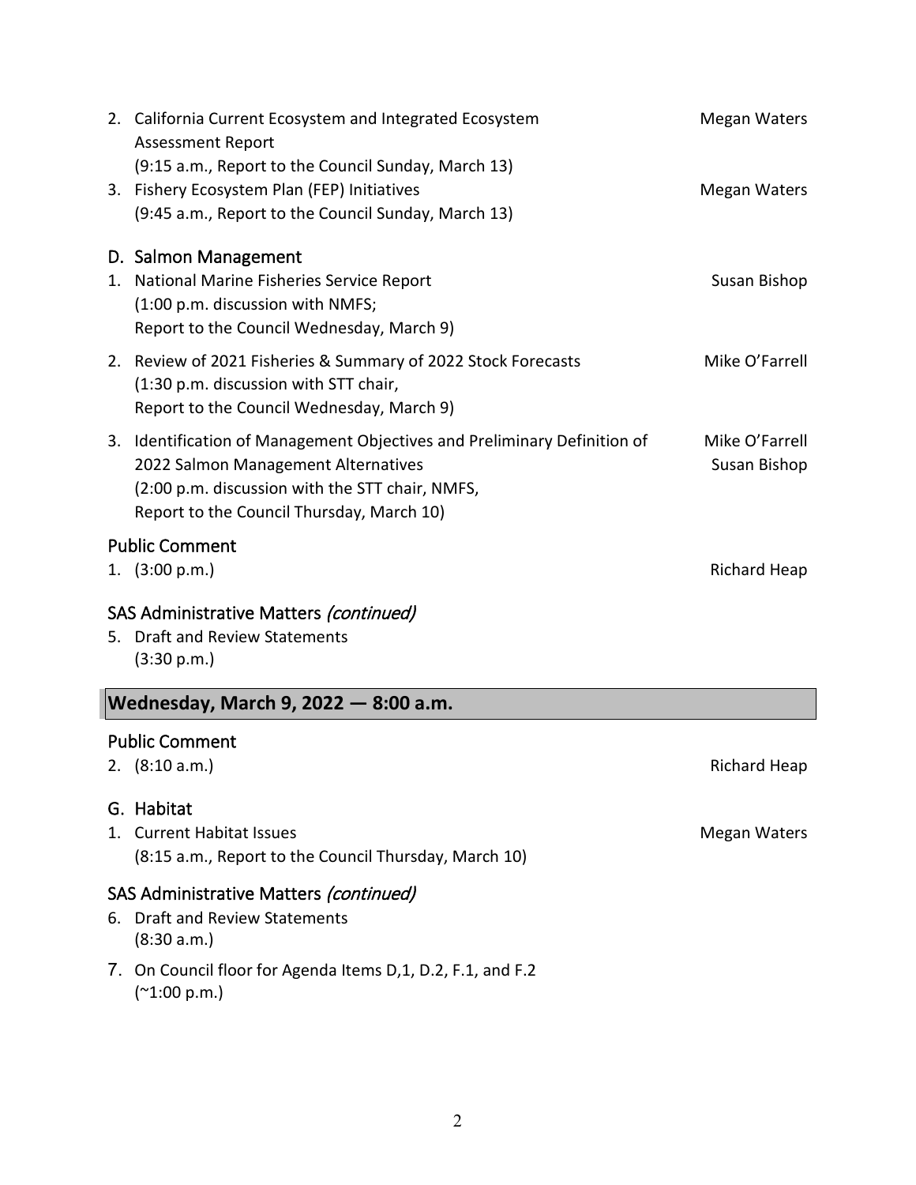2. California Current Ecosystem and Integrated Ecosystem Assessment Report — Megan Waters
   (9:15 a.m., Report to the Council Sunday, March 13)
3. Fishery Ecosystem Plan (FEP) Initiatives — Megan Waters
   (9:45 a.m., Report to the Council Sunday, March 13)

### D. Salmon Management

1. National Marine Fisheries Service Report — Susan Bishop
   (1:00 p.m. discussion with NMFS;
   Report to the Council Wednesday, March 9)
2. Review of 2021 Fisheries & Summary of 2022 Stock Forecasts — Mike O'Farrell
   (1:30 p.m. discussion with STT chair,
   Report to the Council Wednesday, March 9)
3. Identification of Management Objectives and Preliminary Definition of 2022 Salmon Management Alternatives — Mike O'Farrell, Susan Bishop
   (2:00 p.m. discussion with the STT chair, NMFS,
   Report to the Council Thursday, March 10)

### Public Comment

1. (3:00 p.m.) — Richard Heap

### SAS Administrative Matters *(continued)*

5. Draft and Review Statements
   (3:30 p.m.)

## Wednesday, March 9, 2022 — 8:00 a.m.

### Public Comment

2. (8:10 a.m.) — Richard Heap

### G. Habitat

1. Current Habitat Issues — Megan Waters
   (8:15 a.m., Report to the Council Thursday, March 10)

### SAS Administrative Matters *(continued)*

6. Draft and Review Statements
   (8:30 a.m.)
7. On Council floor for Agenda Items D,1, D.2, F.1, and F.2
   (~1:00 p.m.)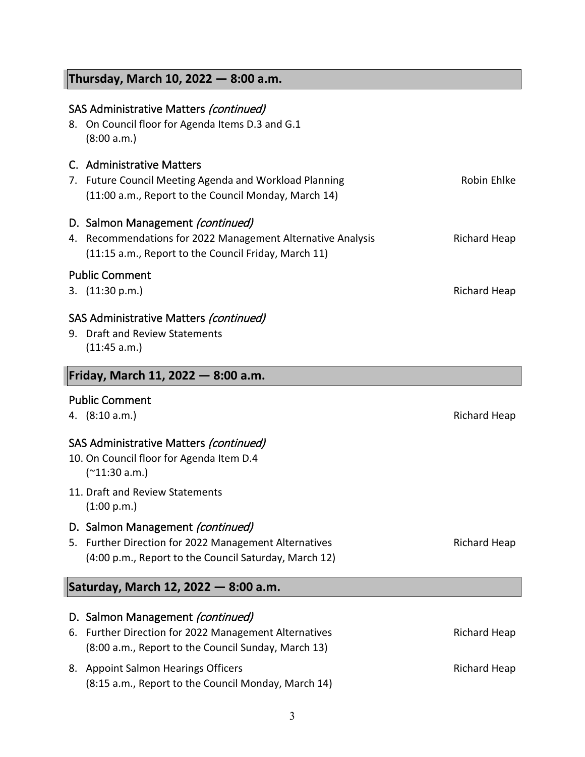## Thursday, March 10, 2022 — 8:00 a.m.

### SAS Administrative Matters *(continued)*

8. On Council floor for Agenda Items D.3 and G.1
   (8:00 a.m.)

### C. Administrative Matters

7. Future Council Meeting Agenda and Workload Planning — Robin Ehlke
   (11:00 a.m., Report to the Council Monday, March 14)

### D. Salmon Management *(continued)*

4. Recommendations for 2022 Management Alternative Analysis — Richard Heap
   (11:15 a.m., Report to the Council Friday, March 11)

### Public Comment

3. (11:30 p.m.) — Richard Heap

### SAS Administrative Matters *(continued)*

9. Draft and Review Statements
   (11:45 a.m.)

## Friday, March 11, 2022 — 8:00 a.m.

### Public Comment

4. (8:10 a.m.) — Richard Heap

### SAS Administrative Matters *(continued)*

10. On Council floor for Agenda Item D.4
    (~11:30 a.m.)
11. Draft and Review Statements
    (1:00 p.m.)

### D. Salmon Management *(continued)*

5. Further Direction for 2022 Management Alternatives — Richard Heap
   (4:00 p.m., Report to the Council Saturday, March 12)

## Saturday, March 12, 2022 — 8:00 a.m.

### D. Salmon Management *(continued)*

6. Further Direction for 2022 Management Alternatives — Richard Heap
   (8:00 a.m., Report to the Council Sunday, March 13)
8. Appoint Salmon Hearings Officers — Richard Heap
   (8:15 a.m., Report to the Council Monday, March 14)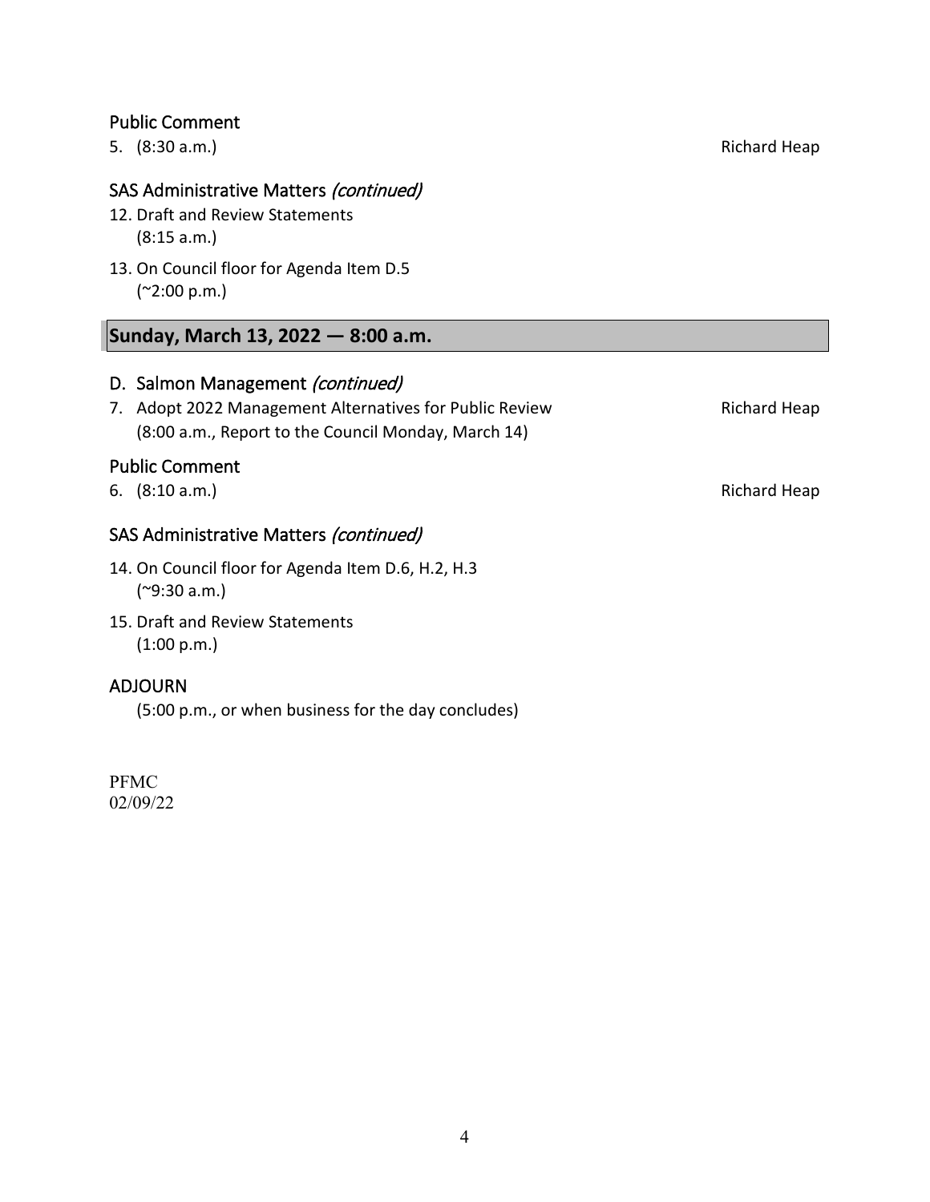### Public Comment

5. (8:30 a.m.) Richard Heap

### SAS Administrative Matters *(continued)*

12. Draft and Review Statements
    (8:15 a.m.)
13. On Council floor for Agenda Item D.5
    (~2:00 p.m.)

## Sunday, March 13, 2022 — 8:00 a.m.

### D. Salmon Management *(continued)*

7. Adopt 2022 Management Alternatives for Public Review — Richard Heap
   (8:00 a.m., Report to the Council Monday, March 14)

### Public Comment

6. (8:10 a.m.) Richard Heap

### SAS Administrative Matters *(continued)*

14. On Council floor for Agenda Item D.6, H.2, H.3
    (~9:30 a.m.)
15. Draft and Review Statements
    (1:00 p.m.)

### ADJOURN

(5:00 p.m., or when business for the day concludes)

PFMC
02/09/22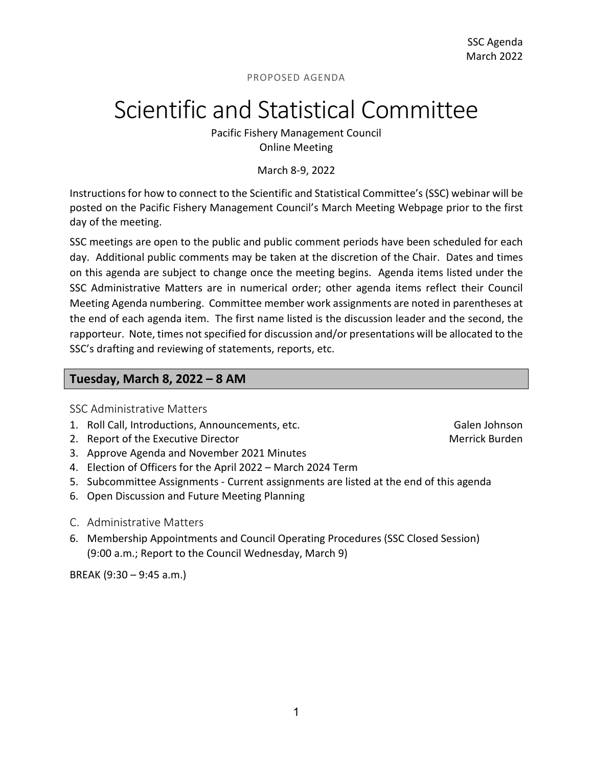PROPOSED AGENDA

# Scientific and Statistical Committee

Pacific Fishery Management Council
Online Meeting

March 8-9, 2022

Instructions for how to connect to the Scientific and Statistical Committee's (SSC) webinar will be posted on the Pacific Fishery Management Council's March Meeting Webpage prior to the first day of the meeting.

SSC meetings are open to the public and public comment periods have been scheduled for each day. Additional public comments may be taken at the discretion of the Chair. Dates and times on this agenda are subject to change once the meeting begins. Agenda items listed under the SSC Administrative Matters are in numerical order; other agenda items reflect their Council Meeting Agenda numbering. Committee member work assignments are noted in parentheses at the end of each agenda item. The first name listed is the discussion leader and the second, the rapporteur. Note, times not specified for discussion and/or presentations will be allocated to the SSC's drafting and reviewing of statements, reports, etc.

## Tuesday, March 8, 2022 – 8 AM

### SSC Administrative Matters

1. Roll Call, Introductions, Announcements, etc. — Galen Johnson
2. Report of the Executive Director — Merrick Burden
3. Approve Agenda and November 2021 Minutes
4. Election of Officers for the April 2022 – March 2024 Term
5. Subcommittee Assignments - Current assignments are listed at the end of this agenda
6. Open Discussion and Future Meeting Planning

### C. Administrative Matters

6. Membership Appointments and Council Operating Procedures (SSC Closed Session) (9:00 a.m.; Report to the Council Wednesday, March 9)

BREAK (9:30 – 9:45 a.m.)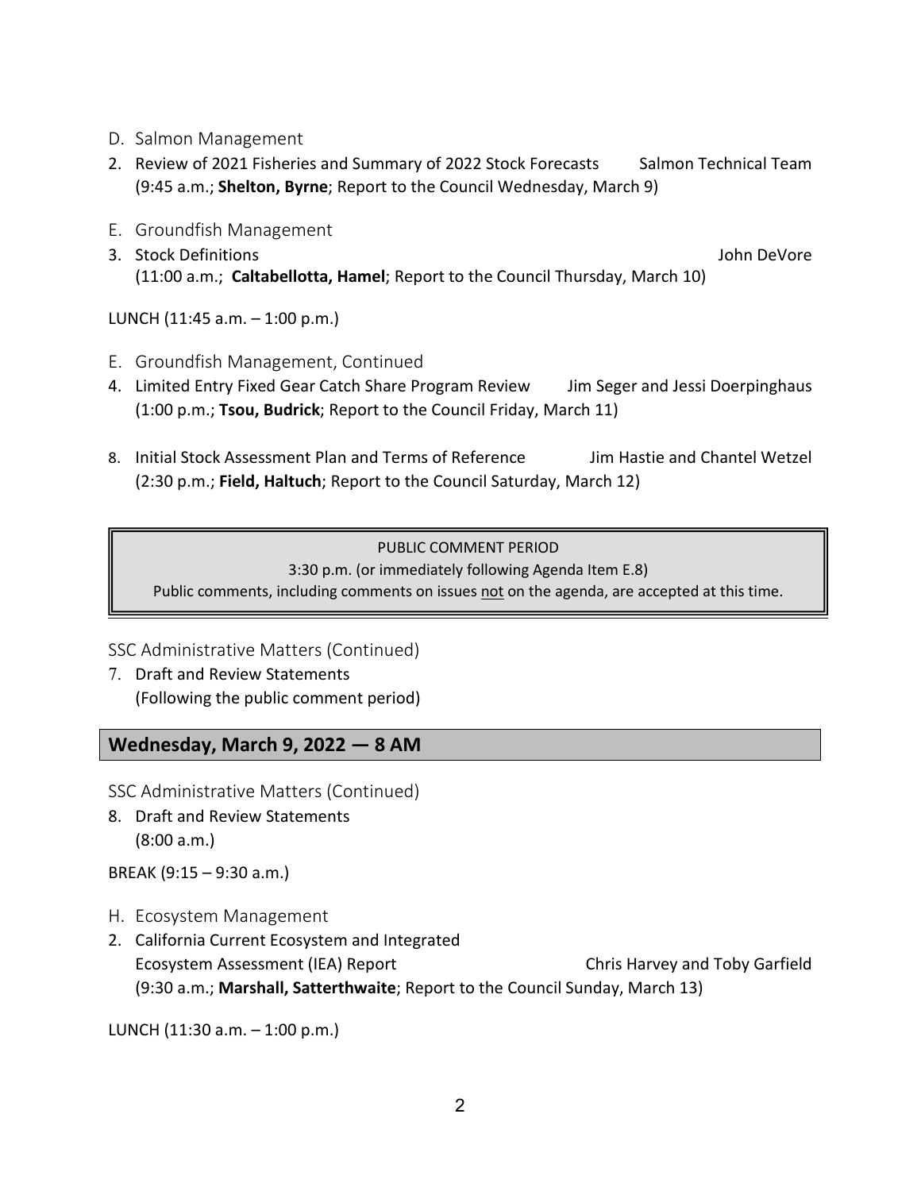### D. Salmon Management

2. Review of 2021 Fisheries and Summary of 2022 Stock Forecasts — Salmon Technical Team
   (9:45 a.m.; **Shelton, Byrne**; Report to the Council Wednesday, March 9)

### E. Groundfish Management

3. Stock Definitions — John DeVore
   (11:00 a.m.; **Caltabellotta, Hamel**; Report to the Council Thursday, March 10)

LUNCH (11:45 a.m. – 1:00 p.m.)

### E. Groundfish Management, Continued

4. Limited Entry Fixed Gear Catch Share Program Review — Jim Seger and Jessi Doerpinghaus
   (1:00 p.m.; **Tsou, Budrick**; Report to the Council Friday, March 11)

8. Initial Stock Assessment Plan and Terms of Reference — Jim Hastie and Chantel Wetzel
   (2:30 p.m.; **Field, Haltuch**; Report to the Council Saturday, March 12)

> PUBLIC COMMENT PERIOD
> 3:30 p.m. (or immediately following Agenda Item E.8)
> Public comments, including comments on issues not on the agenda, are accepted at this time.

### SSC Administrative Matters (Continued)

7. Draft and Review Statements
   (Following the public comment period)

## Wednesday, March 9, 2022 — 8 AM

### SSC Administrative Matters (Continued)

8. Draft and Review Statements
   (8:00 a.m.)

BREAK (9:15 – 9:30 a.m.)

### H. Ecosystem Management

2. California Current Ecosystem and Integrated Ecosystem Assessment (IEA) Report — Chris Harvey and Toby Garfield
   (9:30 a.m.; **Marshall, Satterthwaite**; Report to the Council Sunday, March 13)

LUNCH (11:30 a.m. – 1:00 p.m.)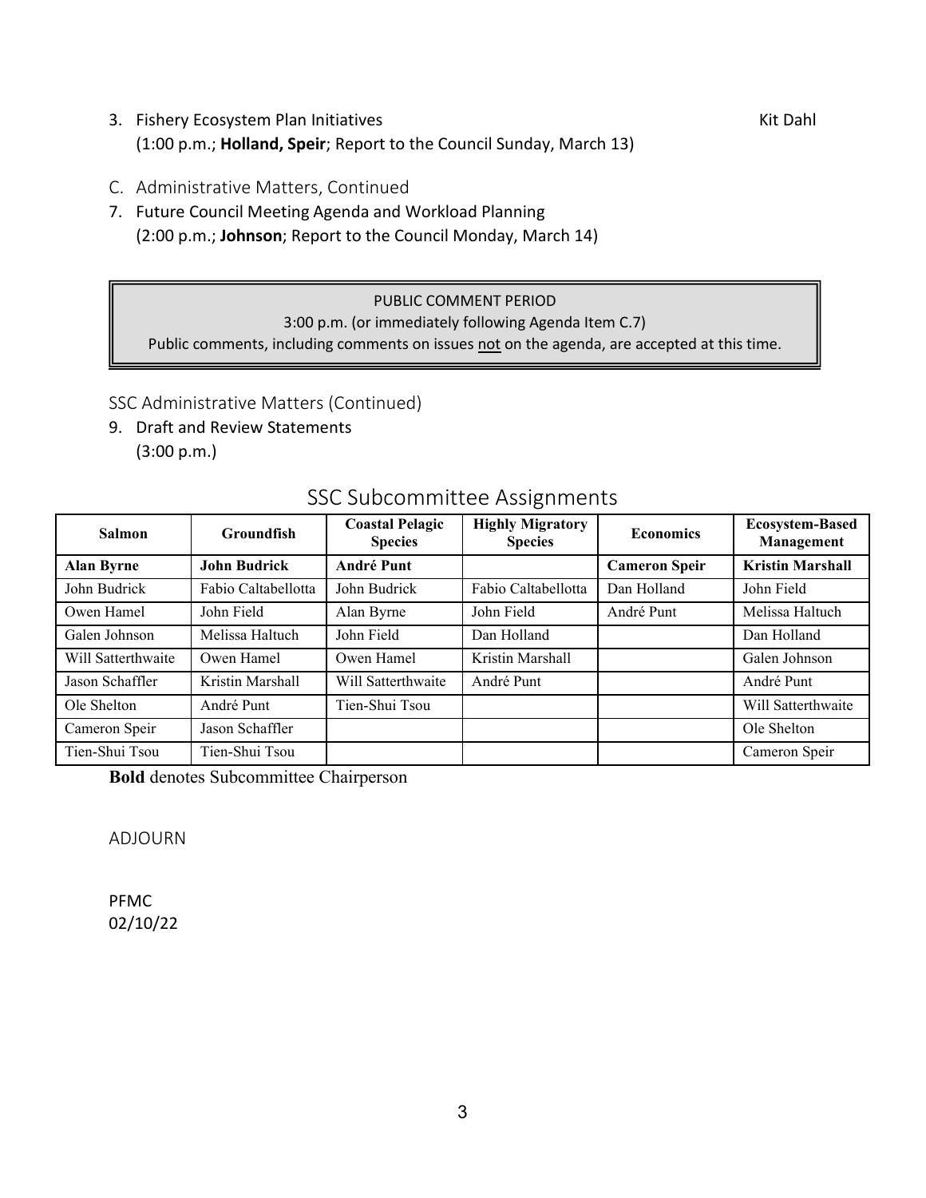3. Fishery Ecosystem Plan Initiatives Kit Dahl
   (1:00 p.m.; **Holland, Speir**; Report to the Council Sunday, March 13)

C. Administrative Matters, Continued

7. Future Council Meeting Agenda and Workload Planning
   (2:00 p.m.; **Johnson**; Report to the Council Monday, March 14)

| PUBLIC COMMENT PERIOD |
|---|
| 3:00 p.m. (or immediately following Agenda Item C.7) |
| Public comments, including comments on issues not on the agenda, are accepted at this time. |

SSC Administrative Matters (Continued)

9. Draft and Review Statements
   (3:00 p.m.)

## SSC Subcommittee Assignments

| Salmon | Groundfish | Coastal Pelagic Species | Highly Migratory Species | Economics | Ecosystem-Based Management |
|---|---|---|---|---|---|
| **Alan Byrne** | **John Budrick** | **André Punt** | | **Cameron Speir** | **Kristin Marshall** |
| John Budrick | Fabio Caltabellotta | John Budrick | Fabio Caltabellotta | Dan Holland | John Field |
| Owen Hamel | John Field | Alan Byrne | John Field | André Punt | Melissa Haltuch |
| Galen Johnson | Melissa Haltuch | John Field | Dan Holland | | Dan Holland |
| Will Satterthwaite | Owen Hamel | Owen Hamel | Kristin Marshall | | Galen Johnson |
| Jason Schaffler | Kristin Marshall | Will Satterthwaite | André Punt | | André Punt |
| Ole Shelton | André Punt | Tien-Shui Tsou | | | Will Satterthwaite |
| Cameron Speir | Jason Schaffler | | | | Ole Shelton |
| Tien-Shui Tsou | Tien-Shui Tsou | | | | Cameron Speir |

**Bold** denotes Subcommittee Chairperson

ADJOURN

PFMC
02/10/22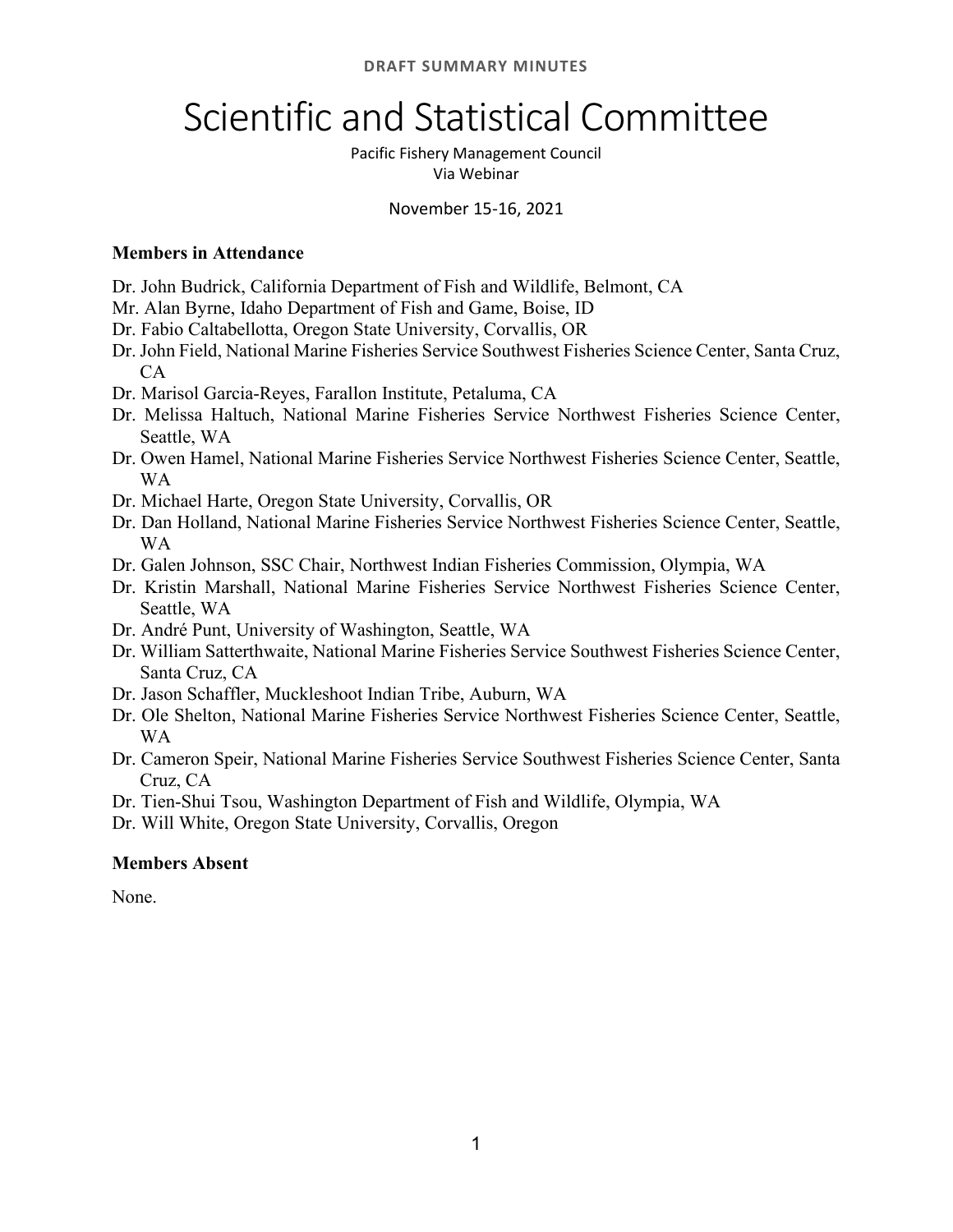DRAFT SUMMARY MINUTES

# Scientific and Statistical Committee

Pacific Fishery Management Council
Via Webinar

November 15-16, 2021

**Members in Attendance**

Dr. John Budrick, California Department of Fish and Wildlife, Belmont, CA
Mr. Alan Byrne, Idaho Department of Fish and Game, Boise, ID
Dr. Fabio Caltabellotta, Oregon State University, Corvallis, OR
Dr. John Field, National Marine Fisheries Service Southwest Fisheries Science Center, Santa Cruz, CA
Dr. Marisol Garcia-Reyes, Farallon Institute, Petaluma, CA
Dr. Melissa Haltuch, National Marine Fisheries Service Northwest Fisheries Science Center, Seattle, WA
Dr. Owen Hamel, National Marine Fisheries Service Northwest Fisheries Science Center, Seattle, WA
Dr. Michael Harte, Oregon State University, Corvallis, OR
Dr. Dan Holland, National Marine Fisheries Service Northwest Fisheries Science Center, Seattle, WA
Dr. Galen Johnson, SSC Chair, Northwest Indian Fisheries Commission, Olympia, WA
Dr. Kristin Marshall, National Marine Fisheries Service Northwest Fisheries Science Center, Seattle, WA
Dr. André Punt, University of Washington, Seattle, WA
Dr. William Satterthwaite, National Marine Fisheries Service Southwest Fisheries Science Center, Santa Cruz, CA
Dr. Jason Schaffler, Muckleshoot Indian Tribe, Auburn, WA
Dr. Ole Shelton, National Marine Fisheries Service Northwest Fisheries Science Center, Seattle, WA
Dr. Cameron Speir, National Marine Fisheries Service Southwest Fisheries Science Center, Santa Cruz, CA
Dr. Tien-Shui Tsou, Washington Department of Fish and Wildlife, Olympia, WA
Dr. Will White, Oregon State University, Corvallis, Oregon

**Members Absent**

None.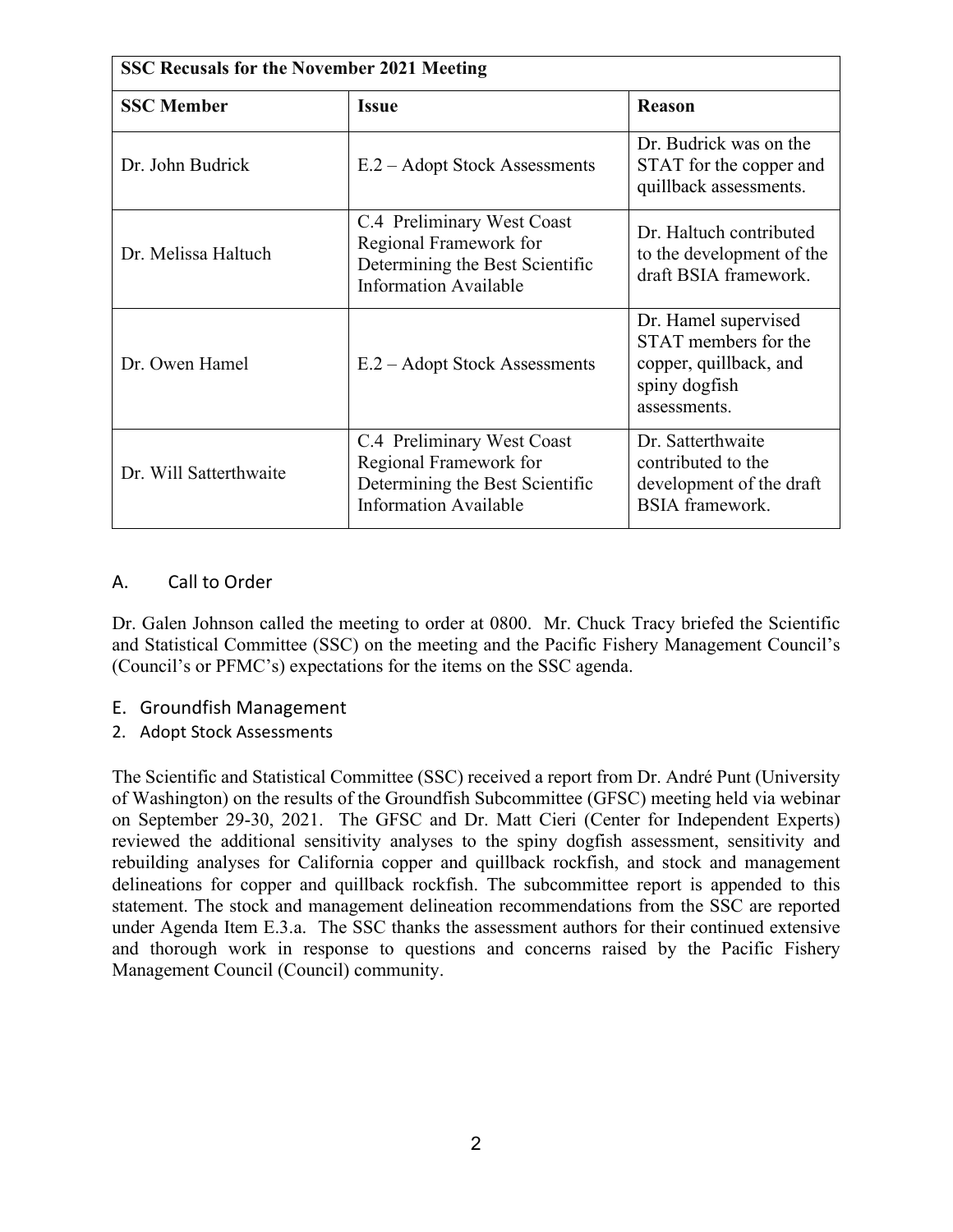| SSC Recusals for the November 2021 Meeting | | |
|---|---|---|
| **SSC Member** | **Issue** | **Reason** |
| Dr. John Budrick | E.2 – Adopt Stock Assessments | Dr. Budrick was on the STAT for the copper and quillback assessments. |
| Dr. Melissa Haltuch | C.4 Preliminary West Coast Regional Framework for Determining the Best Scientific Information Available | Dr. Haltuch contributed to the development of the draft BSIA framework. |
| Dr. Owen Hamel | E.2 – Adopt Stock Assessments | Dr. Hamel supervised STAT members for the copper, quillback, and spiny dogfish assessments. |
| Dr. Will Satterthwaite | C.4 Preliminary West Coast Regional Framework for Determining the Best Scientific Information Available | Dr. Satterthwaite contributed to the development of the draft BSIA framework. |

## A. Call to Order

Dr. Galen Johnson called the meeting to order at 0800. Mr. Chuck Tracy briefed the Scientific and Statistical Committee (SSC) on the meeting and the Pacific Fishery Management Council's (Council's or PFMC's) expectations for the items on the SSC agenda.

## E. Groundfish Management

### 2. Adopt Stock Assessments

The Scientific and Statistical Committee (SSC) received a report from Dr. André Punt (University of Washington) on the results of the Groundfish Subcommittee (GFSC) meeting held via webinar on September 29-30, 2021. The GFSC and Dr. Matt Cieri (Center for Independent Experts) reviewed the additional sensitivity analyses to the spiny dogfish assessment, sensitivity and rebuilding analyses for California copper and quillback rockfish, and stock and management delineations for copper and quillback rockfish. The subcommittee report is appended to this statement. The stock and management delineation recommendations from the SSC are reported under Agenda Item E.3.a. The SSC thanks the assessment authors for their continued extensive and thorough work in response to questions and concerns raised by the Pacific Fishery Management Council (Council) community.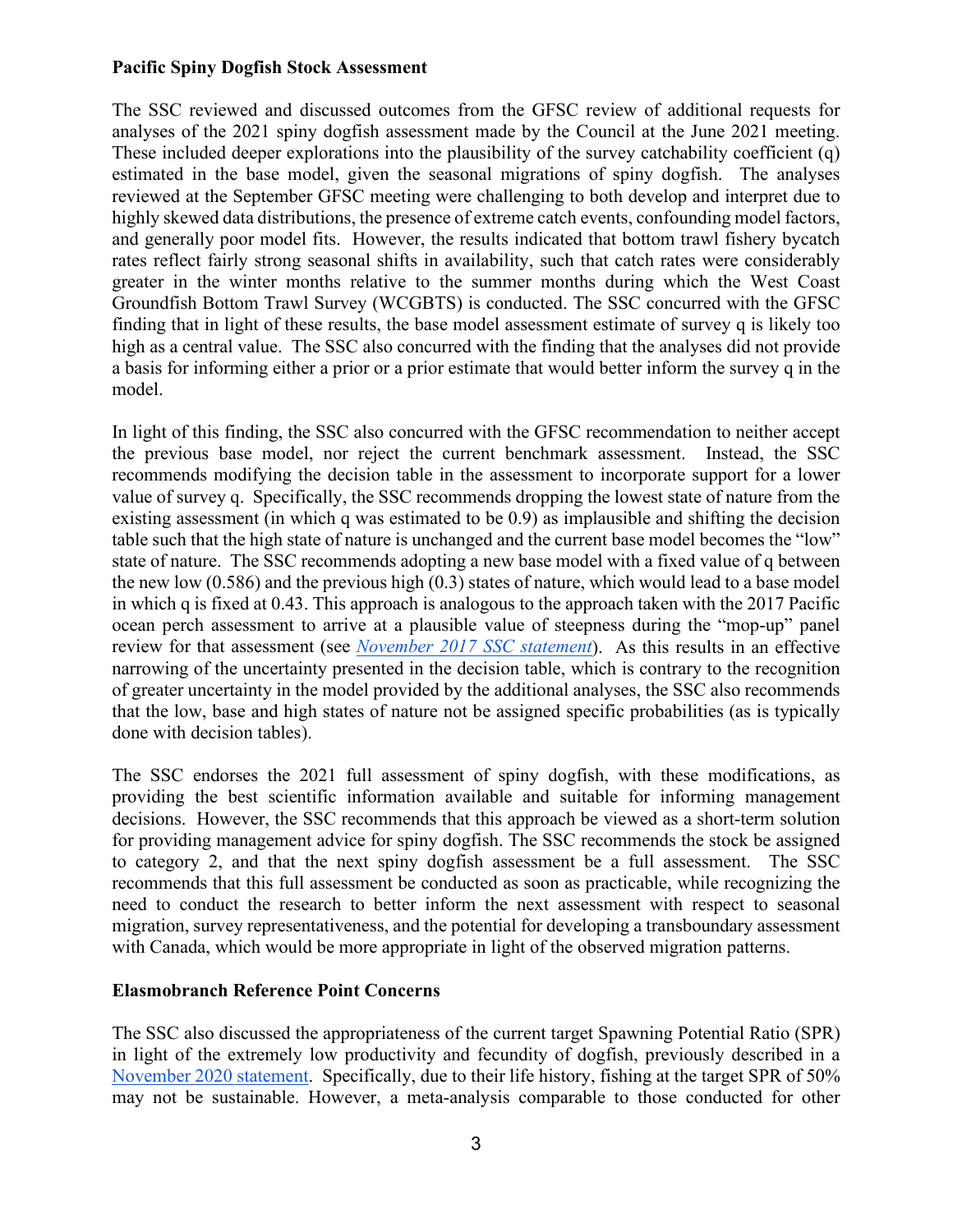**Pacific Spiny Dogfish Stock Assessment**

The SSC reviewed and discussed outcomes from the GFSC review of additional requests for analyses of the 2021 spiny dogfish assessment made by the Council at the June 2021 meeting. These included deeper explorations into the plausibility of the survey catchability coefficient (q) estimated in the base model, given the seasonal migrations of spiny dogfish. The analyses reviewed at the September GFSC meeting were challenging to both develop and interpret due to highly skewed data distributions, the presence of extreme catch events, confounding model factors, and generally poor model fits. However, the results indicated that bottom trawl fishery bycatch rates reflect fairly strong seasonal shifts in availability, such that catch rates were considerably greater in the winter months relative to the summer months during which the West Coast Groundfish Bottom Trawl Survey (WCGBTS) is conducted. The SSC concurred with the GFSC finding that in light of these results, the base model assessment estimate of survey q is likely too high as a central value. The SSC also concurred with the finding that the analyses did not provide a basis for informing either a prior or a prior estimate that would better inform the survey q in the model.

In light of this finding, the SSC also concurred with the GFSC recommendation to neither accept the previous base model, nor reject the current benchmark assessment. Instead, the SSC recommends modifying the decision table in the assessment to incorporate support for a lower value of survey q. Specifically, the SSC recommends dropping the lowest state of nature from the existing assessment (in which q was estimated to be 0.9) as implausible and shifting the decision table such that the high state of nature is unchanged and the current base model becomes the "low" state of nature. The SSC recommends adopting a new base model with a fixed value of q between the new low (0.586) and the previous high (0.3) states of nature, which would lead to a base model in which q is fixed at 0.43. This approach is analogous to the approach taken with the 2017 Pacific ocean perch assessment to arrive at a plausible value of steepness during the "mop-up" panel review for that assessment (see *November 2017 SSC statement*). As this results in an effective narrowing of the uncertainty presented in the decision table, which is contrary to the recognition of greater uncertainty in the model provided by the additional analyses, the SSC also recommends that the low, base and high states of nature not be assigned specific probabilities (as is typically done with decision tables).

The SSC endorses the 2021 full assessment of spiny dogfish, with these modifications, as providing the best scientific information available and suitable for informing management decisions. However, the SSC recommends that this approach be viewed as a short-term solution for providing management advice for spiny dogfish. The SSC recommends the stock be assigned to category 2, and that the next spiny dogfish assessment be a full assessment. The SSC recommends that this full assessment be conducted as soon as practicable, while recognizing the need to conduct the research to better inform the next assessment with respect to seasonal migration, survey representativeness, and the potential for developing a transboundary assessment with Canada, which would be more appropriate in light of the observed migration patterns.

**Elasmobranch Reference Point Concerns**

The SSC also discussed the appropriateness of the current target Spawning Potential Ratio (SPR) in light of the extremely low productivity and fecundity of dogfish, previously described in a November 2020 statement. Specifically, due to their life history, fishing at the target SPR of 50% may not be sustainable. However, a meta-analysis comparable to those conducted for other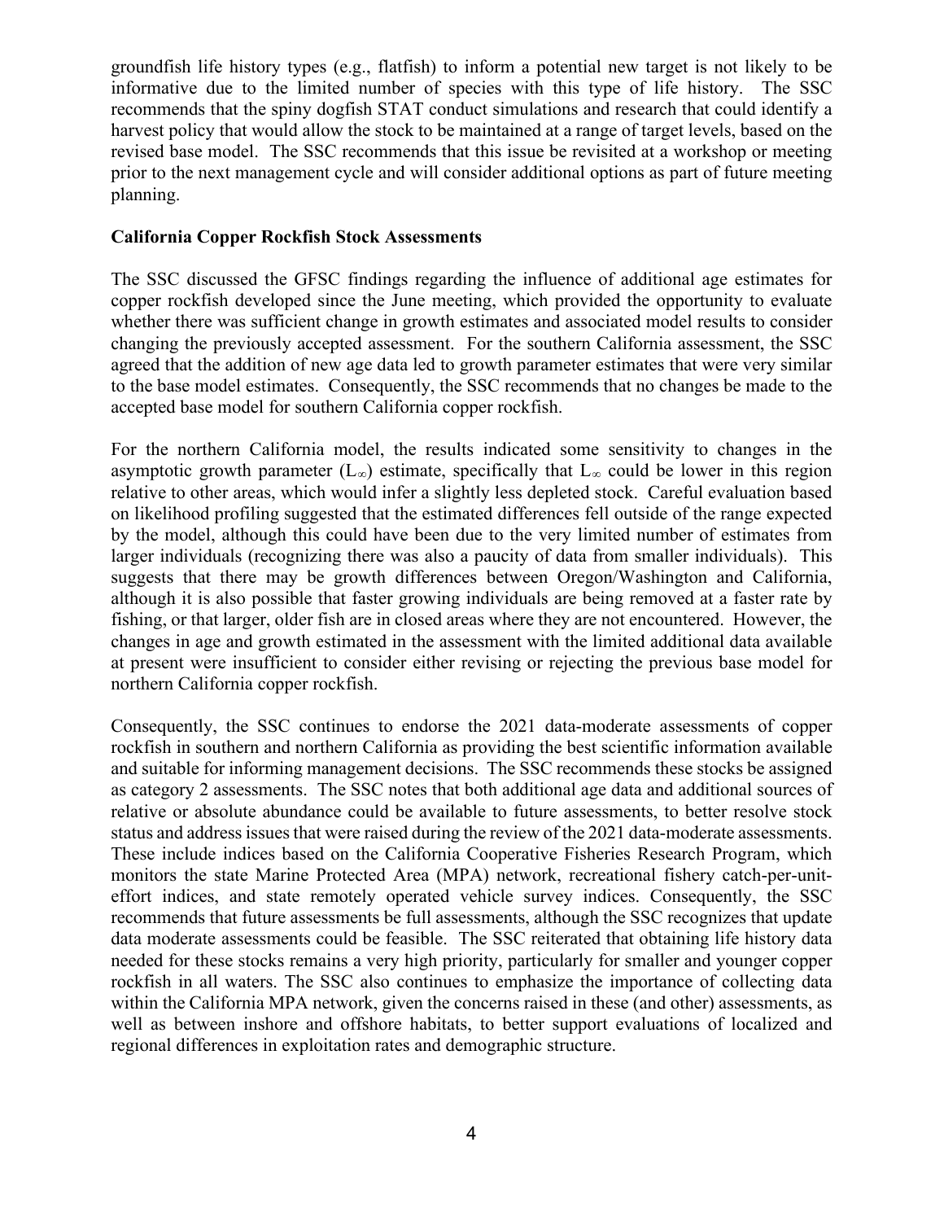groundfish life history types (e.g., flatfish) to inform a potential new target is not likely to be informative due to the limited number of species with this type of life history. The SSC recommends that the spiny dogfish STAT conduct simulations and research that could identify a harvest policy that would allow the stock to be maintained at a range of target levels, based on the revised base model. The SSC recommends that this issue be revisited at a workshop or meeting prior to the next management cycle and will consider additional options as part of future meeting planning.

**California Copper Rockfish Stock Assessments**

The SSC discussed the GFSC findings regarding the influence of additional age estimates for copper rockfish developed since the June meeting, which provided the opportunity to evaluate whether there was sufficient change in growth estimates and associated model results to consider changing the previously accepted assessment. For the southern California assessment, the SSC agreed that the addition of new age data led to growth parameter estimates that were very similar to the base model estimates. Consequently, the SSC recommends that no changes be made to the accepted base model for southern California copper rockfish.

For the northern California model, the results indicated some sensitivity to changes in the asymptotic growth parameter ($L_{\infty}$) estimate, specifically that $L_{\infty}$ could be lower in this region relative to other areas, which would infer a slightly less depleted stock. Careful evaluation based on likelihood profiling suggested that the estimated differences fell outside of the range expected by the model, although this could have been due to the very limited number of estimates from larger individuals (recognizing there was also a paucity of data from smaller individuals). This suggests that there may be growth differences between Oregon/Washington and California, although it is also possible that faster growing individuals are being removed at a faster rate by fishing, or that larger, older fish are in closed areas where they are not encountered. However, the changes in age and growth estimated in the assessment with the limited additional data available at present were insufficient to consider either revising or rejecting the previous base model for northern California copper rockfish.

Consequently, the SSC continues to endorse the 2021 data-moderate assessments of copper rockfish in southern and northern California as providing the best scientific information available and suitable for informing management decisions. The SSC recommends these stocks be assigned as category 2 assessments. The SSC notes that both additional age data and additional sources of relative or absolute abundance could be available to future assessments, to better resolve stock status and address issues that were raised during the review of the 2021 data-moderate assessments. These include indices based on the California Cooperative Fisheries Research Program, which monitors the state Marine Protected Area (MPA) network, recreational fishery catch-per-unit-effort indices, and state remotely operated vehicle survey indices. Consequently, the SSC recommends that future assessments be full assessments, although the SSC recognizes that update data moderate assessments could be feasible. The SSC reiterated that obtaining life history data needed for these stocks remains a very high priority, particularly for smaller and younger copper rockfish in all waters. The SSC also continues to emphasize the importance of collecting data within the California MPA network, given the concerns raised in these (and other) assessments, as well as between inshore and offshore habitats, to better support evaluations of localized and regional differences in exploitation rates and demographic structure.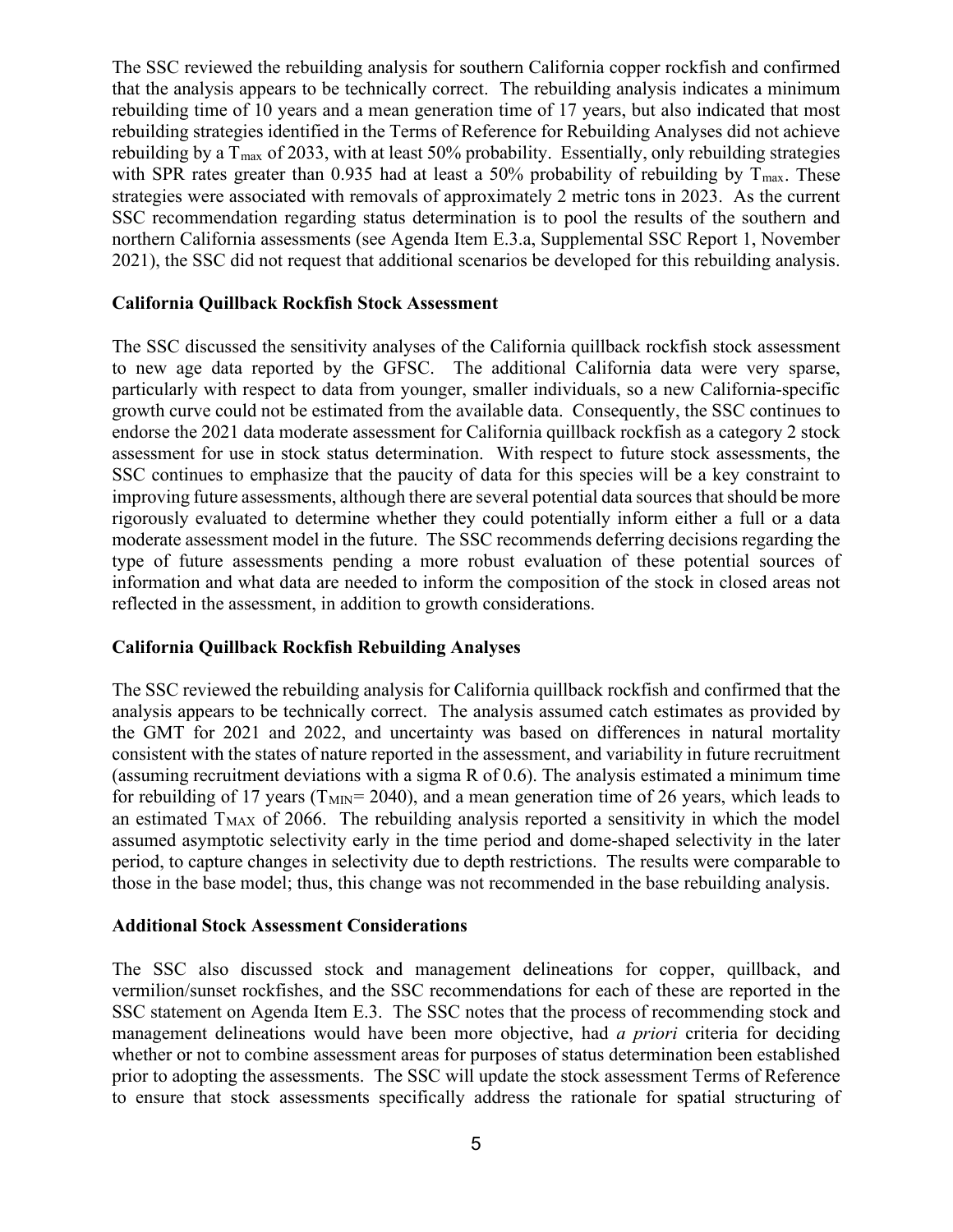The SSC reviewed the rebuilding analysis for southern California copper rockfish and confirmed that the analysis appears to be technically correct. The rebuilding analysis indicates a minimum rebuilding time of 10 years and a mean generation time of 17 years, but also indicated that most rebuilding strategies identified in the Terms of Reference for Rebuilding Analyses did not achieve rebuilding by a $T_{max}$ of 2033, with at least 50% probability. Essentially, only rebuilding strategies with SPR rates greater than 0.935 had at least a 50% probability of rebuilding by $T_{max}$. These strategies were associated with removals of approximately 2 metric tons in 2023. As the current SSC recommendation regarding status determination is to pool the results of the southern and northern California assessments (see Agenda Item E.3.a, Supplemental SSC Report 1, November 2021), the SSC did not request that additional scenarios be developed for this rebuilding analysis.

**California Quillback Rockfish Stock Assessment**

The SSC discussed the sensitivity analyses of the California quillback rockfish stock assessment to new age data reported by the GFSC. The additional California data were very sparse, particularly with respect to data from younger, smaller individuals, so a new California-specific growth curve could not be estimated from the available data. Consequently, the SSC continues to endorse the 2021 data moderate assessment for California quillback rockfish as a category 2 stock assessment for use in stock status determination. With respect to future stock assessments, the SSC continues to emphasize that the paucity of data for this species will be a key constraint to improving future assessments, although there are several potential data sources that should be more rigorously evaluated to determine whether they could potentially inform either a full or a data moderate assessment model in the future. The SSC recommends deferring decisions regarding the type of future assessments pending a more robust evaluation of these potential sources of information and what data are needed to inform the composition of the stock in closed areas not reflected in the assessment, in addition to growth considerations.

**California Quillback Rockfish Rebuilding Analyses**

The SSC reviewed the rebuilding analysis for California quillback rockfish and confirmed that the analysis appears to be technically correct. The analysis assumed catch estimates as provided by the GMT for 2021 and 2022, and uncertainty was based on differences in natural mortality consistent with the states of nature reported in the assessment, and variability in future recruitment (assuming recruitment deviations with a sigma R of 0.6). The analysis estimated a minimum time for rebuilding of 17 years ($T_{MIN}$= 2040), and a mean generation time of 26 years, which leads to an estimated $T_{MAX}$ of 2066. The rebuilding analysis reported a sensitivity in which the model assumed asymptotic selectivity early in the time period and dome-shaped selectivity in the later period, to capture changes in selectivity due to depth restrictions. The results were comparable to those in the base model; thus, this change was not recommended in the base rebuilding analysis.

**Additional Stock Assessment Considerations**

The SSC also discussed stock and management delineations for copper, quillback, and vermilion/sunset rockfishes, and the SSC recommendations for each of these are reported in the SSC statement on Agenda Item E.3. The SSC notes that the process of recommending stock and management delineations would have been more objective, had *a priori* criteria for deciding whether or not to combine assessment areas for purposes of status determination been established prior to adopting the assessments. The SSC will update the stock assessment Terms of Reference to ensure that stock assessments specifically address the rationale for spatial structuring of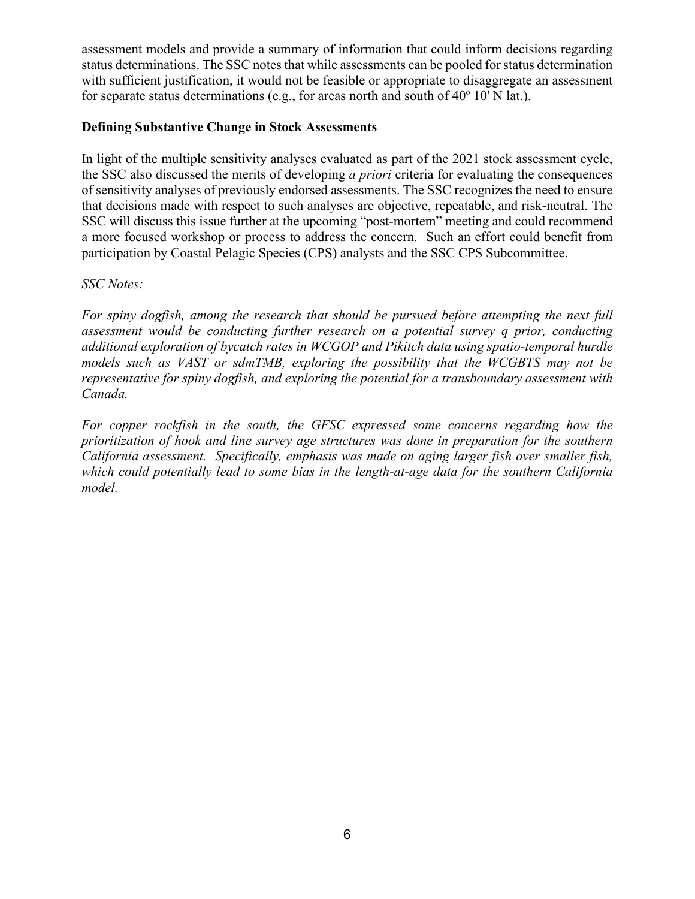assessment models and provide a summary of information that could inform decisions regarding status determinations. The SSC notes that while assessments can be pooled for status determination with sufficient justification, it would not be feasible or appropriate to disaggregate an assessment for separate status determinations (e.g., for areas north and south of 40º 10' N lat.).

**Defining Substantive Change in Stock Assessments**

In light of the multiple sensitivity analyses evaluated as part of the 2021 stock assessment cycle, the SSC also discussed the merits of developing *a priori* criteria for evaluating the consequences of sensitivity analyses of previously endorsed assessments. The SSC recognizes the need to ensure that decisions made with respect to such analyses are objective, repeatable, and risk-neutral. The SSC will discuss this issue further at the upcoming "post-mortem" meeting and could recommend a more focused workshop or process to address the concern. Such an effort could benefit from participation by Coastal Pelagic Species (CPS) analysts and the SSC CPS Subcommittee.

*SSC Notes:*

*For spiny dogfish, among the research that should be pursued before attempting the next full assessment would be conducting further research on a potential survey q prior, conducting additional exploration of bycatch rates in WCGOP and Pikitch data using spatio-temporal hurdle models such as VAST or sdmTMB, exploring the possibility that the WCGBTS may not be representative for spiny dogfish, and exploring the potential for a transboundary assessment with Canada.*

*For copper rockfish in the south, the GFSC expressed some concerns regarding how the prioritization of hook and line survey age structures was done in preparation for the southern California assessment. Specifically, emphasis was made on aging larger fish over smaller fish, which could potentially lead to some bias in the length-at-age data for the southern California model.*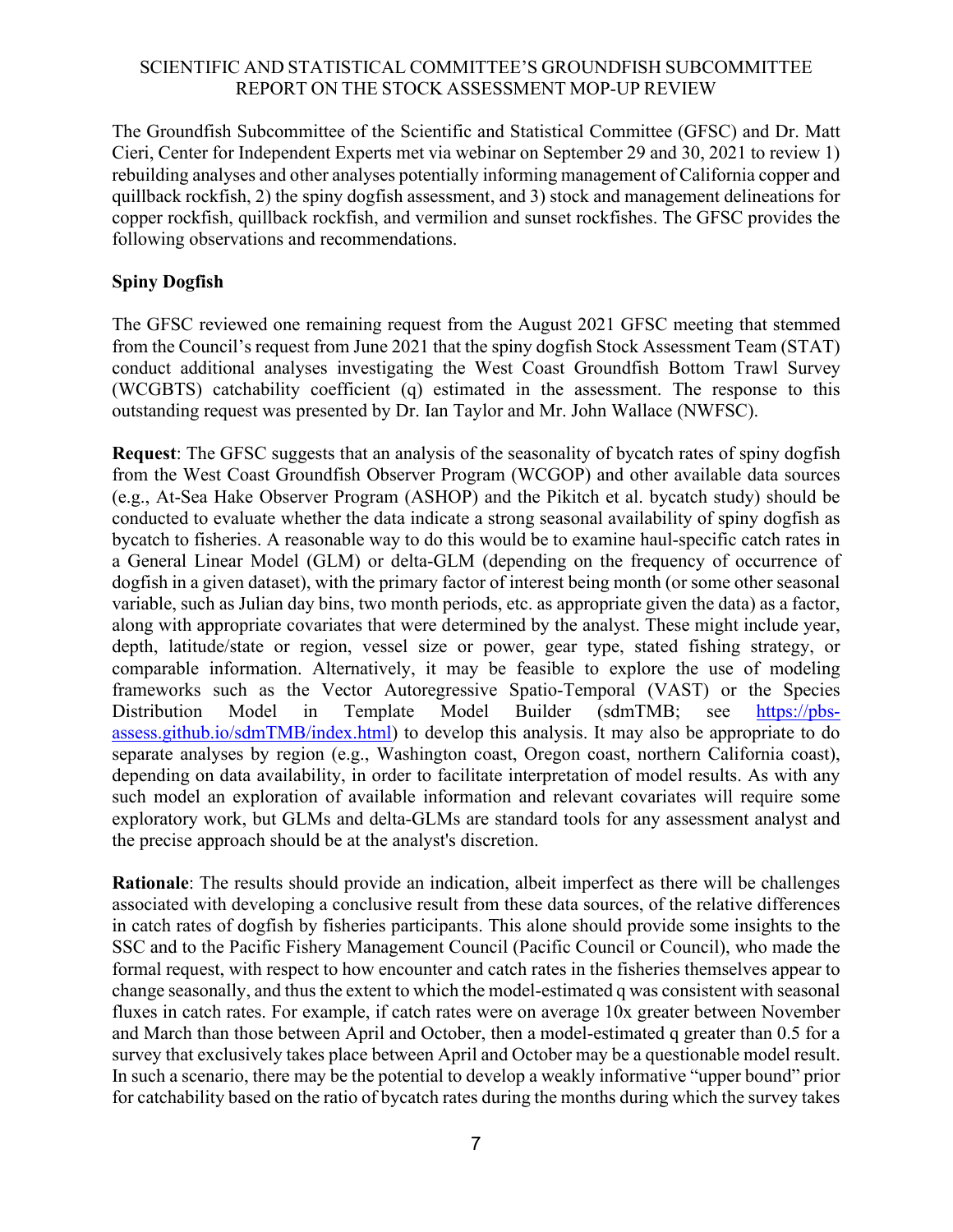SCIENTIFIC AND STATISTICAL COMMITTEE'S GROUNDFISH SUBCOMMITTEE REPORT ON THE STOCK ASSESSMENT MOP-UP REVIEW

The Groundfish Subcommittee of the Scientific and Statistical Committee (GFSC) and Dr. Matt Cieri, Center for Independent Experts met via webinar on September 29 and 30, 2021 to review 1) rebuilding analyses and other analyses potentially informing management of California copper and quillback rockfish, 2) the spiny dogfish assessment, and 3) stock and management delineations for copper rockfish, quillback rockfish, and vermilion and sunset rockfishes. The GFSC provides the following observations and recommendations.

**Spiny Dogfish**

The GFSC reviewed one remaining request from the August 2021 GFSC meeting that stemmed from the Council's request from June 2021 that the spiny dogfish Stock Assessment Team (STAT) conduct additional analyses investigating the West Coast Groundfish Bottom Trawl Survey (WCGBTS) catchability coefficient (q) estimated in the assessment. The response to this outstanding request was presented by Dr. Ian Taylor and Mr. John Wallace (NWFSC).

**Request**: The GFSC suggests that an analysis of the seasonality of bycatch rates of spiny dogfish from the West Coast Groundfish Observer Program (WCGOP) and other available data sources (e.g., At-Sea Hake Observer Program (ASHOP) and the Pikitch et al. bycatch study) should be conducted to evaluate whether the data indicate a strong seasonal availability of spiny dogfish as bycatch to fisheries. A reasonable way to do this would be to examine haul-specific catch rates in a General Linear Model (GLM) or delta-GLM (depending on the frequency of occurrence of dogfish in a given dataset), with the primary factor of interest being month (or some other seasonal variable, such as Julian day bins, two month periods, etc. as appropriate given the data) as a factor, along with appropriate covariates that were determined by the analyst. These might include year, depth, latitude/state or region, vessel size or power, gear type, stated fishing strategy, or comparable information. Alternatively, it may be feasible to explore the use of modeling frameworks such as the Vector Autoregressive Spatio-Temporal (VAST) or the Species Distribution Model in Template Model Builder (sdmTMB; see https://pbs-assess.github.io/sdmTMB/index.html) to develop this analysis. It may also be appropriate to do separate analyses by region (e.g., Washington coast, Oregon coast, northern California coast), depending on data availability, in order to facilitate interpretation of model results. As with any such model an exploration of available information and relevant covariates will require some exploratory work, but GLMs and delta-GLMs are standard tools for any assessment analyst and the precise approach should be at the analyst's discretion.

**Rationale**: The results should provide an indication, albeit imperfect as there will be challenges associated with developing a conclusive result from these data sources, of the relative differences in catch rates of dogfish by fisheries participants. This alone should provide some insights to the SSC and to the Pacific Fishery Management Council (Pacific Council or Council), who made the formal request, with respect to how encounter and catch rates in the fisheries themselves appear to change seasonally, and thus the extent to which the model-estimated q was consistent with seasonal fluxes in catch rates. For example, if catch rates were on average 10x greater between November and March than those between April and October, then a model-estimated q greater than 0.5 for a survey that exclusively takes place between April and October may be a questionable model result. In such a scenario, there may be the potential to develop a weakly informative "upper bound" prior for catchability based on the ratio of bycatch rates during the months during which the survey takes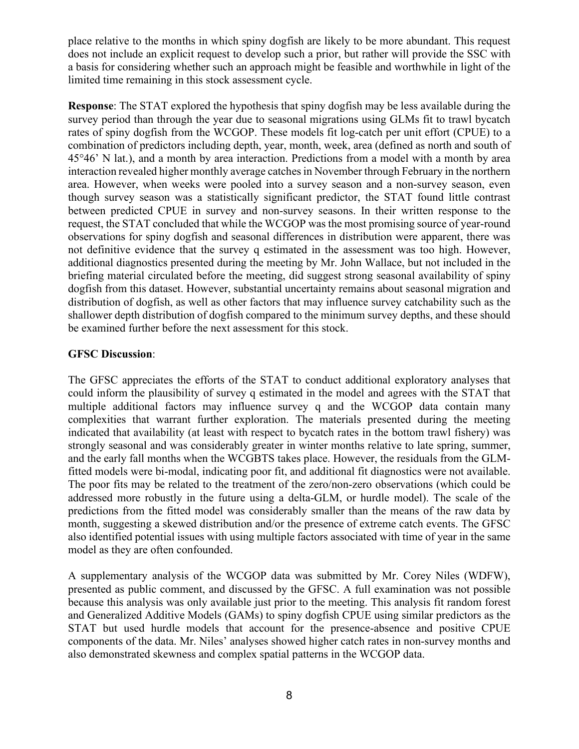place relative to the months in which spiny dogfish are likely to be more abundant. This request does not include an explicit request to develop such a prior, but rather will provide the SSC with a basis for considering whether such an approach might be feasible and worthwhile in light of the limited time remaining in this stock assessment cycle.

**Response**: The STAT explored the hypothesis that spiny dogfish may be less available during the survey period than through the year due to seasonal migrations using GLMs fit to trawl bycatch rates of spiny dogfish from the WCGOP. These models fit log-catch per unit effort (CPUE) to a combination of predictors including depth, year, month, week, area (defined as north and south of 45°46' N lat.), and a month by area interaction. Predictions from a model with a month by area interaction revealed higher monthly average catches in November through February in the northern area. However, when weeks were pooled into a survey season and a non-survey season, even though survey season was a statistically significant predictor, the STAT found little contrast between predicted CPUE in survey and non-survey seasons. In their written response to the request, the STAT concluded that while the WCGOP was the most promising source of year-round observations for spiny dogfish and seasonal differences in distribution were apparent, there was not definitive evidence that the survey q estimated in the assessment was too high. However, additional diagnostics presented during the meeting by Mr. John Wallace, but not included in the briefing material circulated before the meeting, did suggest strong seasonal availability of spiny dogfish from this dataset. However, substantial uncertainty remains about seasonal migration and distribution of dogfish, as well as other factors that may influence survey catchability such as the shallower depth distribution of dogfish compared to the minimum survey depths, and these should be examined further before the next assessment for this stock.

**GFSC Discussion**:

The GFSC appreciates the efforts of the STAT to conduct additional exploratory analyses that could inform the plausibility of survey q estimated in the model and agrees with the STAT that multiple additional factors may influence survey q and the WCGOP data contain many complexities that warrant further exploration. The materials presented during the meeting indicated that availability (at least with respect to bycatch rates in the bottom trawl fishery) was strongly seasonal and was considerably greater in winter months relative to late spring, summer, and the early fall months when the WCGBTS takes place. However, the residuals from the GLM-fitted models were bi-modal, indicating poor fit, and additional fit diagnostics were not available. The poor fits may be related to the treatment of the zero/non-zero observations (which could be addressed more robustly in the future using a delta-GLM, or hurdle model). The scale of the predictions from the fitted model was considerably smaller than the means of the raw data by month, suggesting a skewed distribution and/or the presence of extreme catch events. The GFSC also identified potential issues with using multiple factors associated with time of year in the same model as they are often confounded.

A supplementary analysis of the WCGOP data was submitted by Mr. Corey Niles (WDFW), presented as public comment, and discussed by the GFSC. A full examination was not possible because this analysis was only available just prior to the meeting. This analysis fit random forest and Generalized Additive Models (GAMs) to spiny dogfish CPUE using similar predictors as the STAT but used hurdle models that account for the presence-absence and positive CPUE components of the data. Mr. Niles' analyses showed higher catch rates in non-survey months and also demonstrated skewness and complex spatial patterns in the WCGOP data.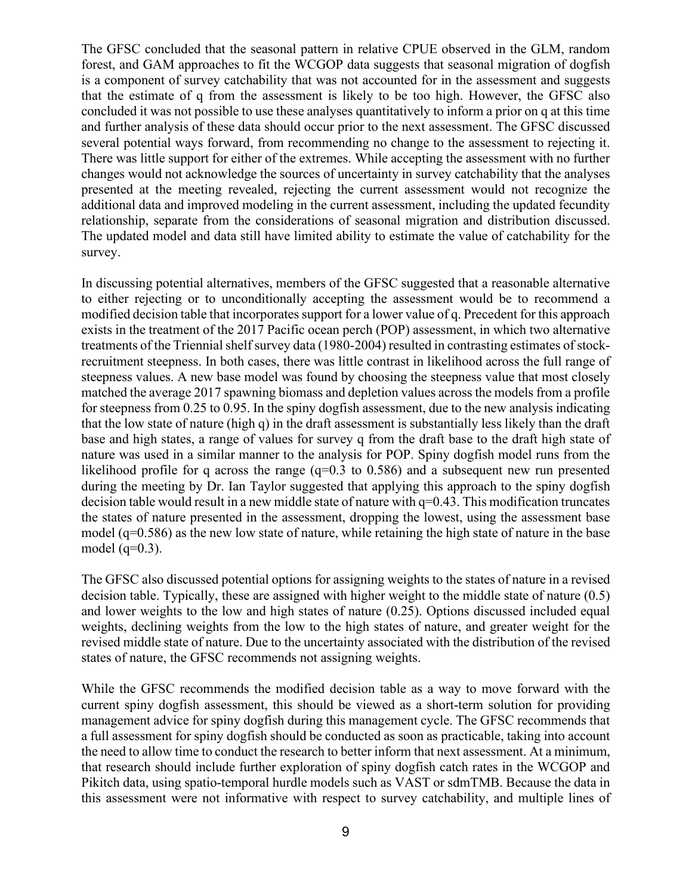The GFSC concluded that the seasonal pattern in relative CPUE observed in the GLM, random forest, and GAM approaches to fit the WCGOP data suggests that seasonal migration of dogfish is a component of survey catchability that was not accounted for in the assessment and suggests that the estimate of q from the assessment is likely to be too high. However, the GFSC also concluded it was not possible to use these analyses quantitatively to inform a prior on q at this time and further analysis of these data should occur prior to the next assessment. The GFSC discussed several potential ways forward, from recommending no change to the assessment to rejecting it. There was little support for either of the extremes. While accepting the assessment with no further changes would not acknowledge the sources of uncertainty in survey catchability that the analyses presented at the meeting revealed, rejecting the current assessment would not recognize the additional data and improved modeling in the current assessment, including the updated fecundity relationship, separate from the considerations of seasonal migration and distribution discussed. The updated model and data still have limited ability to estimate the value of catchability for the survey.

In discussing potential alternatives, members of the GFSC suggested that a reasonable alternative to either rejecting or to unconditionally accepting the assessment would be to recommend a modified decision table that incorporates support for a lower value of q. Precedent for this approach exists in the treatment of the 2017 Pacific ocean perch (POP) assessment, in which two alternative treatments of the Triennial shelf survey data (1980-2004) resulted in contrasting estimates of stock-recruitment steepness. In both cases, there was little contrast in likelihood across the full range of steepness values. A new base model was found by choosing the steepness value that most closely matched the average 2017 spawning biomass and depletion values across the models from a profile for steepness from 0.25 to 0.95. In the spiny dogfish assessment, due to the new analysis indicating that the low state of nature (high q) in the draft assessment is substantially less likely than the draft base and high states, a range of values for survey q from the draft base to the draft high state of nature was used in a similar manner to the analysis for POP. Spiny dogfish model runs from the likelihood profile for q across the range (q=0.3 to 0.586) and a subsequent new run presented during the meeting by Dr. Ian Taylor suggested that applying this approach to the spiny dogfish decision table would result in a new middle state of nature with q=0.43. This modification truncates the states of nature presented in the assessment, dropping the lowest, using the assessment base model (q=0.586) as the new low state of nature, while retaining the high state of nature in the base model (q=0.3).

The GFSC also discussed potential options for assigning weights to the states of nature in a revised decision table. Typically, these are assigned with higher weight to the middle state of nature (0.5) and lower weights to the low and high states of nature (0.25). Options discussed included equal weights, declining weights from the low to the high states of nature, and greater weight for the revised middle state of nature. Due to the uncertainty associated with the distribution of the revised states of nature, the GFSC recommends not assigning weights.

While the GFSC recommends the modified decision table as a way to move forward with the current spiny dogfish assessment, this should be viewed as a short-term solution for providing management advice for spiny dogfish during this management cycle. The GFSC recommends that a full assessment for spiny dogfish should be conducted as soon as practicable, taking into account the need to allow time to conduct the research to better inform that next assessment. At a minimum, that research should include further exploration of spiny dogfish catch rates in the WCGOP and Pikitch data, using spatio-temporal hurdle models such as VAST or sdmTMB. Because the data in this assessment were not informative with respect to survey catchability, and multiple lines of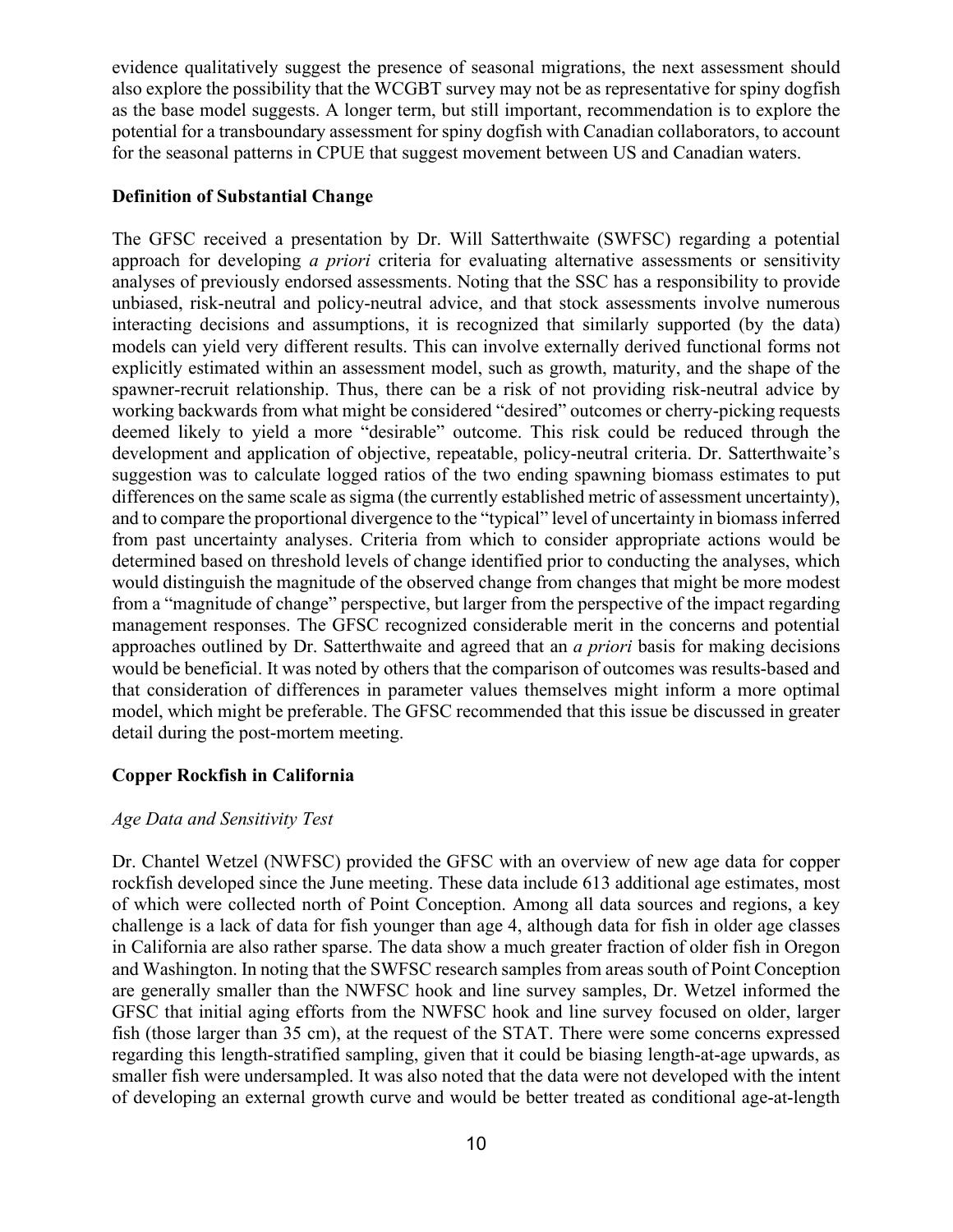evidence qualitatively suggest the presence of seasonal migrations, the next assessment should also explore the possibility that the WCGBT survey may not be as representative for spiny dogfish as the base model suggests. A longer term, but still important, recommendation is to explore the potential for a transboundary assessment for spiny dogfish with Canadian collaborators, to account for the seasonal patterns in CPUE that suggest movement between US and Canadian waters.

**Definition of Substantial Change**

The GFSC received a presentation by Dr. Will Satterthwaite (SWFSC) regarding a potential approach for developing *a priori* criteria for evaluating alternative assessments or sensitivity analyses of previously endorsed assessments. Noting that the SSC has a responsibility to provide unbiased, risk-neutral and policy-neutral advice, and that stock assessments involve numerous interacting decisions and assumptions, it is recognized that similarly supported (by the data) models can yield very different results. This can involve externally derived functional forms not explicitly estimated within an assessment model, such as growth, maturity, and the shape of the spawner-recruit relationship. Thus, there can be a risk of not providing risk-neutral advice by working backwards from what might be considered "desired" outcomes or cherry-picking requests deemed likely to yield a more "desirable" outcome. This risk could be reduced through the development and application of objective, repeatable, policy-neutral criteria. Dr. Satterthwaite's suggestion was to calculate logged ratios of the two ending spawning biomass estimates to put differences on the same scale as sigma (the currently established metric of assessment uncertainty), and to compare the proportional divergence to the "typical" level of uncertainty in biomass inferred from past uncertainty analyses. Criteria from which to consider appropriate actions would be determined based on threshold levels of change identified prior to conducting the analyses, which would distinguish the magnitude of the observed change from changes that might be more modest from a "magnitude of change" perspective, but larger from the perspective of the impact regarding management responses. The GFSC recognized considerable merit in the concerns and potential approaches outlined by Dr. Satterthwaite and agreed that an *a priori* basis for making decisions would be beneficial. It was noted by others that the comparison of outcomes was results-based and that consideration of differences in parameter values themselves might inform a more optimal model, which might be preferable. The GFSC recommended that this issue be discussed in greater detail during the post-mortem meeting.

**Copper Rockfish in California**

*Age Data and Sensitivity Test*

Dr. Chantel Wetzel (NWFSC) provided the GFSC with an overview of new age data for copper rockfish developed since the June meeting. These data include 613 additional age estimates, most of which were collected north of Point Conception. Among all data sources and regions, a key challenge is a lack of data for fish younger than age 4, although data for fish in older age classes in California are also rather sparse. The data show a much greater fraction of older fish in Oregon and Washington. In noting that the SWFSC research samples from areas south of Point Conception are generally smaller than the NWFSC hook and line survey samples, Dr. Wetzel informed the GFSC that initial aging efforts from the NWFSC hook and line survey focused on older, larger fish (those larger than 35 cm), at the request of the STAT. There were some concerns expressed regarding this length-stratified sampling, given that it could be biasing length-at-age upwards, as smaller fish were undersampled. It was also noted that the data were not developed with the intent of developing an external growth curve and would be better treated as conditional age-at-length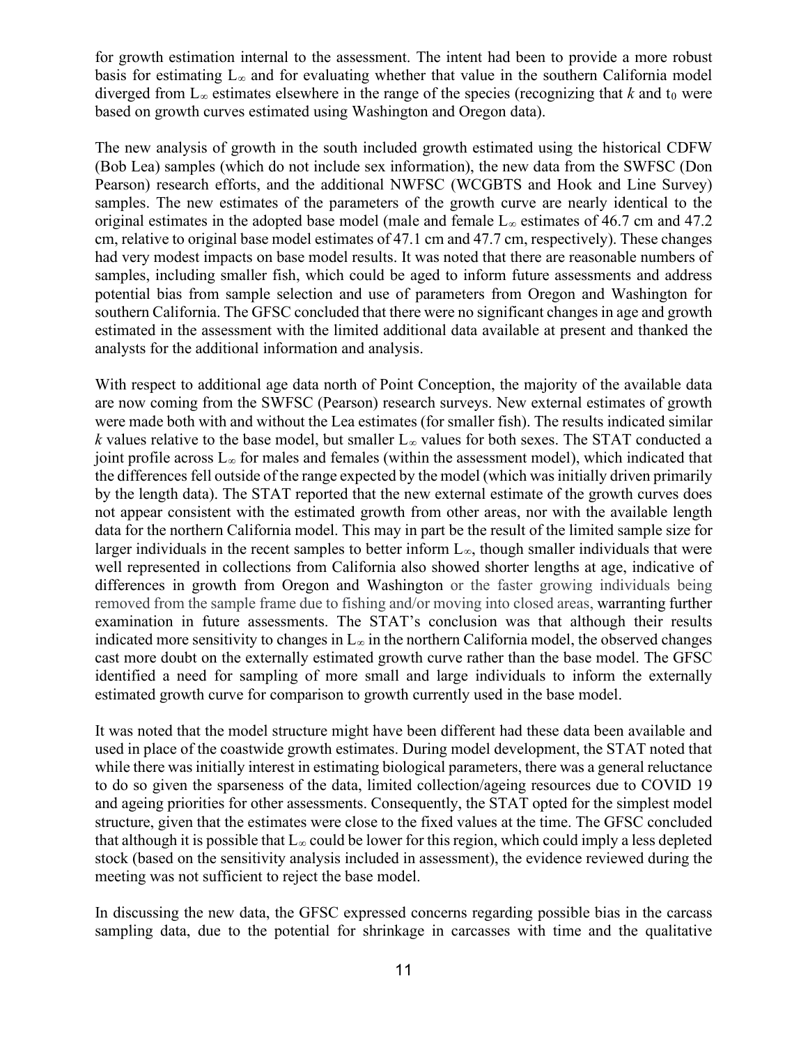for growth estimation internal to the assessment. The intent had been to provide a more robust basis for estimating $L_\infty$ and for evaluating whether that value in the southern California model diverged from $L_\infty$ estimates elsewhere in the range of the species (recognizing that $k$ and $t_0$ were based on growth curves estimated using Washington and Oregon data).

The new analysis of growth in the south included growth estimated using the historical CDFW (Bob Lea) samples (which do not include sex information), the new data from the SWFSC (Don Pearson) research efforts, and the additional NWFSC (WCGBTS and Hook and Line Survey) samples. The new estimates of the parameters of the growth curve are nearly identical to the original estimates in the adopted base model (male and female $L_\infty$ estimates of 46.7 cm and 47.2 cm, relative to original base model estimates of 47.1 cm and 47.7 cm, respectively). These changes had very modest impacts on base model results. It was noted that there are reasonable numbers of samples, including smaller fish, which could be aged to inform future assessments and address potential bias from sample selection and use of parameters from Oregon and Washington for southern California. The GFSC concluded that there were no significant changes in age and growth estimated in the assessment with the limited additional data available at present and thanked the analysts for the additional information and analysis.

With respect to additional age data north of Point Conception, the majority of the available data are now coming from the SWFSC (Pearson) research surveys. New external estimates of growth were made both with and without the Lea estimates (for smaller fish). The results indicated similar $k$ values relative to the base model, but smaller $L_\infty$ values for both sexes. The STAT conducted a joint profile across $L_\infty$ for males and females (within the assessment model), which indicated that the differences fell outside of the range expected by the model (which was initially driven primarily by the length data). The STAT reported that the new external estimate of the growth curves does not appear consistent with the estimated growth from other areas, nor with the available length data for the northern California model. This may in part be the result of the limited sample size for larger individuals in the recent samples to better inform $L_\infty$, though smaller individuals that were well represented in collections from California also showed shorter lengths at age, indicative of differences in growth from Oregon and Washington or the faster growing individuals being removed from the sample frame due to fishing and/or moving into closed areas, warranting further examination in future assessments. The STAT's conclusion was that although their results indicated more sensitivity to changes in $L_\infty$ in the northern California model, the observed changes cast more doubt on the externally estimated growth curve rather than the base model. The GFSC identified a need for sampling of more small and large individuals to inform the externally estimated growth curve for comparison to growth currently used in the base model.

It was noted that the model structure might have been different had these data been available and used in place of the coastwide growth estimates. During model development, the STAT noted that while there was initially interest in estimating biological parameters, there was a general reluctance to do so given the sparseness of the data, limited collection/ageing resources due to COVID 19 and ageing priorities for other assessments. Consequently, the STAT opted for the simplest model structure, given that the estimates were close to the fixed values at the time. The GFSC concluded that although it is possible that $L_\infty$ could be lower for this region, which could imply a less depleted stock (based on the sensitivity analysis included in assessment), the evidence reviewed during the meeting was not sufficient to reject the base model.

In discussing the new data, the GFSC expressed concerns regarding possible bias in the carcass sampling data, due to the potential for shrinkage in carcasses with time and the qualitative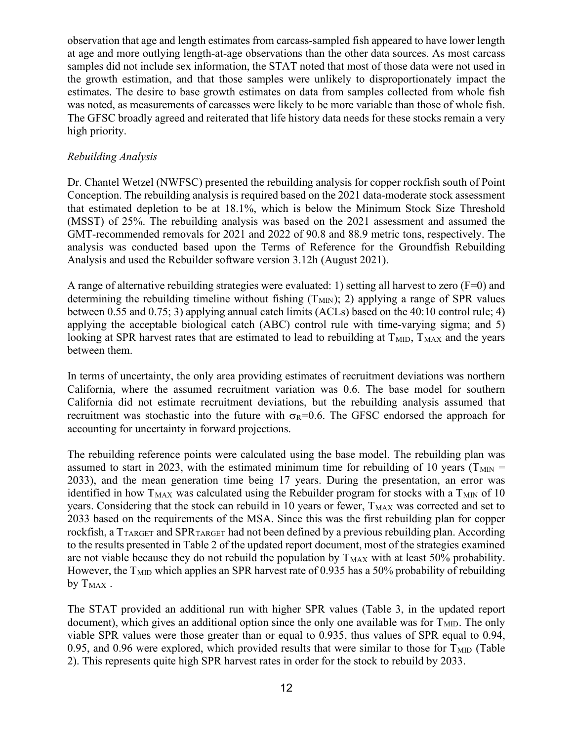observation that age and length estimates from carcass-sampled fish appeared to have lower length at age and more outlying length-at-age observations than the other data sources. As most carcass samples did not include sex information, the STAT noted that most of those data were not used in the growth estimation, and that those samples were unlikely to disproportionately impact the estimates. The desire to base growth estimates on data from samples collected from whole fish was noted, as measurements of carcasses were likely to be more variable than those of whole fish. The GFSC broadly agreed and reiterated that life history data needs for these stocks remain a very high priority.

*Rebuilding Analysis*

Dr. Chantel Wetzel (NWFSC) presented the rebuilding analysis for copper rockfish south of Point Conception. The rebuilding analysis is required based on the 2021 data-moderate stock assessment that estimated depletion to be at 18.1%, which is below the Minimum Stock Size Threshold (MSST) of 25%. The rebuilding analysis was based on the 2021 assessment and assumed the GMT-recommended removals for 2021 and 2022 of 90.8 and 88.9 metric tons, respectively. The analysis was conducted based upon the Terms of Reference for the Groundfish Rebuilding Analysis and used the Rebuilder software version 3.12h (August 2021).

A range of alternative rebuilding strategies were evaluated: 1) setting all harvest to zero (F=0) and determining the rebuilding timeline without fishing ($T_{MIN}$); 2) applying a range of SPR values between 0.55 and 0.75; 3) applying annual catch limits (ACLs) based on the 40:10 control rule; 4) applying the acceptable biological catch (ABC) control rule with time-varying sigma; and 5) looking at SPR harvest rates that are estimated to lead to rebuilding at $T_{MID}$, $T_{MAX}$ and the years between them.

In terms of uncertainty, the only area providing estimates of recruitment deviations was northern California, where the assumed recruitment variation was 0.6. The base model for southern California did not estimate recruitment deviations, but the rebuilding analysis assumed that recruitment was stochastic into the future with $\sigma_R$=0.6. The GFSC endorsed the approach for accounting for uncertainty in forward projections.

The rebuilding reference points were calculated using the base model. The rebuilding plan was assumed to start in 2023, with the estimated minimum time for rebuilding of 10 years ($T_{MIN}$ = 2033), and the mean generation time being 17 years. During the presentation, an error was identified in how $T_{MAX}$ was calculated using the Rebuilder program for stocks with a $T_{MIN}$ of 10 years. Considering that the stock can rebuild in 10 years or fewer, $T_{MAX}$ was corrected and set to 2033 based on the requirements of the MSA. Since this was the first rebuilding plan for copper rockfish, a $T_{TARGET}$ and $SPR_{TARGET}$ had not been defined by a previous rebuilding plan. According to the results presented in Table 2 of the updated report document, most of the strategies examined are not viable because they do not rebuild the population by $T_{MAX}$ with at least 50% probability. However, the $T_{MID}$ which applies an SPR harvest rate of 0.935 has a 50% probability of rebuilding by $T_{MAX}$ .

The STAT provided an additional run with higher SPR values (Table 3, in the updated report document), which gives an additional option since the only one available was for $T_{MID}$. The only viable SPR values were those greater than or equal to 0.935, thus values of SPR equal to 0.94, 0.95, and 0.96 were explored, which provided results that were similar to those for $T_{MID}$ (Table 2). This represents quite high SPR harvest rates in order for the stock to rebuild by 2033.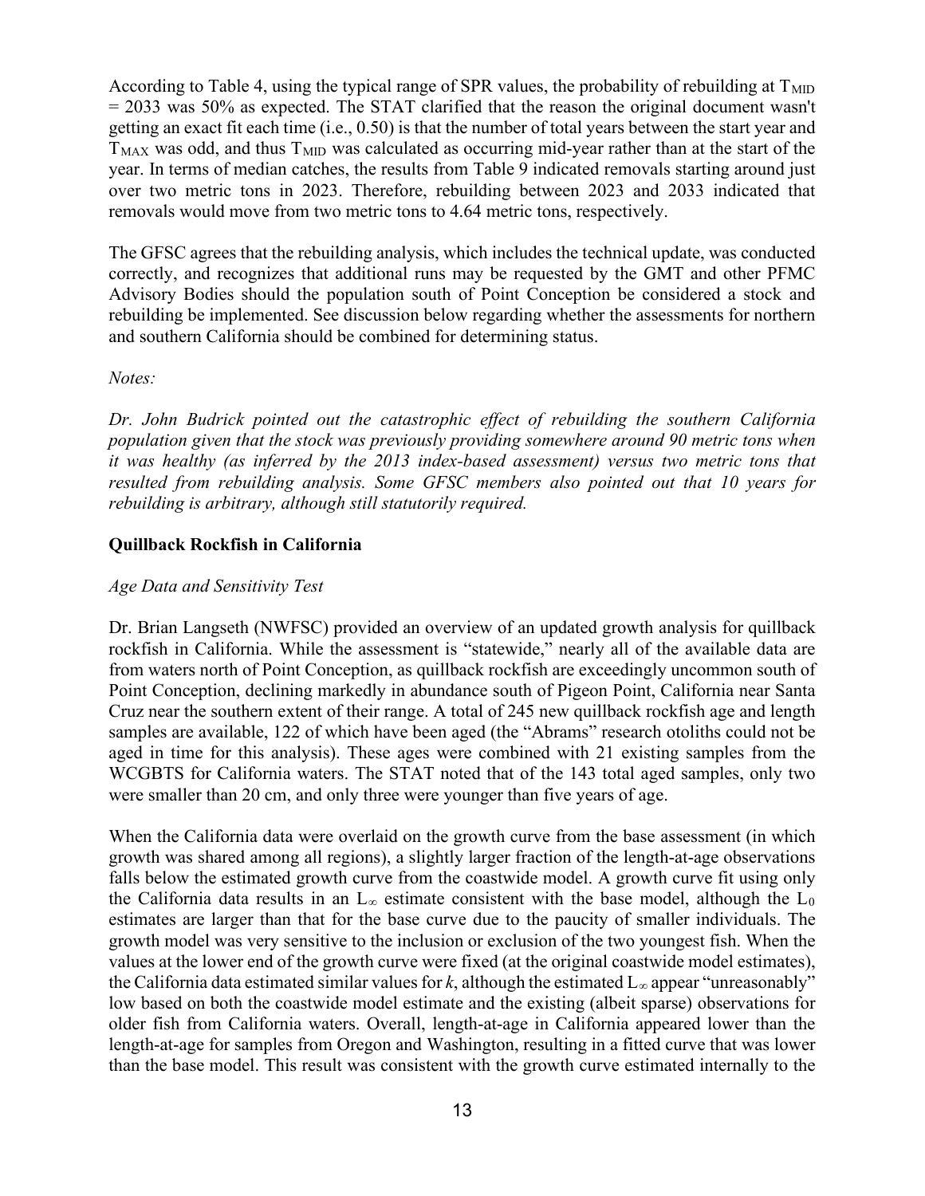According to Table 4, using the typical range of SPR values, the probability of rebuilding at $T_{MID}$ = 2033 was 50% as expected. The STAT clarified that the reason the original document wasn't getting an exact fit each time (i.e., 0.50) is that the number of total years between the start year and $T_{MAX}$ was odd, and thus $T_{MID}$ was calculated as occurring mid-year rather than at the start of the year. In terms of median catches, the results from Table 9 indicated removals starting around just over two metric tons in 2023. Therefore, rebuilding between 2023 and 2033 indicated that removals would move from two metric tons to 4.64 metric tons, respectively.

The GFSC agrees that the rebuilding analysis, which includes the technical update, was conducted correctly, and recognizes that additional runs may be requested by the GMT and other PFMC Advisory Bodies should the population south of Point Conception be considered a stock and rebuilding be implemented. See discussion below regarding whether the assessments for northern and southern California should be combined for determining status.

*Notes:*

*Dr. John Budrick pointed out the catastrophic effect of rebuilding the southern California population given that the stock was previously providing somewhere around 90 metric tons when it was healthy (as inferred by the 2013 index-based assessment) versus two metric tons that resulted from rebuilding analysis. Some GFSC members also pointed out that 10 years for rebuilding is arbitrary, although still statutorily required.*

**Quillback Rockfish in California**

*Age Data and Sensitivity Test*

Dr. Brian Langseth (NWFSC) provided an overview of an updated growth analysis for quillback rockfish in California. While the assessment is "statewide," nearly all of the available data are from waters north of Point Conception, as quillback rockfish are exceedingly uncommon south of Point Conception, declining markedly in abundance south of Pigeon Point, California near Santa Cruz near the southern extent of their range. A total of 245 new quillback rockfish age and length samples are available, 122 of which have been aged (the "Abrams" research otoliths could not be aged in time for this analysis). These ages were combined with 21 existing samples from the WCGBTS for California waters. The STAT noted that of the 143 total aged samples, only two were smaller than 20 cm, and only three were younger than five years of age.

When the California data were overlaid on the growth curve from the base assessment (in which growth was shared among all regions), a slightly larger fraction of the length-at-age observations falls below the estimated growth curve from the coastwide model. A growth curve fit using only the California data results in an $L_\infty$ estimate consistent with the base model, although the $L_0$ estimates are larger than that for the base curve due to the paucity of smaller individuals. The growth model was very sensitive to the inclusion or exclusion of the two youngest fish. When the values at the lower end of the growth curve were fixed (at the original coastwide model estimates), the California data estimated similar values for $k$, although the estimated $L_\infty$ appear "unreasonably" low based on both the coastwide model estimate and the existing (albeit sparse) observations for older fish from California waters. Overall, length-at-age in California appeared lower than the length-at-age for samples from Oregon and Washington, resulting in a fitted curve that was lower than the base model. This result was consistent with the growth curve estimated internally to the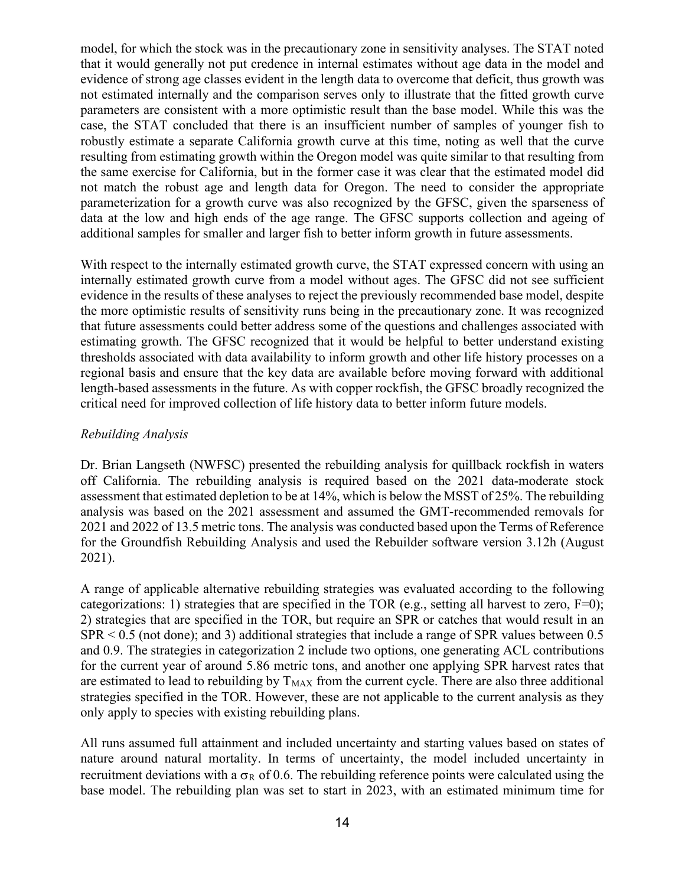model, for which the stock was in the precautionary zone in sensitivity analyses. The STAT noted that it would generally not put credence in internal estimates without age data in the model and evidence of strong age classes evident in the length data to overcome that deficit, thus growth was not estimated internally and the comparison serves only to illustrate that the fitted growth curve parameters are consistent with a more optimistic result than the base model. While this was the case, the STAT concluded that there is an insufficient number of samples of younger fish to robustly estimate a separate California growth curve at this time, noting as well that the curve resulting from estimating growth within the Oregon model was quite similar to that resulting from the same exercise for California, but in the former case it was clear that the estimated model did not match the robust age and length data for Oregon. The need to consider the appropriate parameterization for a growth curve was also recognized by the GFSC, given the sparseness of data at the low and high ends of the age range. The GFSC supports collection and ageing of additional samples for smaller and larger fish to better inform growth in future assessments.

With respect to the internally estimated growth curve, the STAT expressed concern with using an internally estimated growth curve from a model without ages. The GFSC did not see sufficient evidence in the results of these analyses to reject the previously recommended base model, despite the more optimistic results of sensitivity runs being in the precautionary zone. It was recognized that future assessments could better address some of the questions and challenges associated with estimating growth. The GFSC recognized that it would be helpful to better understand existing thresholds associated with data availability to inform growth and other life history processes on a regional basis and ensure that the key data are available before moving forward with additional length-based assessments in the future. As with copper rockfish, the GFSC broadly recognized the critical need for improved collection of life history data to better inform future models.

*Rebuilding Analysis*

Dr. Brian Langseth (NWFSC) presented the rebuilding analysis for quillback rockfish in waters off California. The rebuilding analysis is required based on the 2021 data-moderate stock assessment that estimated depletion to be at 14%, which is below the MSST of 25%. The rebuilding analysis was based on the 2021 assessment and assumed the GMT-recommended removals for 2021 and 2022 of 13.5 metric tons. The analysis was conducted based upon the Terms of Reference for the Groundfish Rebuilding Analysis and used the Rebuilder software version 3.12h (August 2021).

A range of applicable alternative rebuilding strategies was evaluated according to the following categorizations: 1) strategies that are specified in the TOR (e.g., setting all harvest to zero, F=0); 2) strategies that are specified in the TOR, but require an SPR or catches that would result in an SPR < 0.5 (not done); and 3) additional strategies that include a range of SPR values between 0.5 and 0.9. The strategies in categorization 2 include two options, one generating ACL contributions for the current year of around 5.86 metric tons, and another one applying SPR harvest rates that are estimated to lead to rebuilding by $T_{MAX}$ from the current cycle. There are also three additional strategies specified in the TOR. However, these are not applicable to the current analysis as they only apply to species with existing rebuilding plans.

All runs assumed full attainment and included uncertainty and starting values based on states of nature around natural mortality. In terms of uncertainty, the model included uncertainty in recruitment deviations with a $\sigma_R$ of 0.6. The rebuilding reference points were calculated using the base model. The rebuilding plan was set to start in 2023, with an estimated minimum time for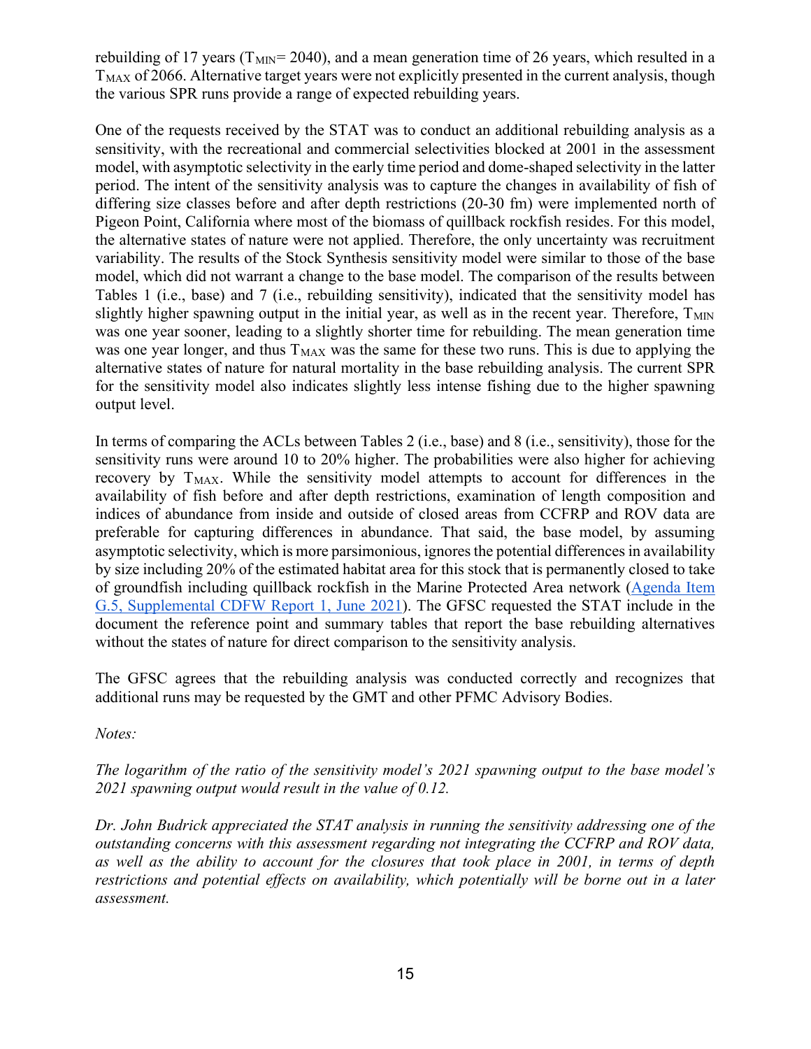rebuilding of 17 years ($T_{MIN}$= 2040), and a mean generation time of 26 years, which resulted in a $T_{MAX}$ of 2066. Alternative target years were not explicitly presented in the current analysis, though the various SPR runs provide a range of expected rebuilding years.

One of the requests received by the STAT was to conduct an additional rebuilding analysis as a sensitivity, with the recreational and commercial selectivities blocked at 2001 in the assessment model, with asymptotic selectivity in the early time period and dome-shaped selectivity in the latter period. The intent of the sensitivity analysis was to capture the changes in availability of fish of differing size classes before and after depth restrictions (20-30 fm) were implemented north of Pigeon Point, California where most of the biomass of quillback rockfish resides. For this model, the alternative states of nature were not applied. Therefore, the only uncertainty was recruitment variability. The results of the Stock Synthesis sensitivity model were similar to those of the base model, which did not warrant a change to the base model. The comparison of the results between Tables 1 (i.e., base) and 7 (i.e., rebuilding sensitivity), indicated that the sensitivity model has slightly higher spawning output in the initial year, as well as in the recent year. Therefore, $T_{MIN}$ was one year sooner, leading to a slightly shorter time for rebuilding. The mean generation time was one year longer, and thus $T_{MAX}$ was the same for these two runs. This is due to applying the alternative states of nature for natural mortality in the base rebuilding analysis. The current SPR for the sensitivity model also indicates slightly less intense fishing due to the higher spawning output level.

In terms of comparing the ACLs between Tables 2 (i.e., base) and 8 (i.e., sensitivity), those for the sensitivity runs were around 10 to 20% higher. The probabilities were also higher for achieving recovery by $T_{MAX}$. While the sensitivity model attempts to account for differences in the availability of fish before and after depth restrictions, examination of length composition and indices of abundance from inside and outside of closed areas from CCFRP and ROV data are preferable for capturing differences in abundance. That said, the base model, by assuming asymptotic selectivity, which is more parsimonious, ignores the potential differences in availability by size including 20% of the estimated habitat area for this stock that is permanently closed to take of groundfish including quillback rockfish in the Marine Protected Area network (Agenda Item G.5, Supplemental CDFW Report 1, June 2021). The GFSC requested the STAT include in the document the reference point and summary tables that report the base rebuilding alternatives without the states of nature for direct comparison to the sensitivity analysis.

The GFSC agrees that the rebuilding analysis was conducted correctly and recognizes that additional runs may be requested by the GMT and other PFMC Advisory Bodies.

*Notes:*

*The logarithm of the ratio of the sensitivity model's 2021 spawning output to the base model's 2021 spawning output would result in the value of 0.12.*

*Dr. John Budrick appreciated the STAT analysis in running the sensitivity addressing one of the outstanding concerns with this assessment regarding not integrating the CCFRP and ROV data, as well as the ability to account for the closures that took place in 2001, in terms of depth restrictions and potential effects on availability, which potentially will be borne out in a later assessment.*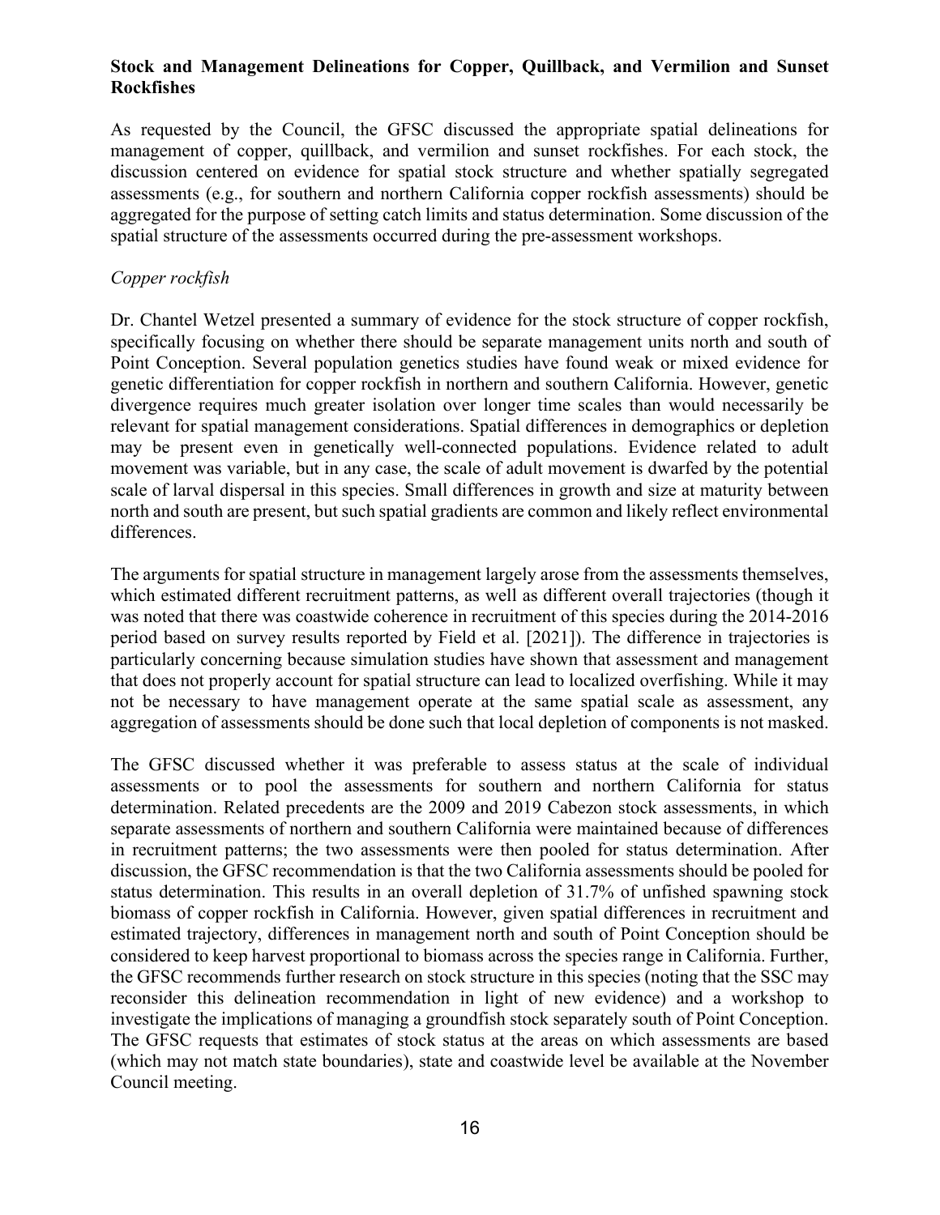**Stock and Management Delineations for Copper, Quillback, and Vermilion and Sunset Rockfishes**

As requested by the Council, the GFSC discussed the appropriate spatial delineations for management of copper, quillback, and vermilion and sunset rockfishes. For each stock, the discussion centered on evidence for spatial stock structure and whether spatially segregated assessments (e.g., for southern and northern California copper rockfish assessments) should be aggregated for the purpose of setting catch limits and status determination. Some discussion of the spatial structure of the assessments occurred during the pre-assessment workshops.

*Copper rockfish*

Dr. Chantel Wetzel presented a summary of evidence for the stock structure of copper rockfish, specifically focusing on whether there should be separate management units north and south of Point Conception. Several population genetics studies have found weak or mixed evidence for genetic differentiation for copper rockfish in northern and southern California. However, genetic divergence requires much greater isolation over longer time scales than would necessarily be relevant for spatial management considerations. Spatial differences in demographics or depletion may be present even in genetically well-connected populations. Evidence related to adult movement was variable, but in any case, the scale of adult movement is dwarfed by the potential scale of larval dispersal in this species. Small differences in growth and size at maturity between north and south are present, but such spatial gradients are common and likely reflect environmental differences.

The arguments for spatial structure in management largely arose from the assessments themselves, which estimated different recruitment patterns, as well as different overall trajectories (though it was noted that there was coastwide coherence in recruitment of this species during the 2014-2016 period based on survey results reported by Field et al. [2021]). The difference in trajectories is particularly concerning because simulation studies have shown that assessment and management that does not properly account for spatial structure can lead to localized overfishing. While it may not be necessary to have management operate at the same spatial scale as assessment, any aggregation of assessments should be done such that local depletion of components is not masked.

The GFSC discussed whether it was preferable to assess status at the scale of individual assessments or to pool the assessments for southern and northern California for status determination. Related precedents are the 2009 and 2019 Cabezon stock assessments, in which separate assessments of northern and southern California were maintained because of differences in recruitment patterns; the two assessments were then pooled for status determination. After discussion, the GFSC recommendation is that the two California assessments should be pooled for status determination. This results in an overall depletion of 31.7% of unfished spawning stock biomass of copper rockfish in California. However, given spatial differences in recruitment and estimated trajectory, differences in management north and south of Point Conception should be considered to keep harvest proportional to biomass across the species range in California. Further, the GFSC recommends further research on stock structure in this species (noting that the SSC may reconsider this delineation recommendation in light of new evidence) and a workshop to investigate the implications of managing a groundfish stock separately south of Point Conception. The GFSC requests that estimates of stock status at the areas on which assessments are based (which may not match state boundaries), state and coastwide level be available at the November Council meeting.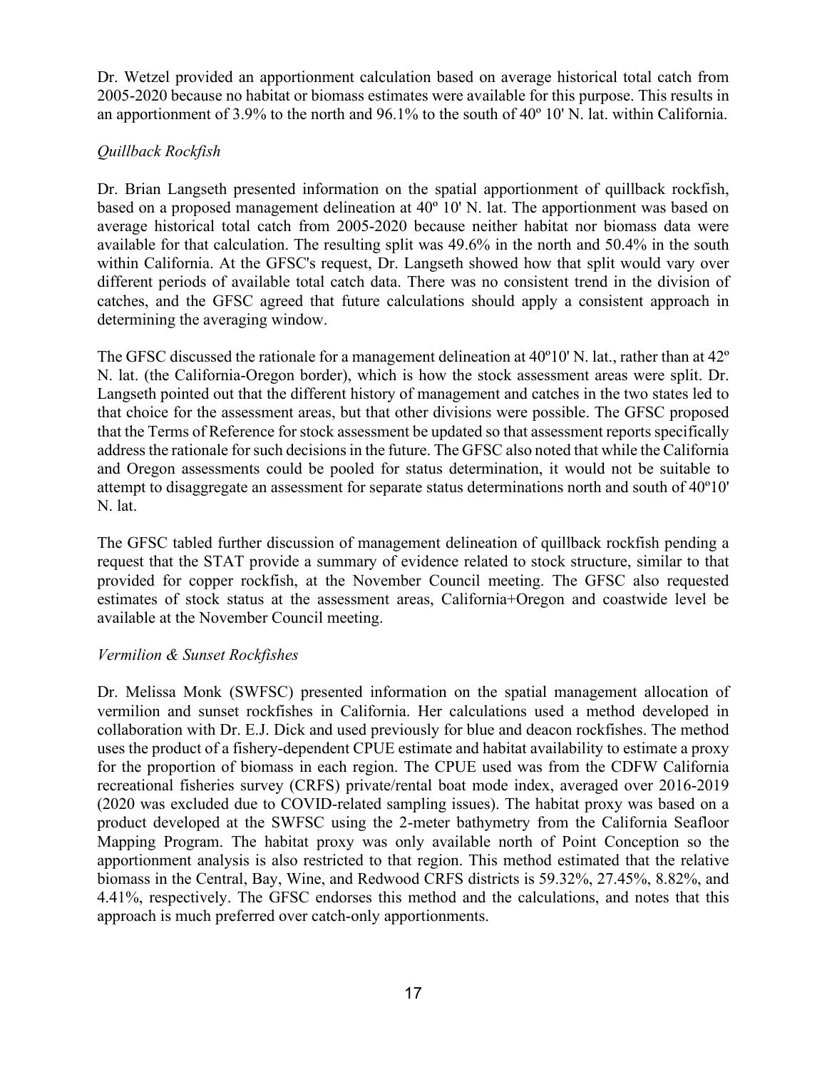Dr. Wetzel provided an apportionment calculation based on average historical total catch from 2005-2020 because no habitat or biomass estimates were available for this purpose. This results in an apportionment of 3.9% to the north and 96.1% to the south of 40º 10' N. lat. within California.

*Quillback Rockfish*

Dr. Brian Langseth presented information on the spatial apportionment of quillback rockfish, based on a proposed management delineation at 40º 10' N. lat. The apportionment was based on average historical total catch from 2005-2020 because neither habitat nor biomass data were available for that calculation. The resulting split was 49.6% in the north and 50.4% in the south within California. At the GFSC's request, Dr. Langseth showed how that split would vary over different periods of available total catch data. There was no consistent trend in the division of catches, and the GFSC agreed that future calculations should apply a consistent approach in determining the averaging window.

The GFSC discussed the rationale for a management delineation at 40º10' N. lat., rather than at 42º N. lat. (the California-Oregon border), which is how the stock assessment areas were split. Dr. Langseth pointed out that the different history of management and catches in the two states led to that choice for the assessment areas, but that other divisions were possible. The GFSC proposed that the Terms of Reference for stock assessment be updated so that assessment reports specifically address the rationale for such decisions in the future. The GFSC also noted that while the California and Oregon assessments could be pooled for status determination, it would not be suitable to attempt to disaggregate an assessment for separate status determinations north and south of 40º10' N. lat.

The GFSC tabled further discussion of management delineation of quillback rockfish pending a request that the STAT provide a summary of evidence related to stock structure, similar to that provided for copper rockfish, at the November Council meeting. The GFSC also requested estimates of stock status at the assessment areas, California+Oregon and coastwide level be available at the November Council meeting.

*Vermilion & Sunset Rockfishes*

Dr. Melissa Monk (SWFSC) presented information on the spatial management allocation of vermilion and sunset rockfishes in California. Her calculations used a method developed in collaboration with Dr. E.J. Dick and used previously for blue and deacon rockfishes. The method uses the product of a fishery-dependent CPUE estimate and habitat availability to estimate a proxy for the proportion of biomass in each region. The CPUE used was from the CDFW California recreational fisheries survey (CRFS) private/rental boat mode index, averaged over 2016-2019 (2020 was excluded due to COVID-related sampling issues). The habitat proxy was based on a product developed at the SWFSC using the 2-meter bathymetry from the California Seafloor Mapping Program. The habitat proxy was only available north of Point Conception so the apportionment analysis is also restricted to that region. This method estimated that the relative biomass in the Central, Bay, Wine, and Redwood CRFS districts is 59.32%, 27.45%, 8.82%, and 4.41%, respectively. The GFSC endorses this method and the calculations, and notes that this approach is much preferred over catch-only apportionments.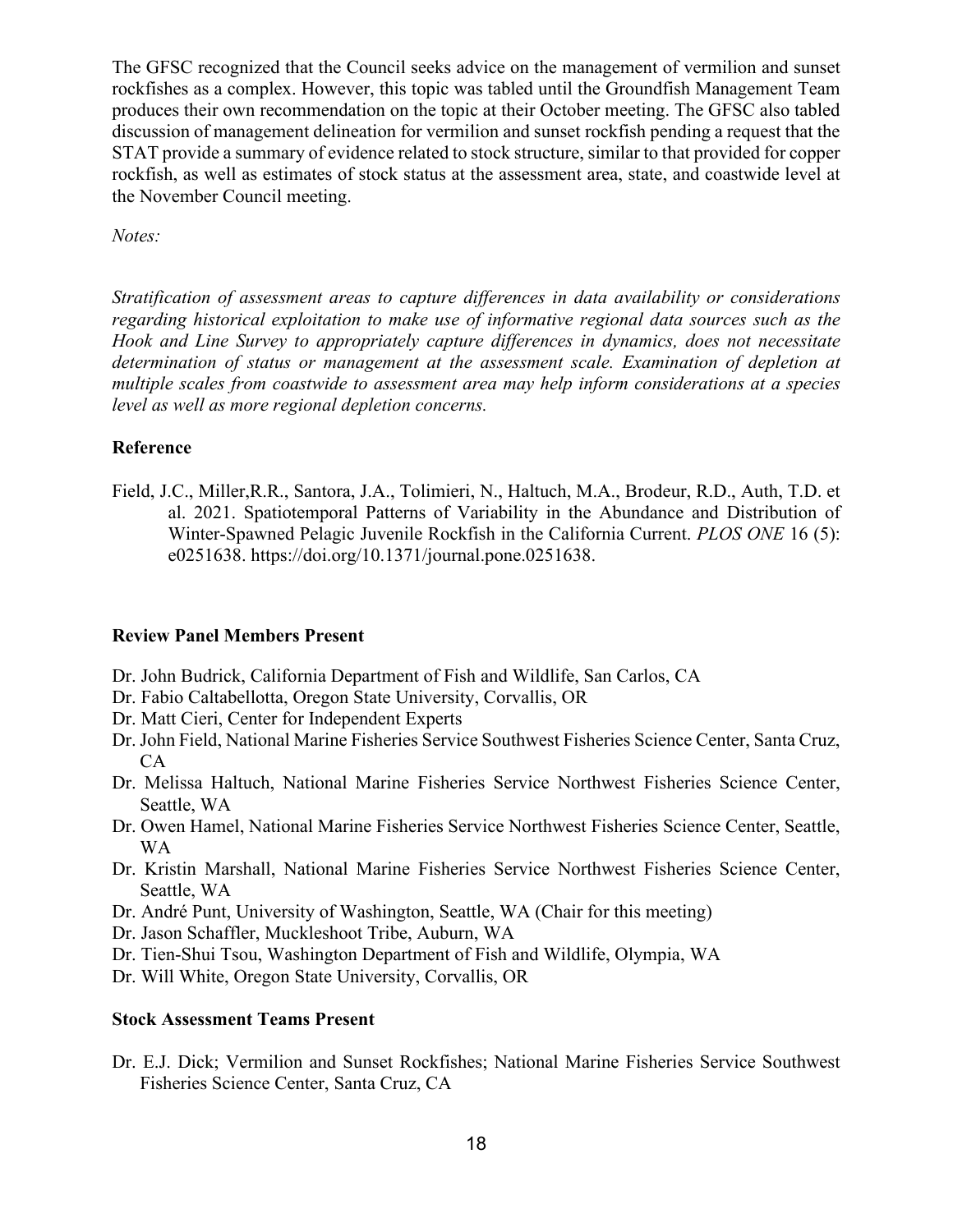The GFSC recognized that the Council seeks advice on the management of vermilion and sunset rockfishes as a complex. However, this topic was tabled until the Groundfish Management Team produces their own recommendation on the topic at their October meeting. The GFSC also tabled discussion of management delineation for vermilion and sunset rockfish pending a request that the STAT provide a summary of evidence related to stock structure, similar to that provided for copper rockfish, as well as estimates of stock status at the assessment area, state, and coastwide level at the November Council meeting.

*Notes:*

*Stratification of assessment areas to capture differences in data availability or considerations regarding historical exploitation to make use of informative regional data sources such as the Hook and Line Survey to appropriately capture differences in dynamics, does not necessitate determination of status or management at the assessment scale. Examination of depletion at multiple scales from coastwide to assessment area may help inform considerations at a species level as well as more regional depletion concerns.*

**Reference**

Field, J.C., Miller,R.R., Santora, J.A., Tolimieri, N., Haltuch, M.A., Brodeur, R.D., Auth, T.D. et al. 2021. Spatiotemporal Patterns of Variability in the Abundance and Distribution of Winter-Spawned Pelagic Juvenile Rockfish in the California Current. *PLOS ONE* 16 (5): e0251638. https://doi.org/10.1371/journal.pone.0251638.

**Review Panel Members Present**

- Dr. John Budrick, California Department of Fish and Wildlife, San Carlos, CA
- Dr. Fabio Caltabellotta, Oregon State University, Corvallis, OR
- Dr. Matt Cieri, Center for Independent Experts
- Dr. John Field, National Marine Fisheries Service Southwest Fisheries Science Center, Santa Cruz, CA
- Dr. Melissa Haltuch, National Marine Fisheries Service Northwest Fisheries Science Center, Seattle, WA
- Dr. Owen Hamel, National Marine Fisheries Service Northwest Fisheries Science Center, Seattle, WA
- Dr. Kristin Marshall, National Marine Fisheries Service Northwest Fisheries Science Center, Seattle, WA
- Dr. André Punt, University of Washington, Seattle, WA (Chair for this meeting)
- Dr. Jason Schaffler, Muckleshoot Tribe, Auburn, WA
- Dr. Tien-Shui Tsou, Washington Department of Fish and Wildlife, Olympia, WA
- Dr. Will White, Oregon State University, Corvallis, OR

**Stock Assessment Teams Present**

- Dr. E.J. Dick; Vermilion and Sunset Rockfishes; National Marine Fisheries Service Southwest Fisheries Science Center, Santa Cruz, CA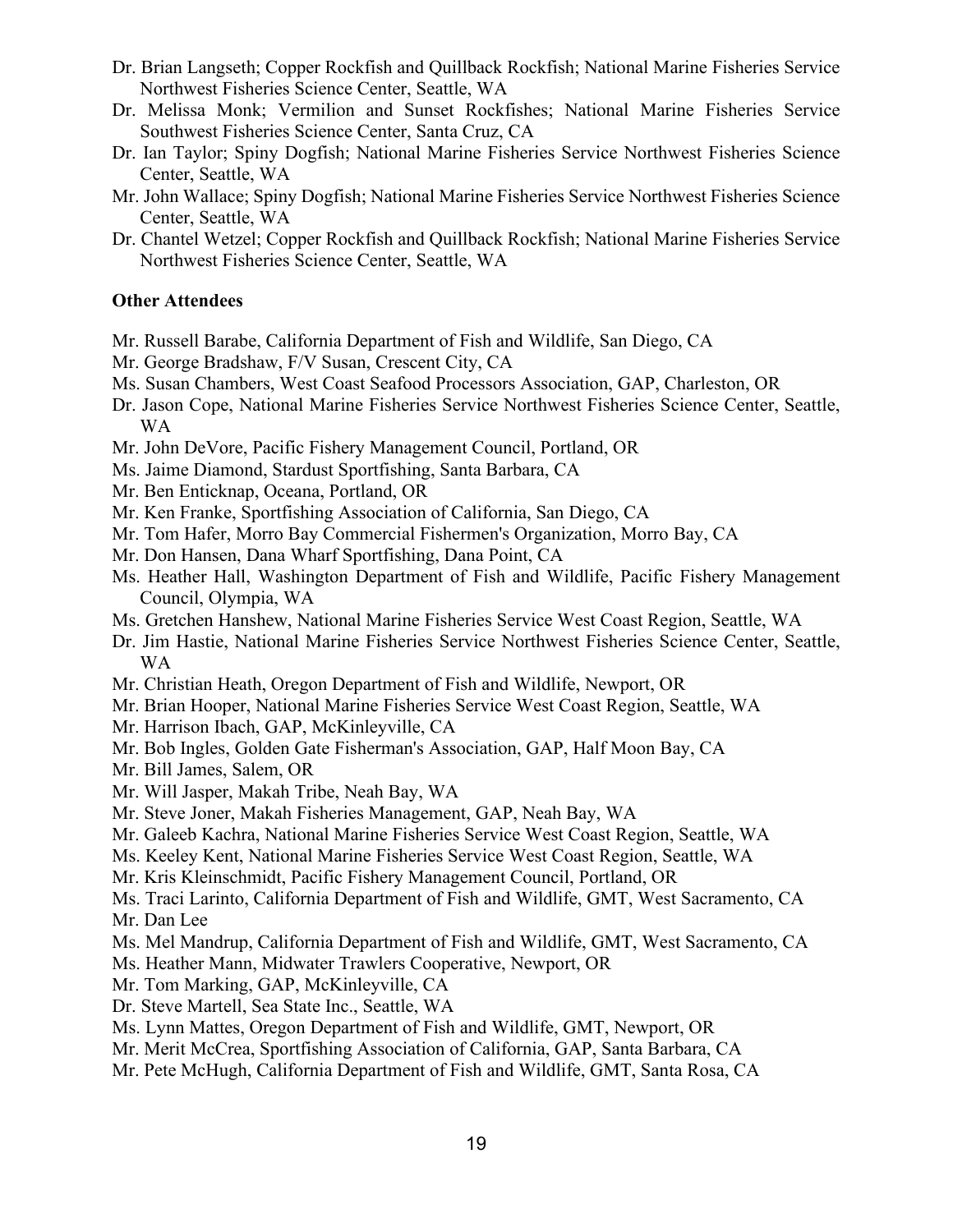Dr. Brian Langseth; Copper Rockfish and Quillback Rockfish; National Marine Fisheries Service Northwest Fisheries Science Center, Seattle, WA

Dr. Melissa Monk; Vermilion and Sunset Rockfishes; National Marine Fisheries Service Southwest Fisheries Science Center, Santa Cruz, CA

Dr. Ian Taylor; Spiny Dogfish; National Marine Fisheries Service Northwest Fisheries Science Center, Seattle, WA

Mr. John Wallace; Spiny Dogfish; National Marine Fisheries Service Northwest Fisheries Science Center, Seattle, WA

Dr. Chantel Wetzel; Copper Rockfish and Quillback Rockfish; National Marine Fisheries Service Northwest Fisheries Science Center, Seattle, WA

**Other Attendees**

Mr. Russell Barabe, California Department of Fish and Wildlife, San Diego, CA

Mr. George Bradshaw, F/V Susan, Crescent City, CA

Ms. Susan Chambers, West Coast Seafood Processors Association, GAP, Charleston, OR

Dr. Jason Cope, National Marine Fisheries Service Northwest Fisheries Science Center, Seattle, WA

Mr. John DeVore, Pacific Fishery Management Council, Portland, OR

Ms. Jaime Diamond, Stardust Sportfishing, Santa Barbara, CA

Mr. Ben Enticknap, Oceana, Portland, OR

Mr. Ken Franke, Sportfishing Association of California, San Diego, CA

Mr. Tom Hafer, Morro Bay Commercial Fishermen's Organization, Morro Bay, CA

Mr. Don Hansen, Dana Wharf Sportfishing, Dana Point, CA

Ms. Heather Hall, Washington Department of Fish and Wildlife, Pacific Fishery Management Council, Olympia, WA

Ms. Gretchen Hanshew, National Marine Fisheries Service West Coast Region, Seattle, WA

Dr. Jim Hastie, National Marine Fisheries Service Northwest Fisheries Science Center, Seattle, WA

Mr. Christian Heath, Oregon Department of Fish and Wildlife, Newport, OR

Mr. Brian Hooper, National Marine Fisheries Service West Coast Region, Seattle, WA

Mr. Harrison Ibach, GAP, McKinleyville, CA

Mr. Bob Ingles, Golden Gate Fisherman's Association, GAP, Half Moon Bay, CA

Mr. Bill James, Salem, OR

Mr. Will Jasper, Makah Tribe, Neah Bay, WA

Mr. Steve Joner, Makah Fisheries Management, GAP, Neah Bay, WA

Mr. Galeeb Kachra, National Marine Fisheries Service West Coast Region, Seattle, WA

Ms. Keeley Kent, National Marine Fisheries Service West Coast Region, Seattle, WA

Mr. Kris Kleinschmidt, Pacific Fishery Management Council, Portland, OR

Ms. Traci Larinto, California Department of Fish and Wildlife, GMT, West Sacramento, CA

Mr. Dan Lee

Ms. Mel Mandrup, California Department of Fish and Wildlife, GMT, West Sacramento, CA

Ms. Heather Mann, Midwater Trawlers Cooperative, Newport, OR

Mr. Tom Marking, GAP, McKinleyville, CA

Dr. Steve Martell, Sea State Inc., Seattle, WA

Ms. Lynn Mattes, Oregon Department of Fish and Wildlife, GMT, Newport, OR

Mr. Merit McCrea, Sportfishing Association of California, GAP, Santa Barbara, CA

Mr. Pete McHugh, California Department of Fish and Wildlife, GMT, Santa Rosa, CA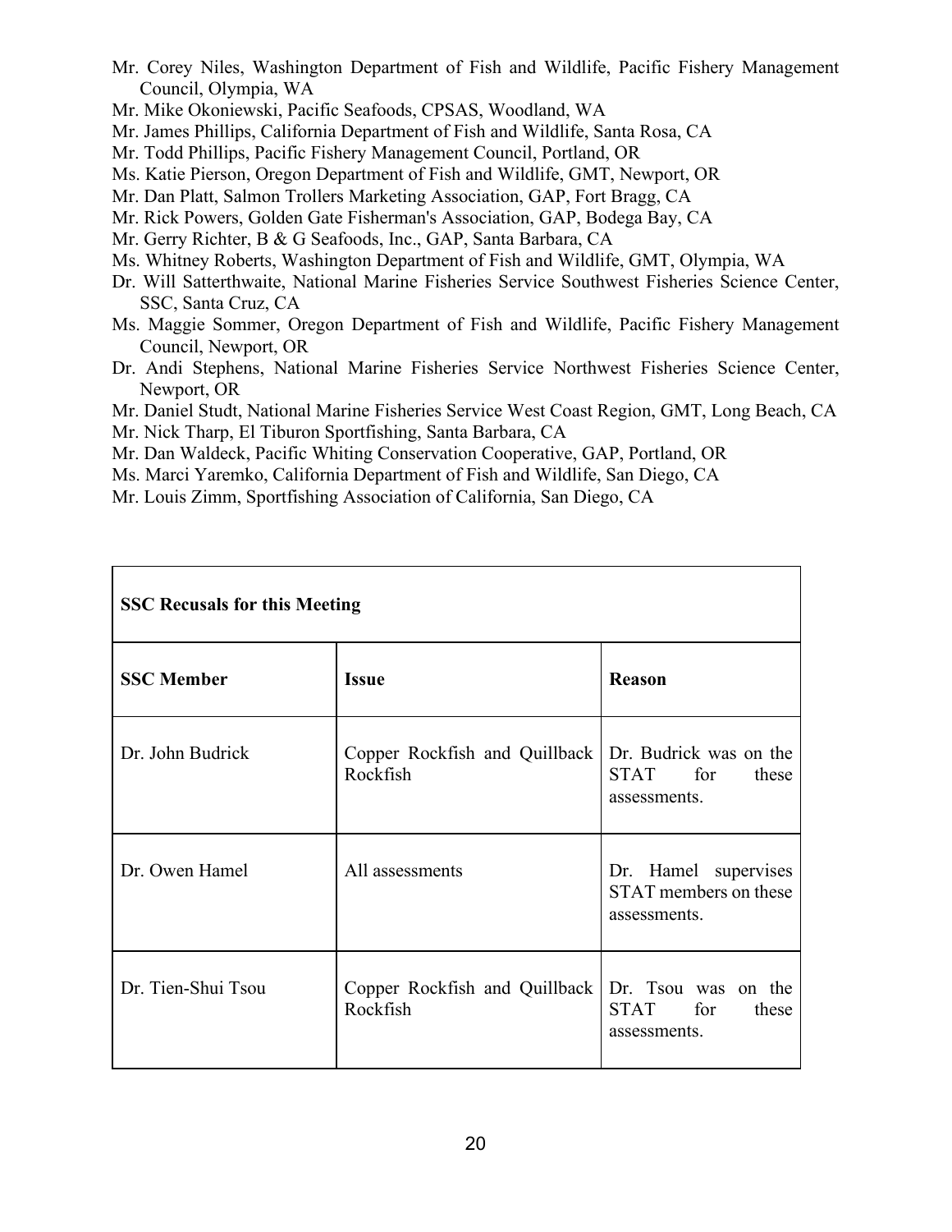Mr. Corey Niles, Washington Department of Fish and Wildlife, Pacific Fishery Management Council, Olympia, WA
Mr. Mike Okoniewski, Pacific Seafoods, CPSAS, Woodland, WA
Mr. James Phillips, California Department of Fish and Wildlife, Santa Rosa, CA
Mr. Todd Phillips, Pacific Fishery Management Council, Portland, OR
Ms. Katie Pierson, Oregon Department of Fish and Wildlife, GMT, Newport, OR
Mr. Dan Platt, Salmon Trollers Marketing Association, GAP, Fort Bragg, CA
Mr. Rick Powers, Golden Gate Fisherman's Association, GAP, Bodega Bay, CA
Mr. Gerry Richter, B & G Seafoods, Inc., GAP, Santa Barbara, CA
Ms. Whitney Roberts, Washington Department of Fish and Wildlife, GMT, Olympia, WA
Dr. Will Satterthwaite, National Marine Fisheries Service Southwest Fisheries Science Center, SSC, Santa Cruz, CA
Ms. Maggie Sommer, Oregon Department of Fish and Wildlife, Pacific Fishery Management Council, Newport, OR
Dr. Andi Stephens, National Marine Fisheries Service Northwest Fisheries Science Center, Newport, OR
Mr. Daniel Studt, National Marine Fisheries Service West Coast Region, GMT, Long Beach, CA
Mr. Nick Tharp, El Tiburon Sportfishing, Santa Barbara, CA
Mr. Dan Waldeck, Pacific Whiting Conservation Cooperative, GAP, Portland, OR
Ms. Marci Yaremko, California Department of Fish and Wildlife, San Diego, CA
Mr. Louis Zimm, Sportfishing Association of California, San Diego, CA

| **SSC Recusals for this Meeting** | | |
|---|---|---|
| **SSC Member** | **Issue** | **Reason** |
| Dr. John Budrick | Copper Rockfish and Quillback Rockfish | Dr. Budrick was on the STAT for these assessments. |
| Dr. Owen Hamel | All assessments | Dr. Hamel supervises STAT members on these assessments. |
| Dr. Tien-Shui Tsou | Copper Rockfish and Quillback Rockfish | Dr. Tsou was on the STAT for these assessments. |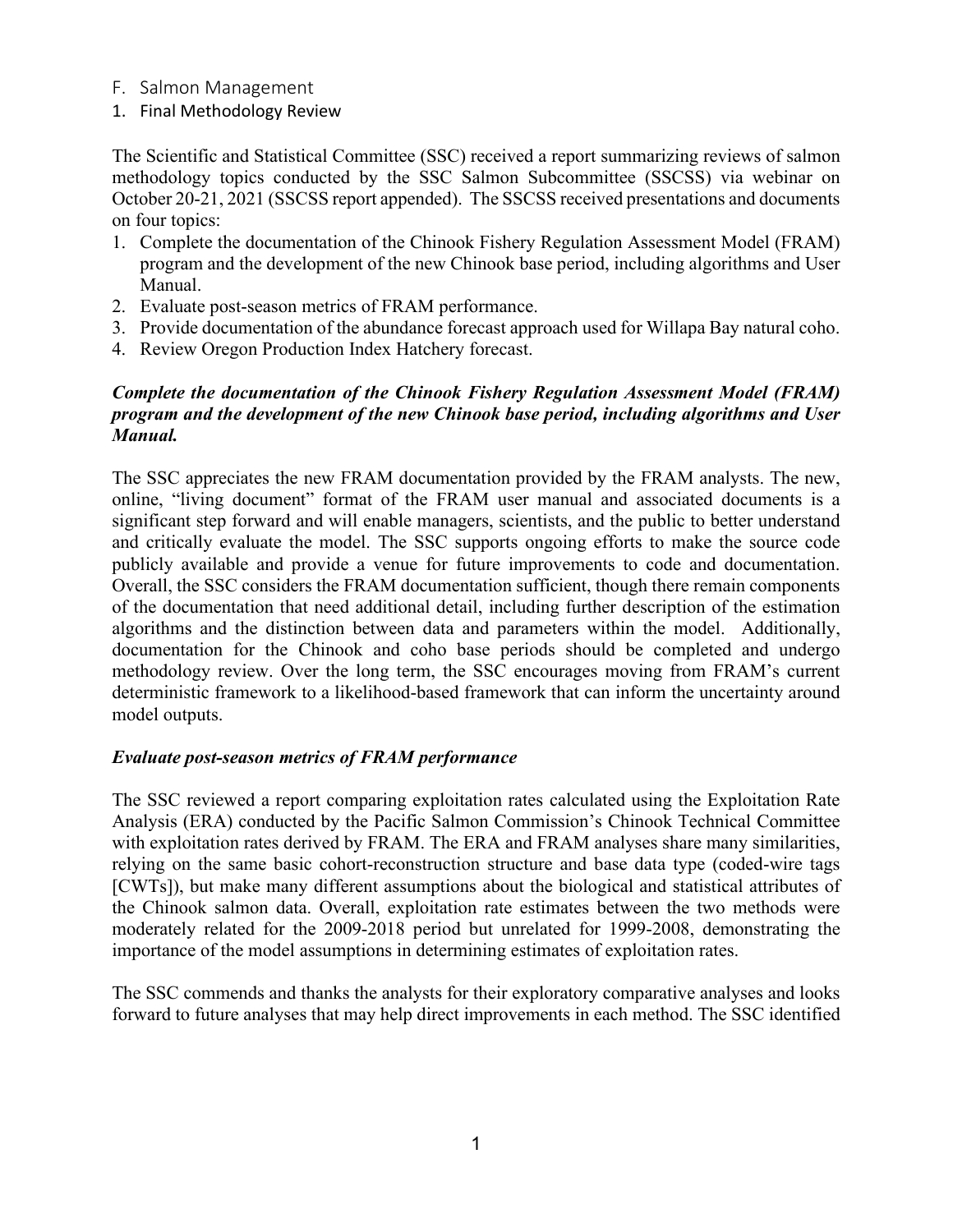## F. Salmon Management

### 1. Final Methodology Review

The Scientific and Statistical Committee (SSC) received a report summarizing reviews of salmon methodology topics conducted by the SSC Salmon Subcommittee (SSCSS) via webinar on October 20-21, 2021 (SSCSS report appended). The SSCSS received presentations and documents on four topics:

1. Complete the documentation of the Chinook Fishery Regulation Assessment Model (FRAM) program and the development of the new Chinook base period, including algorithms and User Manual.
2. Evaluate post-season metrics of FRAM performance.
3. Provide documentation of the abundance forecast approach used for Willapa Bay natural coho.
4. Review Oregon Production Index Hatchery forecast.

***Complete the documentation of the Chinook Fishery Regulation Assessment Model (FRAM) program and the development of the new Chinook base period, including algorithms and User Manual.***

The SSC appreciates the new FRAM documentation provided by the FRAM analysts. The new, online, "living document" format of the FRAM user manual and associated documents is a significant step forward and will enable managers, scientists, and the public to better understand and critically evaluate the model. The SSC supports ongoing efforts to make the source code publicly available and provide a venue for future improvements to code and documentation. Overall, the SSC considers the FRAM documentation sufficient, though there remain components of the documentation that need additional detail, including further description of the estimation algorithms and the distinction between data and parameters within the model. Additionally, documentation for the Chinook and coho base periods should be completed and undergo methodology review. Over the long term, the SSC encourages moving from FRAM's current deterministic framework to a likelihood-based framework that can inform the uncertainty around model outputs.

***Evaluate post-season metrics of FRAM performance***

The SSC reviewed a report comparing exploitation rates calculated using the Exploitation Rate Analysis (ERA) conducted by the Pacific Salmon Commission's Chinook Technical Committee with exploitation rates derived by FRAM. The ERA and FRAM analyses share many similarities, relying on the same basic cohort-reconstruction structure and base data type (coded-wire tags [CWTs]), but make many different assumptions about the biological and statistical attributes of the Chinook salmon data. Overall, exploitation rate estimates between the two methods were moderately related for the 2009-2018 period but unrelated for 1999-2008, demonstrating the importance of the model assumptions in determining estimates of exploitation rates.

The SSC commends and thanks the analysts for their exploratory comparative analyses and looks forward to future analyses that may help direct improvements in each method. The SSC identified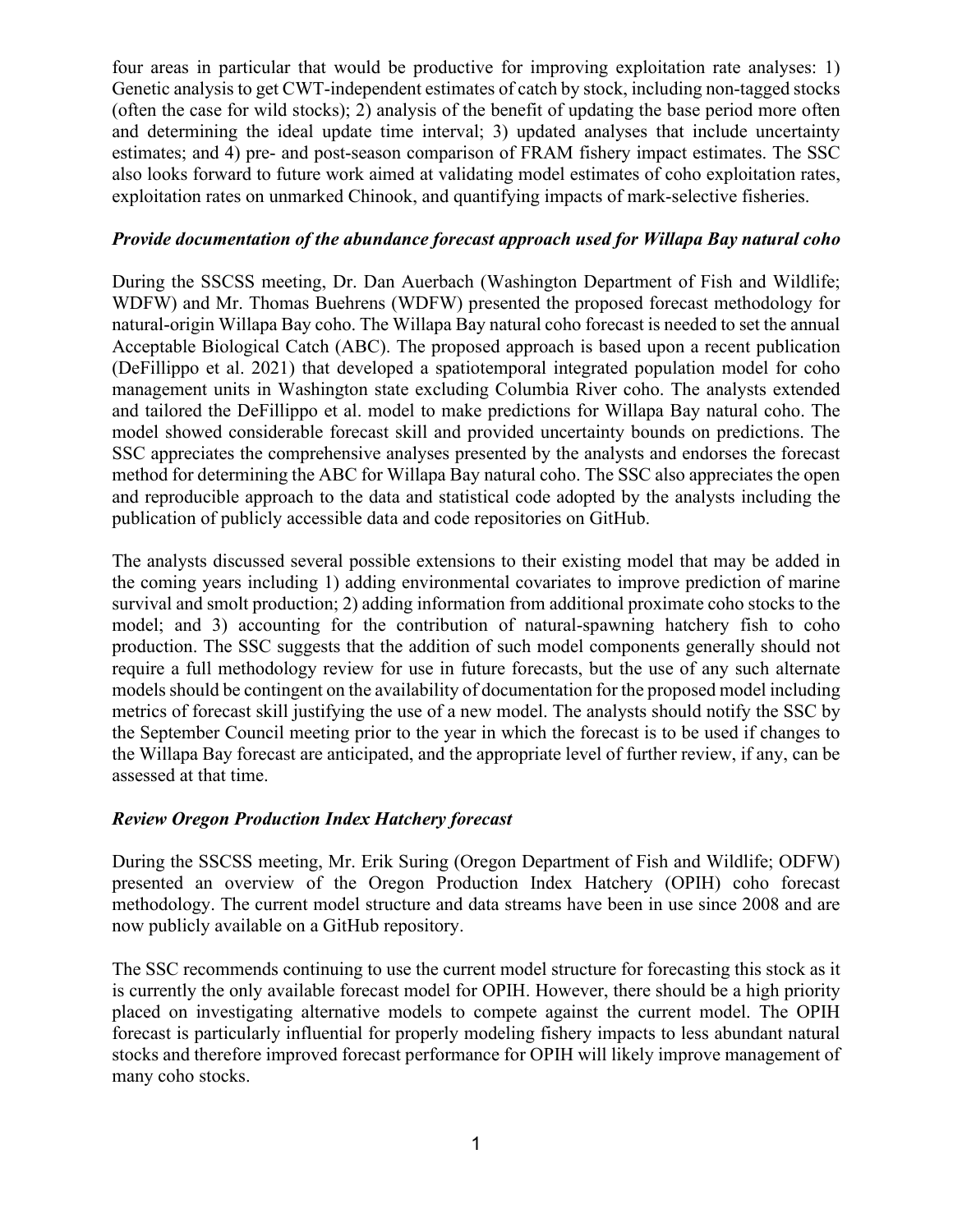four areas in particular that would be productive for improving exploitation rate analyses: 1) Genetic analysis to get CWT-independent estimates of catch by stock, including non-tagged stocks (often the case for wild stocks); 2) analysis of the benefit of updating the base period more often and determining the ideal update time interval; 3) updated analyses that include uncertainty estimates; and 4) pre- and post-season comparison of FRAM fishery impact estimates. The SSC also looks forward to future work aimed at validating model estimates of coho exploitation rates, exploitation rates on unmarked Chinook, and quantifying impacts of mark-selective fisheries.

### *Provide documentation of the abundance forecast approach used for Willapa Bay natural coho*

During the SSCSS meeting, Dr. Dan Auerbach (Washington Department of Fish and Wildlife; WDFW) and Mr. Thomas Buehrens (WDFW) presented the proposed forecast methodology for natural-origin Willapa Bay coho. The Willapa Bay natural coho forecast is needed to set the annual Acceptable Biological Catch (ABC). The proposed approach is based upon a recent publication (DeFillippo et al. 2021) that developed a spatiotemporal integrated population model for coho management units in Washington state excluding Columbia River coho. The analysts extended and tailored the DeFillippo et al. model to make predictions for Willapa Bay natural coho. The model showed considerable forecast skill and provided uncertainty bounds on predictions. The SSC appreciates the comprehensive analyses presented by the analysts and endorses the forecast method for determining the ABC for Willapa Bay natural coho. The SSC also appreciates the open and reproducible approach to the data and statistical code adopted by the analysts including the publication of publicly accessible data and code repositories on GitHub.

The analysts discussed several possible extensions to their existing model that may be added in the coming years including 1) adding environmental covariates to improve prediction of marine survival and smolt production; 2) adding information from additional proximate coho stocks to the model; and 3) accounting for the contribution of natural-spawning hatchery fish to coho production. The SSC suggests that the addition of such model components generally should not require a full methodology review for use in future forecasts, but the use of any such alternate models should be contingent on the availability of documentation for the proposed model including metrics of forecast skill justifying the use of a new model. The analysts should notify the SSC by the September Council meeting prior to the year in which the forecast is to be used if changes to the Willapa Bay forecast are anticipated, and the appropriate level of further review, if any, can be assessed at that time.

### *Review Oregon Production Index Hatchery forecast*

During the SSCSS meeting, Mr. Erik Suring (Oregon Department of Fish and Wildlife; ODFW) presented an overview of the Oregon Production Index Hatchery (OPIH) coho forecast methodology. The current model structure and data streams have been in use since 2008 and are now publicly available on a GitHub repository.

The SSC recommends continuing to use the current model structure for forecasting this stock as it is currently the only available forecast model for OPIH. However, there should be a high priority placed on investigating alternative models to compete against the current model. The OPIH forecast is particularly influential for properly modeling fishery impacts to less abundant natural stocks and therefore improved forecast performance for OPIH will likely improve management of many coho stocks.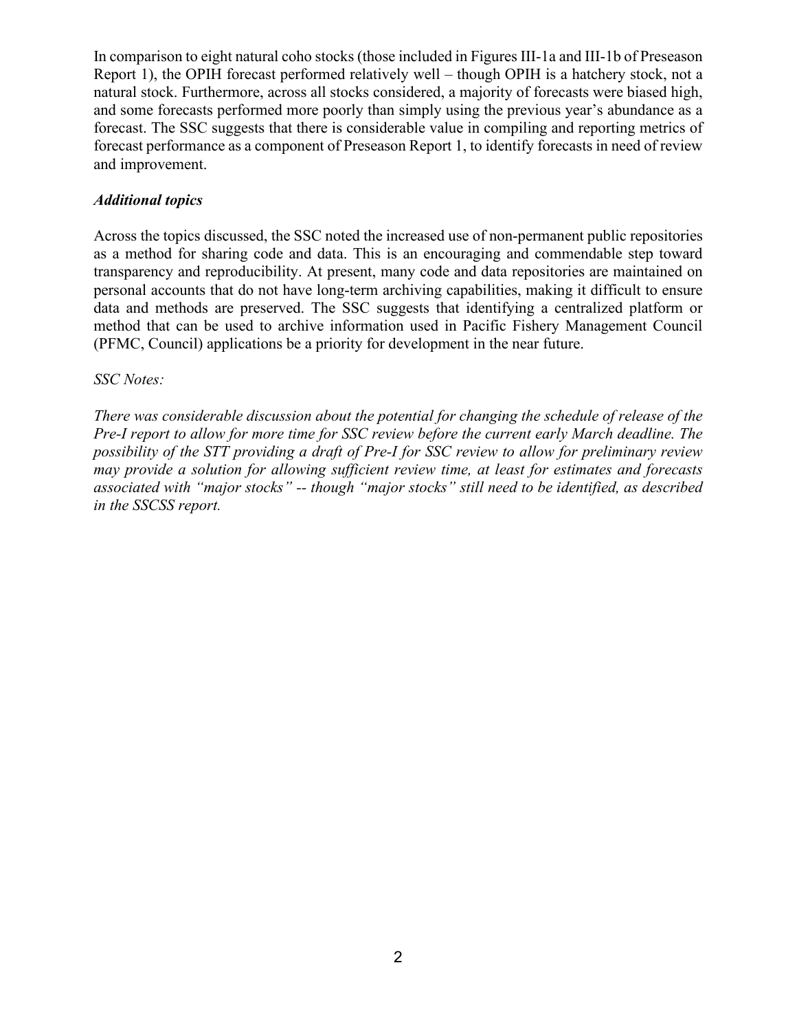In comparison to eight natural coho stocks (those included in Figures III-1a and III-1b of Preseason Report 1), the OPIH forecast performed relatively well – though OPIH is a hatchery stock, not a natural stock. Furthermore, across all stocks considered, a majority of forecasts were biased high, and some forecasts performed more poorly than simply using the previous year's abundance as a forecast. The SSC suggests that there is considerable value in compiling and reporting metrics of forecast performance as a component of Preseason Report 1, to identify forecasts in need of review and improvement.

***Additional topics***

Across the topics discussed, the SSC noted the increased use of non-permanent public repositories as a method for sharing code and data. This is an encouraging and commendable step toward transparency and reproducibility. At present, many code and data repositories are maintained on personal accounts that do not have long-term archiving capabilities, making it difficult to ensure data and methods are preserved. The SSC suggests that identifying a centralized platform or method that can be used to archive information used in Pacific Fishery Management Council (PFMC, Council) applications be a priority for development in the near future.

*SSC Notes:*

*There was considerable discussion about the potential for changing the schedule of release of the Pre-I report to allow for more time for SSC review before the current early March deadline. The possibility of the STT providing a draft of Pre-I for SSC review to allow for preliminary review may provide a solution for allowing sufficient review time, at least for estimates and forecasts associated with "major stocks" -- though "major stocks" still need to be identified, as described in the SSCSS report.*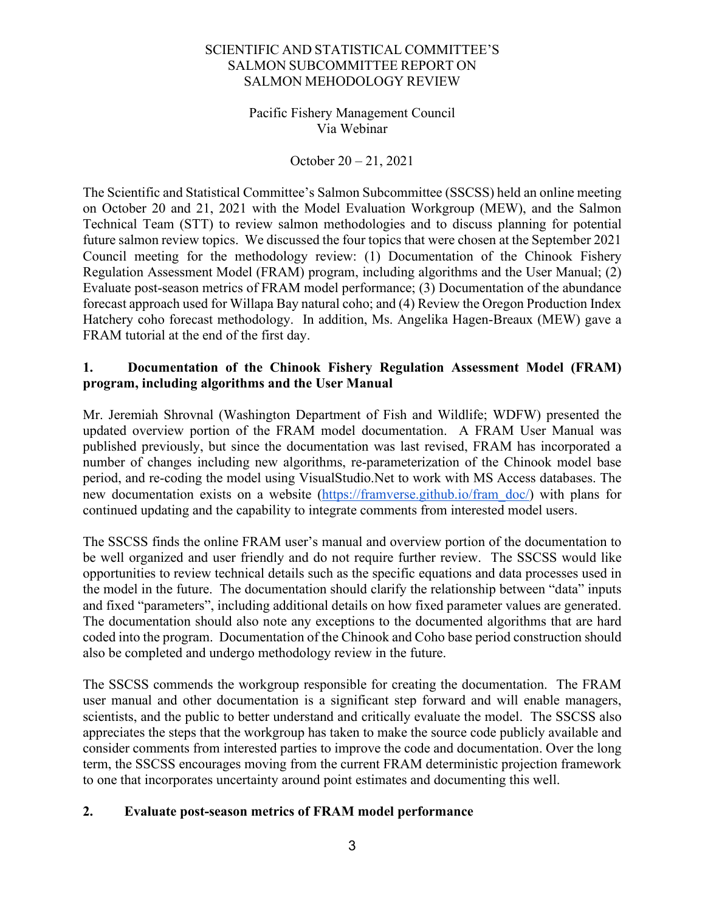SCIENTIFIC AND STATISTICAL COMMITTEE'S
SALMON SUBCOMMITTEE REPORT ON
SALMON MEHODOLOGY REVIEW

Pacific Fishery Management Council
Via Webinar

October 20 – 21, 2021

The Scientific and Statistical Committee's Salmon Subcommittee (SSCSS) held an online meeting on October 20 and 21, 2021 with the Model Evaluation Workgroup (MEW), and the Salmon Technical Team (STT) to review salmon methodologies and to discuss planning for potential future salmon review topics. We discussed the four topics that were chosen at the September 2021 Council meeting for the methodology review: (1) Documentation of the Chinook Fishery Regulation Assessment Model (FRAM) program, including algorithms and the User Manual; (2) Evaluate post-season metrics of FRAM model performance; (3) Documentation of the abundance forecast approach used for Willapa Bay natural coho; and (4) Review the Oregon Production Index Hatchery coho forecast methodology. In addition, Ms. Angelika Hagen-Breaux (MEW) gave a FRAM tutorial at the end of the first day.

## 1. Documentation of the Chinook Fishery Regulation Assessment Model (FRAM) program, including algorithms and the User Manual

Mr. Jeremiah Shrovnal (Washington Department of Fish and Wildlife; WDFW) presented the updated overview portion of the FRAM model documentation. A FRAM User Manual was published previously, but since the documentation was last revised, FRAM has incorporated a number of changes including new algorithms, re-parameterization of the Chinook model base period, and re-coding the model using VisualStudio.Net to work with MS Access databases. The new documentation exists on a website (https://framverse.github.io/fram_doc/) with plans for continued updating and the capability to integrate comments from interested model users.

The SSCSS finds the online FRAM user's manual and overview portion of the documentation to be well organized and user friendly and do not require further review. The SSCSS would like opportunities to review technical details such as the specific equations and data processes used in the model in the future. The documentation should clarify the relationship between "data" inputs and fixed "parameters", including additional details on how fixed parameter values are generated. The documentation should also note any exceptions to the documented algorithms that are hard coded into the program. Documentation of the Chinook and Coho base period construction should also be completed and undergo methodology review in the future.

The SSCSS commends the workgroup responsible for creating the documentation. The FRAM user manual and other documentation is a significant step forward and will enable managers, scientists, and the public to better understand and critically evaluate the model. The SSCSS also appreciates the steps that the workgroup has taken to make the source code publicly available and consider comments from interested parties to improve the code and documentation. Over the long term, the SSCSS encourages moving from the current FRAM deterministic projection framework to one that incorporates uncertainty around point estimates and documenting this well.

## 2. Evaluate post-season metrics of FRAM model performance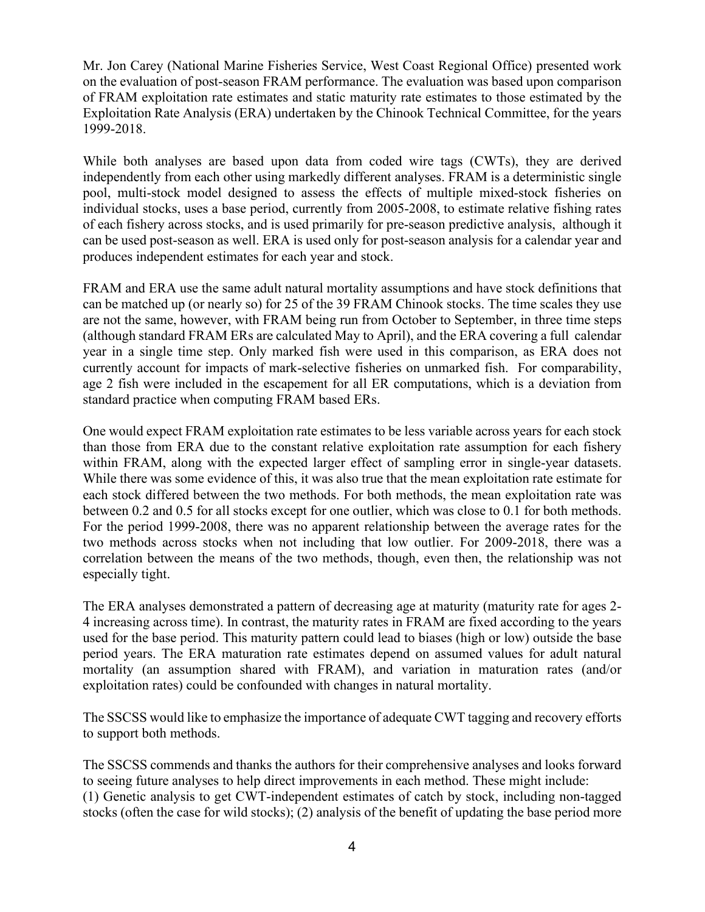Mr. Jon Carey (National Marine Fisheries Service, West Coast Regional Office) presented work on the evaluation of post-season FRAM performance. The evaluation was based upon comparison of FRAM exploitation rate estimates and static maturity rate estimates to those estimated by the Exploitation Rate Analysis (ERA) undertaken by the Chinook Technical Committee, for the years 1999-2018.

While both analyses are based upon data from coded wire tags (CWTs), they are derived independently from each other using markedly different analyses. FRAM is a deterministic single pool, multi-stock model designed to assess the effects of multiple mixed-stock fisheries on individual stocks, uses a base period, currently from 2005-2008, to estimate relative fishing rates of each fishery across stocks, and is used primarily for pre-season predictive analysis, although it can be used post-season as well. ERA is used only for post-season analysis for a calendar year and produces independent estimates for each year and stock.

FRAM and ERA use the same adult natural mortality assumptions and have stock definitions that can be matched up (or nearly so) for 25 of the 39 FRAM Chinook stocks. The time scales they use are not the same, however, with FRAM being run from October to September, in three time steps (although standard FRAM ERs are calculated May to April), and the ERA covering a full calendar year in a single time step. Only marked fish were used in this comparison, as ERA does not currently account for impacts of mark-selective fisheries on unmarked fish. For comparability, age 2 fish were included in the escapement for all ER computations, which is a deviation from standard practice when computing FRAM based ERs.

One would expect FRAM exploitation rate estimates to be less variable across years for each stock than those from ERA due to the constant relative exploitation rate assumption for each fishery within FRAM, along with the expected larger effect of sampling error in single-year datasets. While there was some evidence of this, it was also true that the mean exploitation rate estimate for each stock differed between the two methods. For both methods, the mean exploitation rate was between 0.2 and 0.5 for all stocks except for one outlier, which was close to 0.1 for both methods. For the period 1999-2008, there was no apparent relationship between the average rates for the two methods across stocks when not including that low outlier. For 2009-2018, there was a correlation between the means of the two methods, though, even then, the relationship was not especially tight.

The ERA analyses demonstrated a pattern of decreasing age at maturity (maturity rate for ages 2-4 increasing across time). In contrast, the maturity rates in FRAM are fixed according to the years used for the base period. This maturity pattern could lead to biases (high or low) outside the base period years. The ERA maturation rate estimates depend on assumed values for adult natural mortality (an assumption shared with FRAM), and variation in maturation rates (and/or exploitation rates) could be confounded with changes in natural mortality.

The SSCSS would like to emphasize the importance of adequate CWT tagging and recovery efforts to support both methods.

The SSCSS commends and thanks the authors for their comprehensive analyses and looks forward to seeing future analyses to help direct improvements in each method. These might include: (1) Genetic analysis to get CWT-independent estimates of catch by stock, including non-tagged stocks (often the case for wild stocks); (2) analysis of the benefit of updating the base period more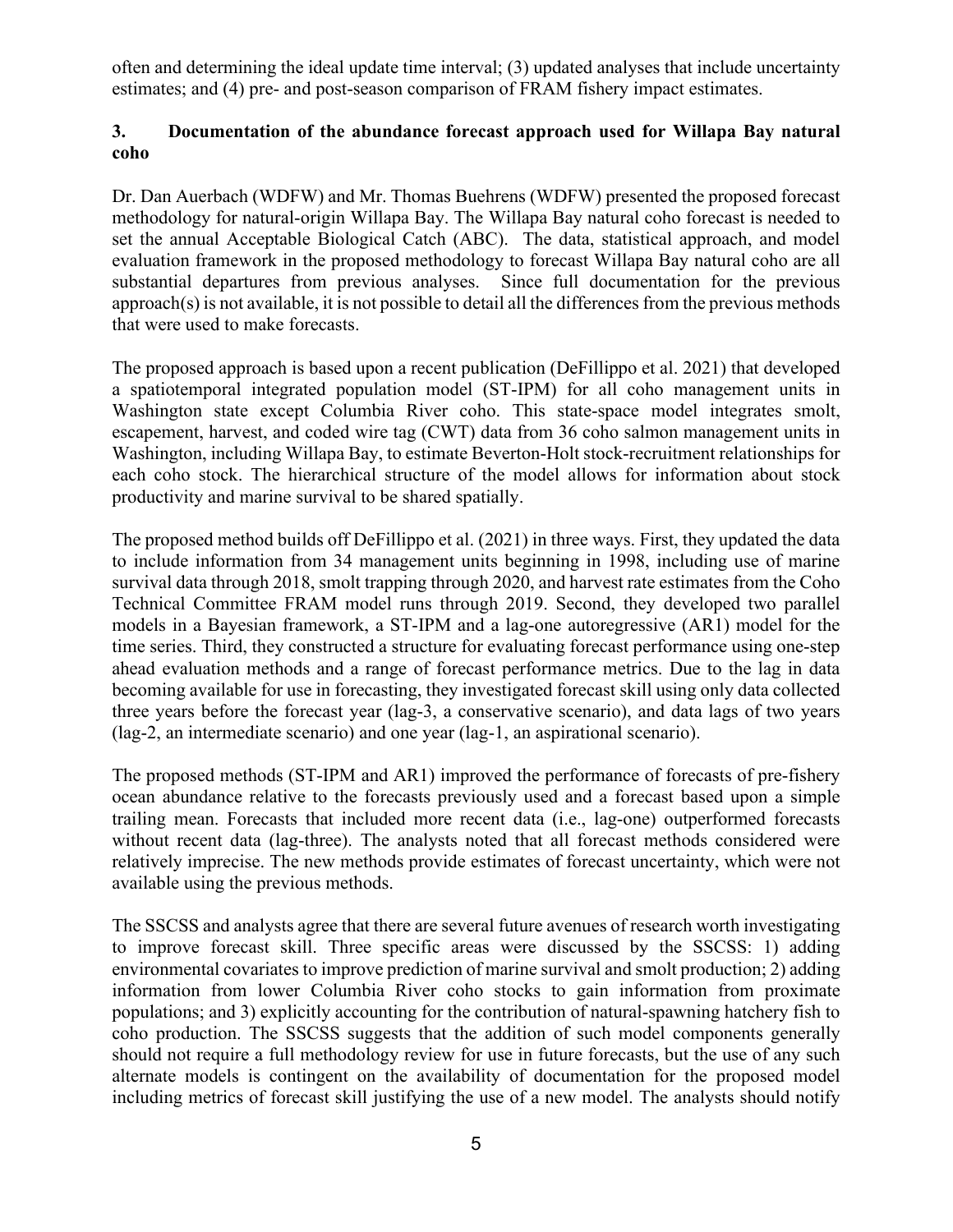often and determining the ideal update time interval; (3) updated analyses that include uncertainty estimates; and (4) pre- and post-season comparison of FRAM fishery impact estimates.

### 3. Documentation of the abundance forecast approach used for Willapa Bay natural coho

Dr. Dan Auerbach (WDFW) and Mr. Thomas Buehrens (WDFW) presented the proposed forecast methodology for natural-origin Willapa Bay. The Willapa Bay natural coho forecast is needed to set the annual Acceptable Biological Catch (ABC). The data, statistical approach, and model evaluation framework in the proposed methodology to forecast Willapa Bay natural coho are all substantial departures from previous analyses. Since full documentation for the previous approach(s) is not available, it is not possible to detail all the differences from the previous methods that were used to make forecasts.

The proposed approach is based upon a recent publication (DeFillippo et al. 2021) that developed a spatiotemporal integrated population model (ST-IPM) for all coho management units in Washington state except Columbia River coho. This state-space model integrates smolt, escapement, harvest, and coded wire tag (CWT) data from 36 coho salmon management units in Washington, including Willapa Bay, to estimate Beverton-Holt stock-recruitment relationships for each coho stock. The hierarchical structure of the model allows for information about stock productivity and marine survival to be shared spatially.

The proposed method builds off DeFillippo et al. (2021) in three ways. First, they updated the data to include information from 34 management units beginning in 1998, including use of marine survival data through 2018, smolt trapping through 2020, and harvest rate estimates from the Coho Technical Committee FRAM model runs through 2019. Second, they developed two parallel models in a Bayesian framework, a ST-IPM and a lag-one autoregressive (AR1) model for the time series. Third, they constructed a structure for evaluating forecast performance using one-step ahead evaluation methods and a range of forecast performance metrics. Due to the lag in data becoming available for use in forecasting, they investigated forecast skill using only data collected three years before the forecast year (lag-3, a conservative scenario), and data lags of two years (lag-2, an intermediate scenario) and one year (lag-1, an aspirational scenario).

The proposed methods (ST-IPM and AR1) improved the performance of forecasts of pre-fishery ocean abundance relative to the forecasts previously used and a forecast based upon a simple trailing mean. Forecasts that included more recent data (i.e., lag-one) outperformed forecasts without recent data (lag-three). The analysts noted that all forecast methods considered were relatively imprecise. The new methods provide estimates of forecast uncertainty, which were not available using the previous methods.

The SSCSS and analysts agree that there are several future avenues of research worth investigating to improve forecast skill. Three specific areas were discussed by the SSCSS: 1) adding environmental covariates to improve prediction of marine survival and smolt production; 2) adding information from lower Columbia River coho stocks to gain information from proximate populations; and 3) explicitly accounting for the contribution of natural-spawning hatchery fish to coho production. The SSCSS suggests that the addition of such model components generally should not require a full methodology review for use in future forecasts, but the use of any such alternate models is contingent on the availability of documentation for the proposed model including metrics of forecast skill justifying the use of a new model. The analysts should notify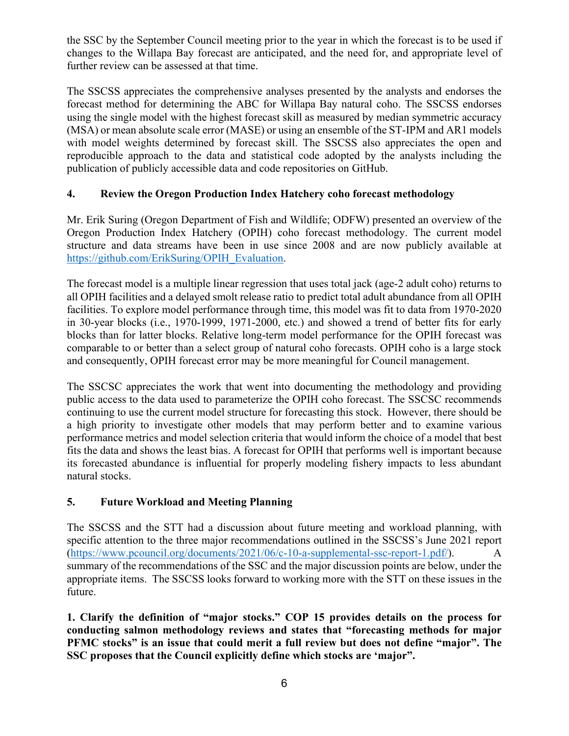the SSC by the September Council meeting prior to the year in which the forecast is to be used if changes to the Willapa Bay forecast are anticipated, and the need for, and appropriate level of further review can be assessed at that time.

The SSCSS appreciates the comprehensive analyses presented by the analysts and endorses the forecast method for determining the ABC for Willapa Bay natural coho. The SSCSS endorses using the single model with the highest forecast skill as measured by median symmetric accuracy (MSA) or mean absolute scale error (MASE) or using an ensemble of the ST-IPM and AR1 models with model weights determined by forecast skill. The SSCSS also appreciates the open and reproducible approach to the data and statistical code adopted by the analysts including the publication of publicly accessible data and code repositories on GitHub.

## 4. Review the Oregon Production Index Hatchery coho forecast methodology

Mr. Erik Suring (Oregon Department of Fish and Wildlife; ODFW) presented an overview of the Oregon Production Index Hatchery (OPIH) coho forecast methodology. The current model structure and data streams have been in use since 2008 and are now publicly available at [https://github.com/ErikSuring/OPIH_Evaluation](https://github.com/ErikSuring/OPIH_Evaluation).

The forecast model is a multiple linear regression that uses total jack (age-2 adult coho) returns to all OPIH facilities and a delayed smolt release ratio to predict total adult abundance from all OPIH facilities. To explore model performance through time, this model was fit to data from 1970-2020 in 30-year blocks (i.e., 1970-1999, 1971-2000, etc.) and showed a trend of better fits for early blocks than for latter blocks. Relative long-term model performance for the OPIH forecast was comparable to or better than a select group of natural coho forecasts. OPIH coho is a large stock and consequently, OPIH forecast error may be more meaningful for Council management.

The SSCSC appreciates the work that went into documenting the methodology and providing public access to the data used to parameterize the OPIH coho forecast. The SSCSC recommends continuing to use the current model structure for forecasting this stock. However, there should be a high priority to investigate other models that may perform better and to examine various performance metrics and model selection criteria that would inform the choice of a model that best fits the data and shows the least bias. A forecast for OPIH that performs well is important because its forecasted abundance is influential for properly modeling fishery impacts to less abundant natural stocks.

## 5. Future Workload and Meeting Planning

The SSCSS and the STT had a discussion about future meeting and workload planning, with specific attention to the three major recommendations outlined in the SSCSS's June 2021 report ([https://www.pcouncil.org/documents/2021/06/c-10-a-supplemental-ssc-report-1.pdf/](https://www.pcouncil.org/documents/2021/06/c-10-a-supplemental-ssc-report-1.pdf/)). A summary of the recommendations of the SSC and the major discussion points are below, under the appropriate items. The SSCSS looks forward to working more with the STT on these issues in the future.

**1. Clarify the definition of "major stocks." COP 15 provides details on the process for conducting salmon methodology reviews and states that "forecasting methods for major PFMC stocks" is an issue that could merit a full review but does not define "major". The SSC proposes that the Council explicitly define which stocks are 'major".**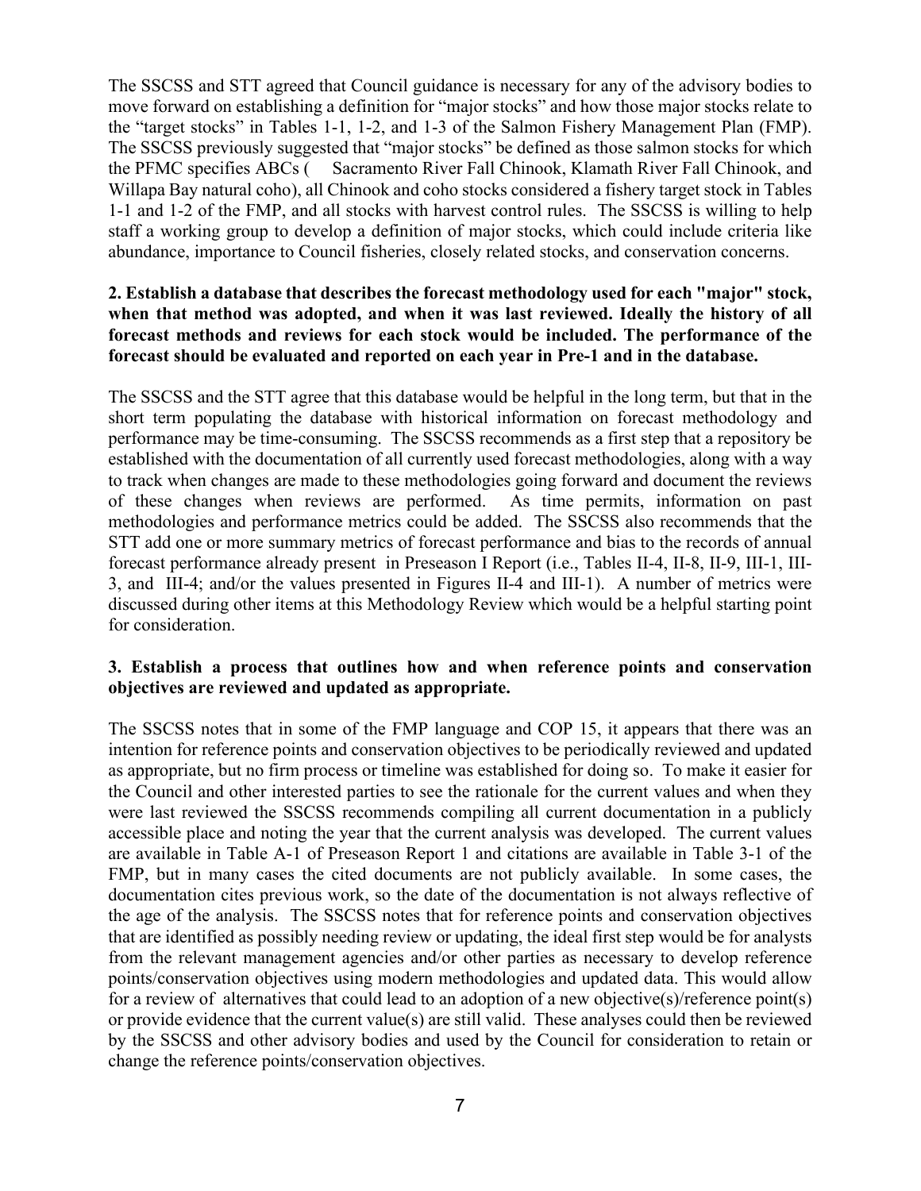The SSCSS and STT agreed that Council guidance is necessary for any of the advisory bodies to move forward on establishing a definition for "major stocks" and how those major stocks relate to the "target stocks" in Tables 1-1, 1-2, and 1-3 of the Salmon Fishery Management Plan (FMP). The SSCSS previously suggested that "major stocks" be defined as those salmon stocks for which the PFMC specifies ABCs (   Sacramento River Fall Chinook, Klamath River Fall Chinook, and Willapa Bay natural coho), all Chinook and coho stocks considered a fishery target stock in Tables 1-1 and 1-2 of the FMP, and all stocks with harvest control rules. The SSCSS is willing to help staff a working group to develop a definition of major stocks, which could include criteria like abundance, importance to Council fisheries, closely related stocks, and conservation concerns.

**2. Establish a database that describes the forecast methodology used for each "major" stock, when that method was adopted, and when it was last reviewed. Ideally the history of all forecast methods and reviews for each stock would be included. The performance of the forecast should be evaluated and reported on each year in Pre-1 and in the database.**

The SSCSS and the STT agree that this database would be helpful in the long term, but that in the short term populating the database with historical information on forecast methodology and performance may be time-consuming. The SSCSS recommends as a first step that a repository be established with the documentation of all currently used forecast methodologies, along with a way to track when changes are made to these methodologies going forward and document the reviews of these changes when reviews are performed. As time permits, information on past methodologies and performance metrics could be added. The SSCSS also recommends that the STT add one or more summary metrics of forecast performance and bias to the records of annual forecast performance already present in Preseason I Report (i.e., Tables II-4, II-8, II-9, III-1, III-3, and III-4; and/or the values presented in Figures II-4 and III-1). A number of metrics were discussed during other items at this Methodology Review which would be a helpful starting point for consideration.

**3. Establish a process that outlines how and when reference points and conservation objectives are reviewed and updated as appropriate.**

The SSCSS notes that in some of the FMP language and COP 15, it appears that there was an intention for reference points and conservation objectives to be periodically reviewed and updated as appropriate, but no firm process or timeline was established for doing so. To make it easier for the Council and other interested parties to see the rationale for the current values and when they were last reviewed the SSCSS recommends compiling all current documentation in a publicly accessible place and noting the year that the current analysis was developed. The current values are available in Table A-1 of Preseason Report 1 and citations are available in Table 3-1 of the FMP, but in many cases the cited documents are not publicly available. In some cases, the documentation cites previous work, so the date of the documentation is not always reflective of the age of the analysis. The SSCSS notes that for reference points and conservation objectives that are identified as possibly needing review or updating, the ideal first step would be for analysts from the relevant management agencies and/or other parties as necessary to develop reference points/conservation objectives using modern methodologies and updated data. This would allow for a review of alternatives that could lead to an adoption of a new objective(s)/reference point(s) or provide evidence that the current value(s) are still valid. These analyses could then be reviewed by the SSCSS and other advisory bodies and used by the Council for consideration to retain or change the reference points/conservation objectives.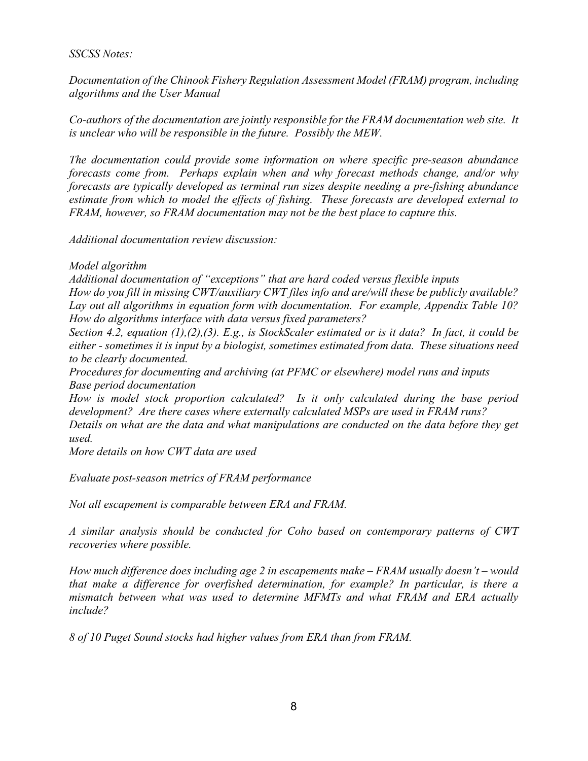*SSCSS Notes:*

*Documentation of the Chinook Fishery Regulation Assessment Model (FRAM) program, including algorithms and the User Manual*

*Co-authors of the documentation are jointly responsible for the FRAM documentation web site. It is unclear who will be responsible in the future. Possibly the MEW.*

*The documentation could provide some information on where specific pre-season abundance forecasts come from. Perhaps explain when and why forecast methods change, and/or why forecasts are typically developed as terminal run sizes despite needing a pre-fishing abundance estimate from which to model the effects of fishing. These forecasts are developed external to FRAM, however, so FRAM documentation may not be the best place to capture this.*

*Additional documentation review discussion:*

*Model algorithm*
*Additional documentation of "exceptions" that are hard coded versus flexible inputs*
*How do you fill in missing CWT/auxiliary CWT files info and are/will these be publicly available?*
*Lay out all algorithms in equation form with documentation. For example, Appendix Table 10?*
*How do algorithms interface with data versus fixed parameters?*
*Section 4.2, equation (1),(2),(3). E.g., is StockScaler estimated or is it data? In fact, it could be either - sometimes it is input by a biologist, sometimes estimated from data. These situations need to be clearly documented.*
*Procedures for documenting and archiving (at PFMC or elsewhere) model runs and inputs*
*Base period documentation*
*How is model stock proportion calculated? Is it only calculated during the base period development? Are there cases where externally calculated MSPs are used in FRAM runs?*
*Details on what are the data and what manipulations are conducted on the data before they get used.*
*More details on how CWT data are used*

*Evaluate post-season metrics of FRAM performance*

*Not all escapement is comparable between ERA and FRAM.*

*A similar analysis should be conducted for Coho based on contemporary patterns of CWT recoveries where possible.*

*How much difference does including age 2 in escapements make – FRAM usually doesn't – would that make a difference for overfished determination, for example? In particular, is there a mismatch between what was used to determine MFMTs and what FRAM and ERA actually include?*

*8 of 10 Puget Sound stocks had higher values from ERA than from FRAM.*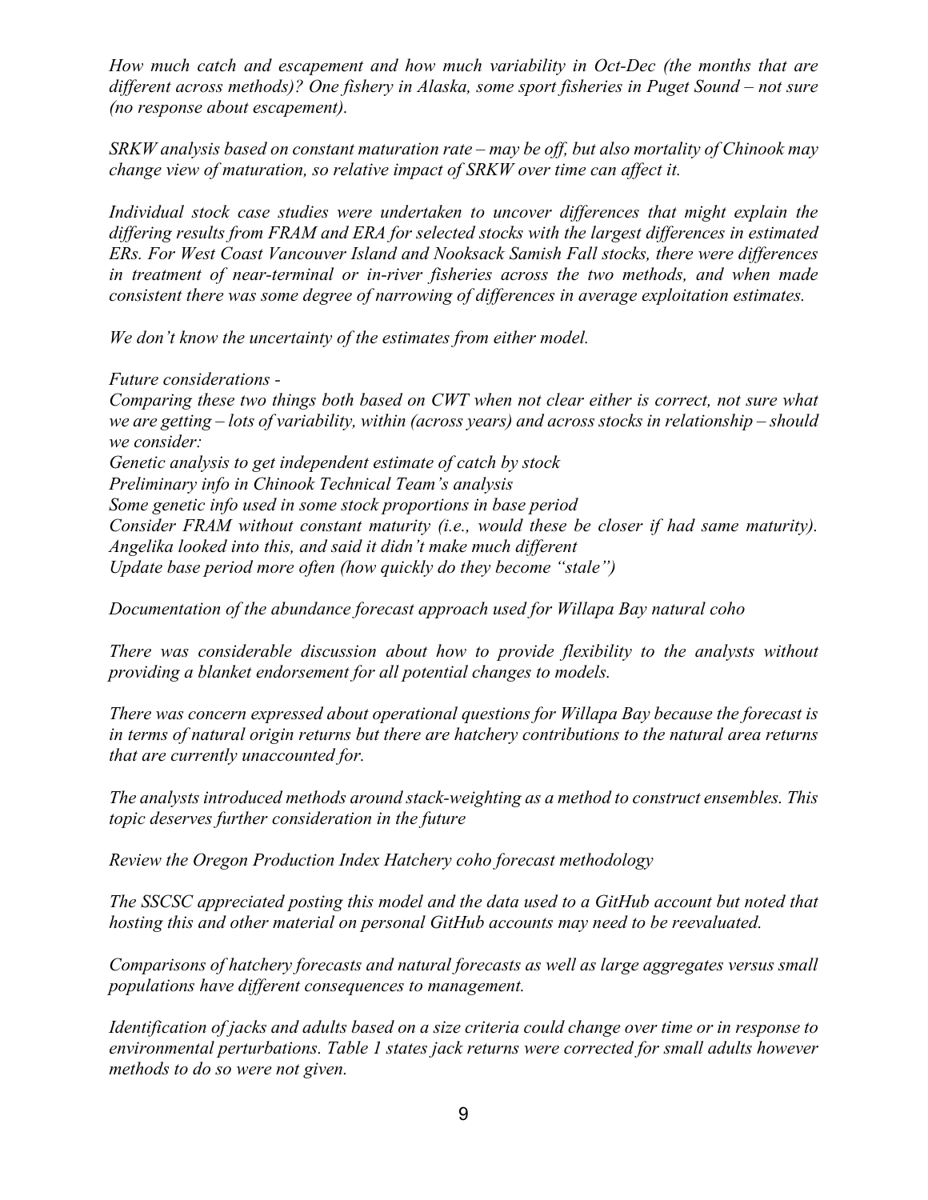*How much catch and escapement and how much variability in Oct-Dec (the months that are different across methods)? One fishery in Alaska, some sport fisheries in Puget Sound – not sure (no response about escapement).*

*SRKW analysis based on constant maturation rate – may be off, but also mortality of Chinook may change view of maturation, so relative impact of SRKW over time can affect it.*

*Individual stock case studies were undertaken to uncover differences that might explain the differing results from FRAM and ERA for selected stocks with the largest differences in estimated ERs. For West Coast Vancouver Island and Nooksack Samish Fall stocks, there were differences in treatment of near-terminal or in-river fisheries across the two methods, and when made consistent there was some degree of narrowing of differences in average exploitation estimates.*

*We don't know the uncertainty of the estimates from either model.*

*Future considerations -*
*Comparing these two things both based on CWT when not clear either is correct, not sure what we are getting – lots of variability, within (across years) and across stocks in relationship – should we consider:*
*Genetic analysis to get independent estimate of catch by stock*
*Preliminary info in Chinook Technical Team's analysis*
*Some genetic info used in some stock proportions in base period*
*Consider FRAM without constant maturity (i.e., would these be closer if had same maturity). Angelika looked into this, and said it didn't make much different*
*Update base period more often (how quickly do they become "stale")*

*Documentation of the abundance forecast approach used for Willapa Bay natural coho*

*There was considerable discussion about how to provide flexibility to the analysts without providing a blanket endorsement for all potential changes to models.*

*There was concern expressed about operational questions for Willapa Bay because the forecast is in terms of natural origin returns but there are hatchery contributions to the natural area returns that are currently unaccounted for.*

*The analysts introduced methods around stack-weighting as a method to construct ensembles. This topic deserves further consideration in the future*

*Review the Oregon Production Index Hatchery coho forecast methodology*

*The SSCSC appreciated posting this model and the data used to a GitHub account but noted that hosting this and other material on personal GitHub accounts may need to be reevaluated.*

*Comparisons of hatchery forecasts and natural forecasts as well as large aggregates versus small populations have different consequences to management.*

*Identification of jacks and adults based on a size criteria could change over time or in response to environmental perturbations. Table 1 states jack returns were corrected for small adults however methods to do so were not given.*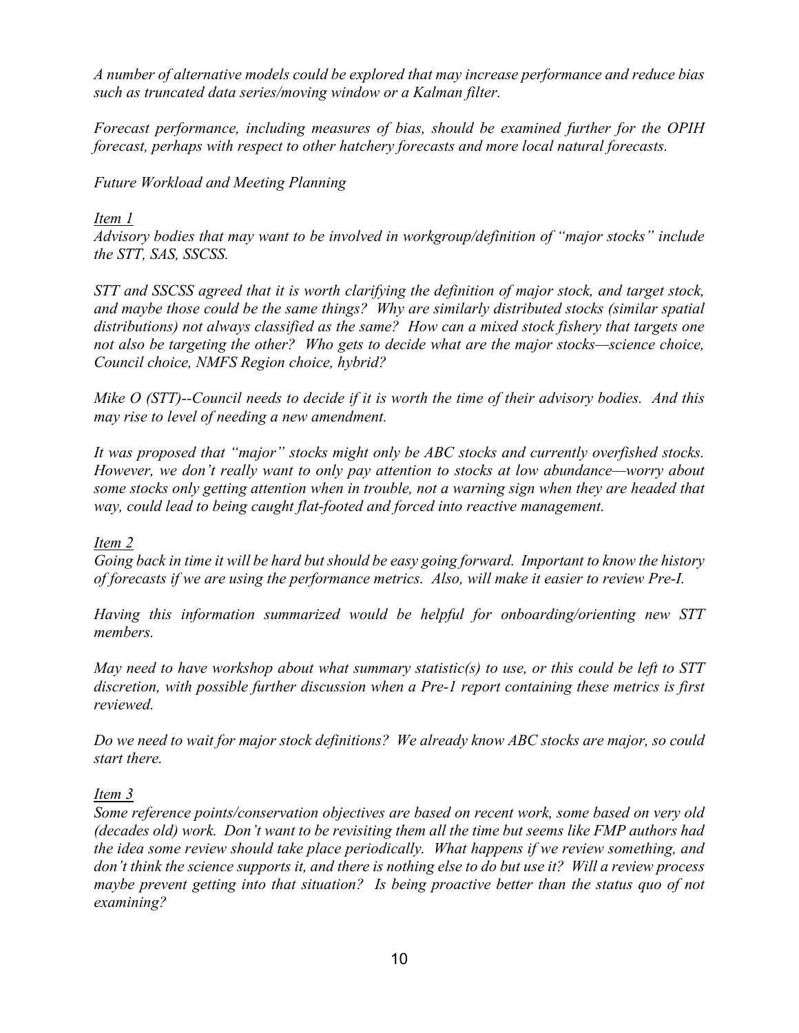*A number of alternative models could be explored that may increase performance and reduce bias such as truncated data series/moving window or a Kalman filter.*

*Forecast performance, including measures of bias, should be examined further for the OPIH forecast, perhaps with respect to other hatchery forecasts and more local natural forecasts.*

*Future Workload and Meeting Planning*

*Item 1*

*Advisory bodies that may want to be involved in workgroup/definition of "major stocks" include the STT, SAS, SSCSS.*

*STT and SSCSS agreed that it is worth clarifying the definition of major stock, and target stock, and maybe those could be the same things? Why are similarly distributed stocks (similar spatial distributions) not always classified as the same? How can a mixed stock fishery that targets one not also be targeting the other? Who gets to decide what are the major stocks—science choice, Council choice, NMFS Region choice, hybrid?*

*Mike O (STT)--Council needs to decide if it is worth the time of their advisory bodies. And this may rise to level of needing a new amendment.*

*It was proposed that "major" stocks might only be ABC stocks and currently overfished stocks. However, we don't really want to only pay attention to stocks at low abundance—worry about some stocks only getting attention when in trouble, not a warning sign when they are headed that way, could lead to being caught flat-footed and forced into reactive management.*

*Item 2*

*Going back in time it will be hard but should be easy going forward. Important to know the history of forecasts if we are using the performance metrics. Also, will make it easier to review Pre-I.*

*Having this information summarized would be helpful for onboarding/orienting new STT members.*

*May need to have workshop about what summary statistic(s) to use, or this could be left to STT discretion, with possible further discussion when a Pre-1 report containing these metrics is first reviewed.*

*Do we need to wait for major stock definitions? We already know ABC stocks are major, so could start there.*

*Item 3*

*Some reference points/conservation objectives are based on recent work, some based on very old (decades old) work. Don't want to be revisiting them all the time but seems like FMP authors had the idea some review should take place periodically. What happens if we review something, and don't think the science supports it, and there is nothing else to do but use it? Will a review process maybe prevent getting into that situation? Is being proactive better than the status quo of not examining?*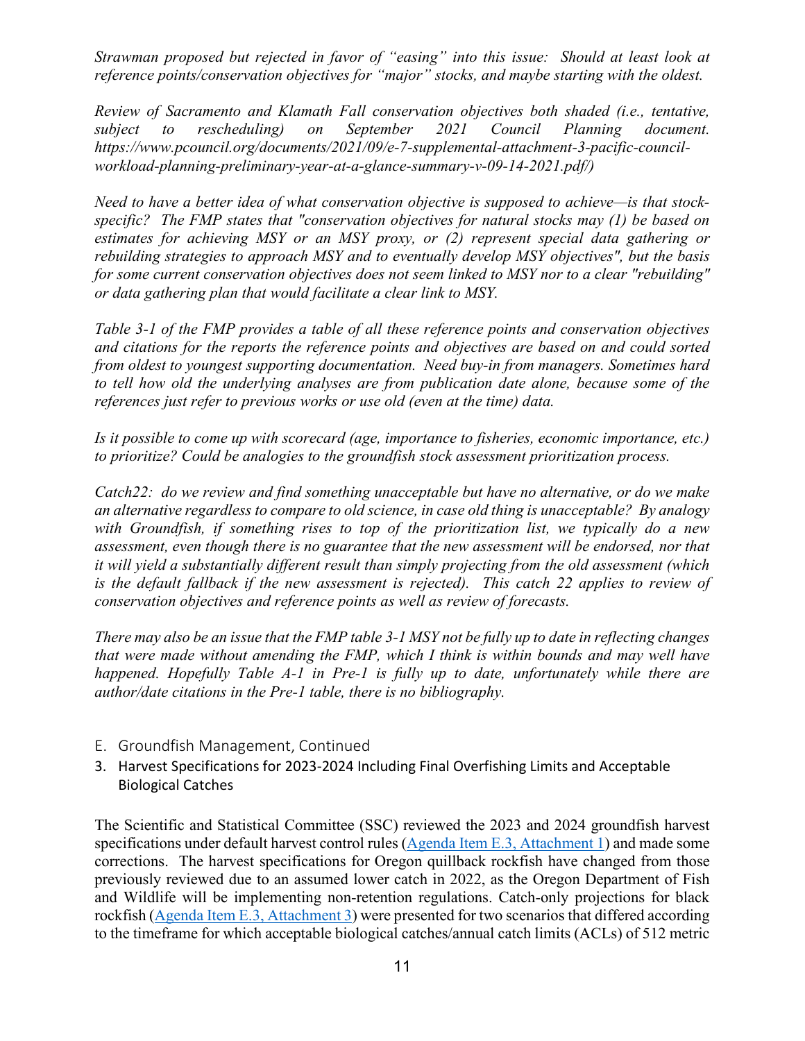*Strawman proposed but rejected in favor of "easing" into this issue: Should at least look at reference points/conservation objectives for "major" stocks, and maybe starting with the oldest.*

*Review of Sacramento and Klamath Fall conservation objectives both shaded (i.e., tentative, subject to rescheduling) on September 2021 Council Planning document. https://www.pcouncil.org/documents/2021/09/e-7-supplemental-attachment-3-pacific-council-workload-planning-preliminary-year-at-a-glance-summary-v-09-14-2021.pdf/)*

*Need to have a better idea of what conservation objective is supposed to achieve—is that stock-specific? The FMP states that "conservation objectives for natural stocks may (1) be based on estimates for achieving MSY or an MSY proxy, or (2) represent special data gathering or rebuilding strategies to approach MSY and to eventually develop MSY objectives", but the basis for some current conservation objectives does not seem linked to MSY nor to a clear "rebuilding" or data gathering plan that would facilitate a clear link to MSY.*

*Table 3-1 of the FMP provides a table of all these reference points and conservation objectives and citations for the reports the reference points and objectives are based on and could sorted from oldest to youngest supporting documentation. Need buy-in from managers. Sometimes hard to tell how old the underlying analyses are from publication date alone, because some of the references just refer to previous works or use old (even at the time) data.*

*Is it possible to come up with scorecard (age, importance to fisheries, economic importance, etc.) to prioritize? Could be analogies to the groundfish stock assessment prioritization process.*

*Catch22: do we review and find something unacceptable but have no alternative, or do we make an alternative regardless to compare to old science, in case old thing is unacceptable? By analogy with Groundfish, if something rises to top of the prioritization list, we typically do a new assessment, even though there is no guarantee that the new assessment will be endorsed, nor that it will yield a substantially different result than simply projecting from the old assessment (which is the default fallback if the new assessment is rejected). This catch 22 applies to review of conservation objectives and reference points as well as review of forecasts.*

*There may also be an issue that the FMP table 3-1 MSY not be fully up to date in reflecting changes that were made without amending the FMP, which I think is within bounds and may well have happened. Hopefully Table A-1 in Pre-1 is fully up to date, unfortunately while there are author/date citations in the Pre-1 table, there is no bibliography.*

## E. Groundfish Management, Continued

### 3. Harvest Specifications for 2023-2024 Including Final Overfishing Limits and Acceptable Biological Catches

The Scientific and Statistical Committee (SSC) reviewed the 2023 and 2024 groundfish harvest specifications under default harvest control rules (Agenda Item E.3, Attachment 1) and made some corrections. The harvest specifications for Oregon quillback rockfish have changed from those previously reviewed due to an assumed lower catch in 2022, as the Oregon Department of Fish and Wildlife will be implementing non-retention regulations. Catch-only projections for black rockfish (Agenda Item E.3, Attachment 3) were presented for two scenarios that differed according to the timeframe for which acceptable biological catches/annual catch limits (ACLs) of 512 metric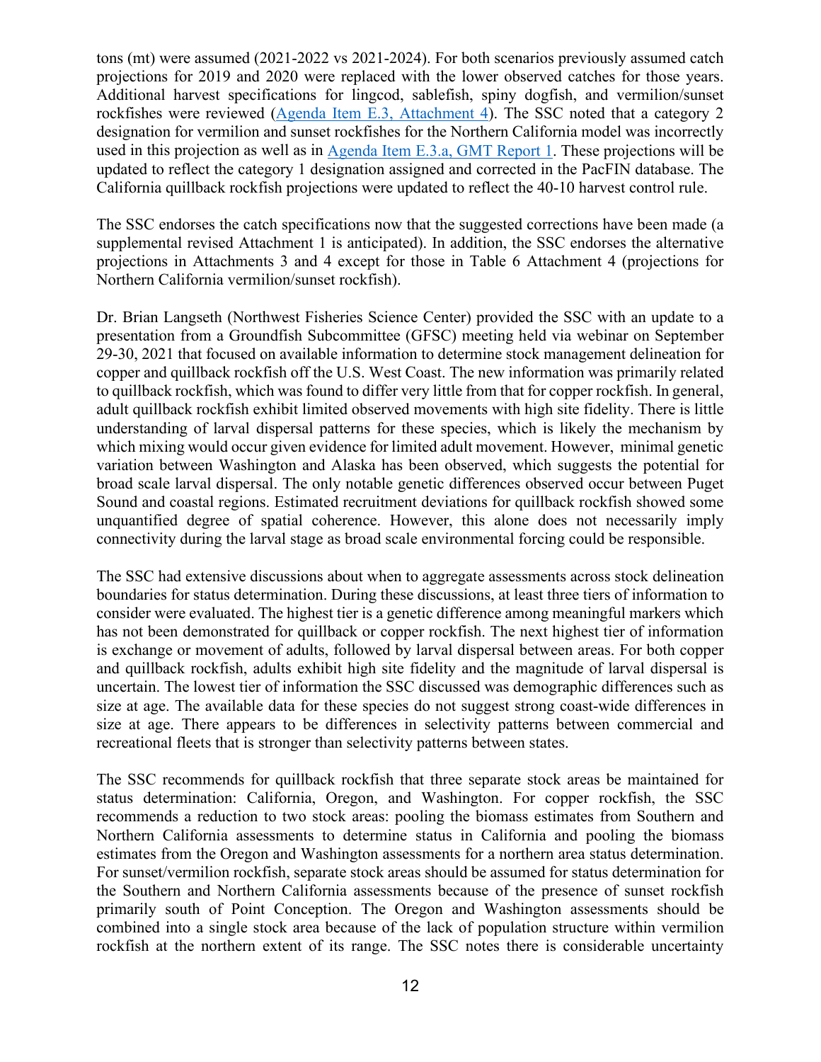tons (mt) were assumed (2021-2022 vs 2021-2024). For both scenarios previously assumed catch projections for 2019 and 2020 were replaced with the lower observed catches for those years. Additional harvest specifications for lingcod, sablefish, spiny dogfish, and vermilion/sunset rockfishes were reviewed (Agenda Item E.3, Attachment 4). The SSC noted that a category 2 designation for vermilion and sunset rockfishes for the Northern California model was incorrectly used in this projection as well as in Agenda Item E.3.a, GMT Report 1. These projections will be updated to reflect the category 1 designation assigned and corrected in the PacFIN database. The California quillback rockfish projections were updated to reflect the 40-10 harvest control rule.

The SSC endorses the catch specifications now that the suggested corrections have been made (a supplemental revised Attachment 1 is anticipated). In addition, the SSC endorses the alternative projections in Attachments 3 and 4 except for those in Table 6 Attachment 4 (projections for Northern California vermilion/sunset rockfish).

Dr. Brian Langseth (Northwest Fisheries Science Center) provided the SSC with an update to a presentation from a Groundfish Subcommittee (GFSC) meeting held via webinar on September 29-30, 2021 that focused on available information to determine stock management delineation for copper and quillback rockfish off the U.S. West Coast. The new information was primarily related to quillback rockfish, which was found to differ very little from that for copper rockfish. In general, adult quillback rockfish exhibit limited observed movements with high site fidelity. There is little understanding of larval dispersal patterns for these species, which is likely the mechanism by which mixing would occur given evidence for limited adult movement. However, minimal genetic variation between Washington and Alaska has been observed, which suggests the potential for broad scale larval dispersal. The only notable genetic differences observed occur between Puget Sound and coastal regions. Estimated recruitment deviations for quillback rockfish showed some unquantified degree of spatial coherence. However, this alone does not necessarily imply connectivity during the larval stage as broad scale environmental forcing could be responsible.

The SSC had extensive discussions about when to aggregate assessments across stock delineation boundaries for status determination. During these discussions, at least three tiers of information to consider were evaluated. The highest tier is a genetic difference among meaningful markers which has not been demonstrated for quillback or copper rockfish. The next highest tier of information is exchange or movement of adults, followed by larval dispersal between areas. For both copper and quillback rockfish, adults exhibit high site fidelity and the magnitude of larval dispersal is uncertain. The lowest tier of information the SSC discussed was demographic differences such as size at age. The available data for these species do not suggest strong coast-wide differences in size at age. There appears to be differences in selectivity patterns between commercial and recreational fleets that is stronger than selectivity patterns between states.

The SSC recommends for quillback rockfish that three separate stock areas be maintained for status determination: California, Oregon, and Washington. For copper rockfish, the SSC recommends a reduction to two stock areas: pooling the biomass estimates from Southern and Northern California assessments to determine status in California and pooling the biomass estimates from the Oregon and Washington assessments for a northern area status determination. For sunset/vermilion rockfish, separate stock areas should be assumed for status determination for the Southern and Northern California assessments because of the presence of sunset rockfish primarily south of Point Conception. The Oregon and Washington assessments should be combined into a single stock area because of the lack of population structure within vermilion rockfish at the northern extent of its range. The SSC notes there is considerable uncertainty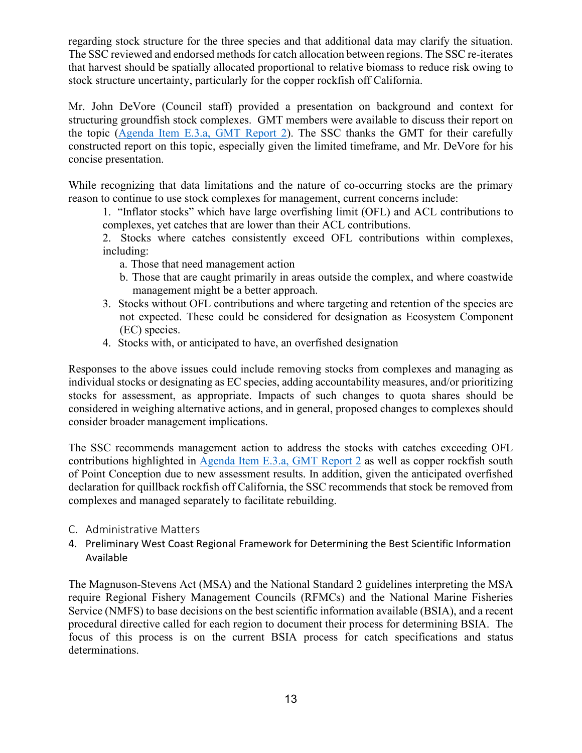regarding stock structure for the three species and that additional data may clarify the situation. The SSC reviewed and endorsed methods for catch allocation between regions. The SSC re-iterates that harvest should be spatially allocated proportional to relative biomass to reduce risk owing to stock structure uncertainty, particularly for the copper rockfish off California.

Mr. John DeVore (Council staff) provided a presentation on background and context for structuring groundfish stock complexes. GMT members were available to discuss their report on the topic (Agenda Item E.3.a, GMT Report 2). The SSC thanks the GMT for their carefully constructed report on this topic, especially given the limited timeframe, and Mr. DeVore for his concise presentation.

While recognizing that data limitations and the nature of co-occurring stocks are the primary reason to continue to use stock complexes for management, current concerns include:

1. "Inflator stocks" which have large overfishing limit (OFL) and ACL contributions to complexes, yet catches that are lower than their ACL contributions.
2. Stocks where catches consistently exceed OFL contributions within complexes, including:
   a. Those that need management action
   b. Those that are caught primarily in areas outside the complex, and where coastwide management might be a better approach.
3. Stocks without OFL contributions and where targeting and retention of the species are not expected. These could be considered for designation as Ecosystem Component (EC) species.
4. Stocks with, or anticipated to have, an overfished designation

Responses to the above issues could include removing stocks from complexes and managing as individual stocks or designating as EC species, adding accountability measures, and/or prioritizing stocks for assessment, as appropriate. Impacts of such changes to quota shares should be considered in weighing alternative actions, and in general, proposed changes to complexes should consider broader management implications.

The SSC recommends management action to address the stocks with catches exceeding OFL contributions highlighted in Agenda Item E.3.a, GMT Report 2 as well as copper rockfish south of Point Conception due to new assessment results. In addition, given the anticipated overfished declaration for quillback rockfish off California, the SSC recommends that stock be removed from complexes and managed separately to facilitate rebuilding.

## C. Administrative Matters

### 4. Preliminary West Coast Regional Framework for Determining the Best Scientific Information Available

The Magnuson-Stevens Act (MSA) and the National Standard 2 guidelines interpreting the MSA require Regional Fishery Management Councils (RFMCs) and the National Marine Fisheries Service (NMFS) to base decisions on the best scientific information available (BSIA), and a recent procedural directive called for each region to document their process for determining BSIA. The focus of this process is on the current BSIA process for catch specifications and status determinations.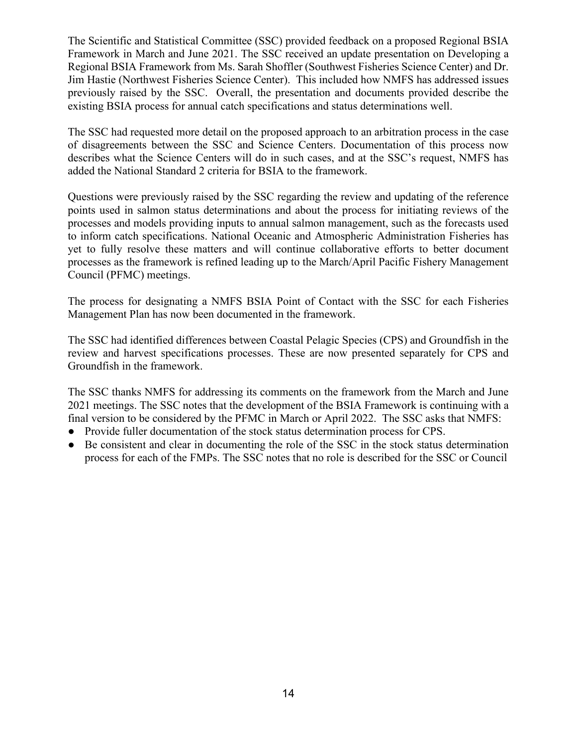The Scientific and Statistical Committee (SSC) provided feedback on a proposed Regional BSIA Framework in March and June 2021. The SSC received an update presentation on Developing a Regional BSIA Framework from Ms. Sarah Shoffler (Southwest Fisheries Science Center) and Dr. Jim Hastie (Northwest Fisheries Science Center). This included how NMFS has addressed issues previously raised by the SSC. Overall, the presentation and documents provided describe the existing BSIA process for annual catch specifications and status determinations well.

The SSC had requested more detail on the proposed approach to an arbitration process in the case of disagreements between the SSC and Science Centers. Documentation of this process now describes what the Science Centers will do in such cases, and at the SSC's request, NMFS has added the National Standard 2 criteria for BSIA to the framework.

Questions were previously raised by the SSC regarding the review and updating of the reference points used in salmon status determinations and about the process for initiating reviews of the processes and models providing inputs to annual salmon management, such as the forecasts used to inform catch specifications. National Oceanic and Atmospheric Administration Fisheries has yet to fully resolve these matters and will continue collaborative efforts to better document processes as the framework is refined leading up to the March/April Pacific Fishery Management Council (PFMC) meetings.

The process for designating a NMFS BSIA Point of Contact with the SSC for each Fisheries Management Plan has now been documented in the framework.

The SSC had identified differences between Coastal Pelagic Species (CPS) and Groundfish in the review and harvest specifications processes. These are now presented separately for CPS and Groundfish in the framework.

The SSC thanks NMFS for addressing its comments on the framework from the March and June 2021 meetings. The SSC notes that the development of the BSIA Framework is continuing with a final version to be considered by the PFMC in March or April 2022. The SSC asks that NMFS:

- Provide fuller documentation of the stock status determination process for CPS.
- Be consistent and clear in documenting the role of the SSC in the stock status determination process for each of the FMPs. The SSC notes that no role is described for the SSC or Council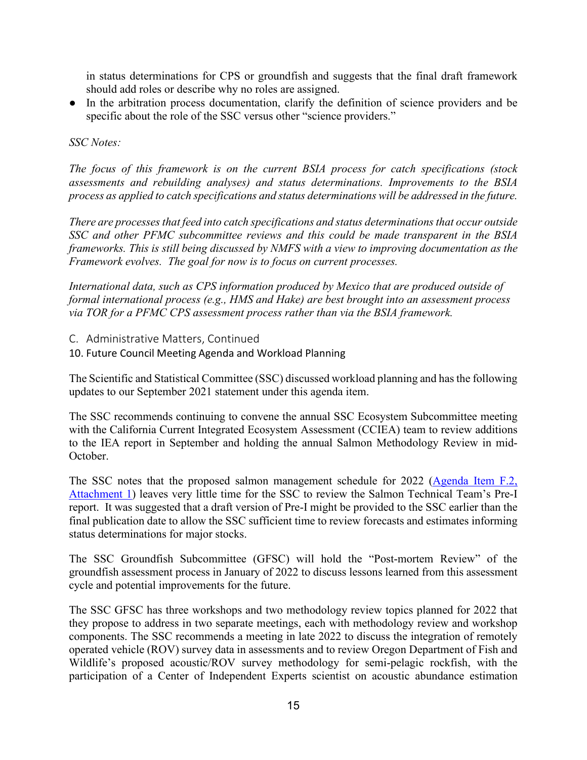in status determinations for CPS or groundfish and suggests that the final draft framework should add roles or describe why no roles are assigned.

- In the arbitration process documentation, clarify the definition of science providers and be specific about the role of the SSC versus other "science providers."

*SSC Notes:*

*The focus of this framework is on the current BSIA process for catch specifications (stock assessments and rebuilding analyses) and status determinations. Improvements to the BSIA process as applied to catch specifications and status determinations will be addressed in the future.*

*There are processes that feed into catch specifications and status determinations that occur outside SSC and other PFMC subcommittee reviews and this could be made transparent in the BSIA frameworks. This is still being discussed by NMFS with a view to improving documentation as the Framework evolves. The goal for now is to focus on current processes.*

*International data, such as CPS information produced by Mexico that are produced outside of formal international process (e.g., HMS and Hake) are best brought into an assessment process via TOR for a PFMC CPS assessment process rather than via the BSIA framework.*

## C. Administrative Matters, Continued

### 10. Future Council Meeting Agenda and Workload Planning

The Scientific and Statistical Committee (SSC) discussed workload planning and has the following updates to our September 2021 statement under this agenda item.

The SSC recommends continuing to convene the annual SSC Ecosystem Subcommittee meeting with the California Current Integrated Ecosystem Assessment (CCIEA) team to review additions to the IEA report in September and holding the annual Salmon Methodology Review in mid-October.

The SSC notes that the proposed salmon management schedule for 2022 (Agenda Item F.2, Attachment 1) leaves very little time for the SSC to review the Salmon Technical Team's Pre-I report. It was suggested that a draft version of Pre-I might be provided to the SSC earlier than the final publication date to allow the SSC sufficient time to review forecasts and estimates informing status determinations for major stocks.

The SSC Groundfish Subcommittee (GFSC) will hold the "Post-mortem Review" of the groundfish assessment process in January of 2022 to discuss lessons learned from this assessment cycle and potential improvements for the future.

The SSC GFSC has three workshops and two methodology review topics planned for 2022 that they propose to address in two separate meetings, each with methodology review and workshop components. The SSC recommends a meeting in late 2022 to discuss the integration of remotely operated vehicle (ROV) survey data in assessments and to review Oregon Department of Fish and Wildlife's proposed acoustic/ROV survey methodology for semi-pelagic rockfish, with the participation of a Center of Independent Experts scientist on acoustic abundance estimation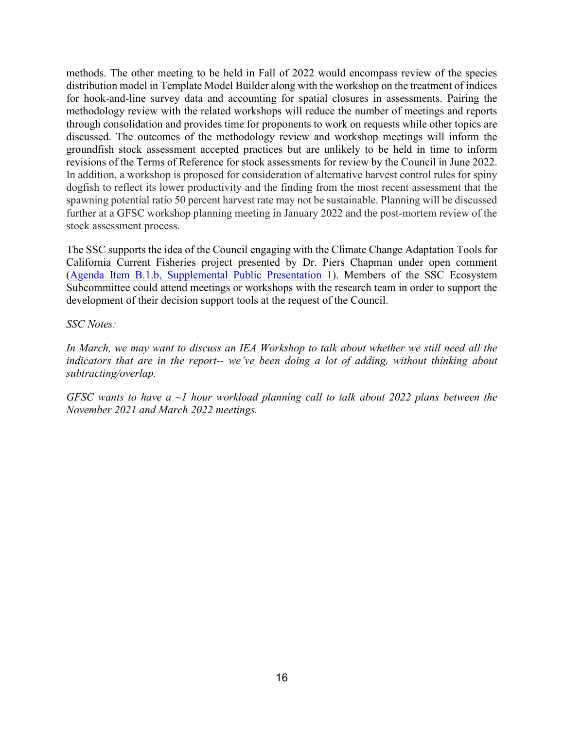methods. The other meeting to be held in Fall of 2022 would encompass review of the species distribution model in Template Model Builder along with the workshop on the treatment of indices for hook-and-line survey data and accounting for spatial closures in assessments. Pairing the methodology review with the related workshops will reduce the number of meetings and reports through consolidation and provides time for proponents to work on requests while other topics are discussed. The outcomes of the methodology review and workshop meetings will inform the groundfish stock assessment accepted practices but are unlikely to be held in time to inform revisions of the Terms of Reference for stock assessments for review by the Council in June 2022. In addition, a workshop is proposed for consideration of alternative harvest control rules for spiny dogfish to reflect its lower productivity and the finding from the most recent assessment that the spawning potential ratio 50 percent harvest rate may not be sustainable. Planning will be discussed further at a GFSC workshop planning meeting in January 2022 and the post-mortem review of the stock assessment process.

The SSC supports the idea of the Council engaging with the Climate Change Adaptation Tools for California Current Fisheries project presented by Dr. Piers Chapman under open comment (Agenda Item B.1.b, Supplemental Public Presentation 1). Members of the SSC Ecosystem Subcommittee could attend meetings or workshops with the research team in order to support the development of their decision support tools at the request of the Council.

*SSC Notes:*

*In March, we may want to discuss an IEA Workshop to talk about whether we still need all the indicators that are in the report-- we've been doing a lot of adding, without thinking about subtracting/overlap.*

*GFSC wants to have a ~1 hour workload planning call to talk about 2022 plans between the November 2021 and March 2022 meetings.*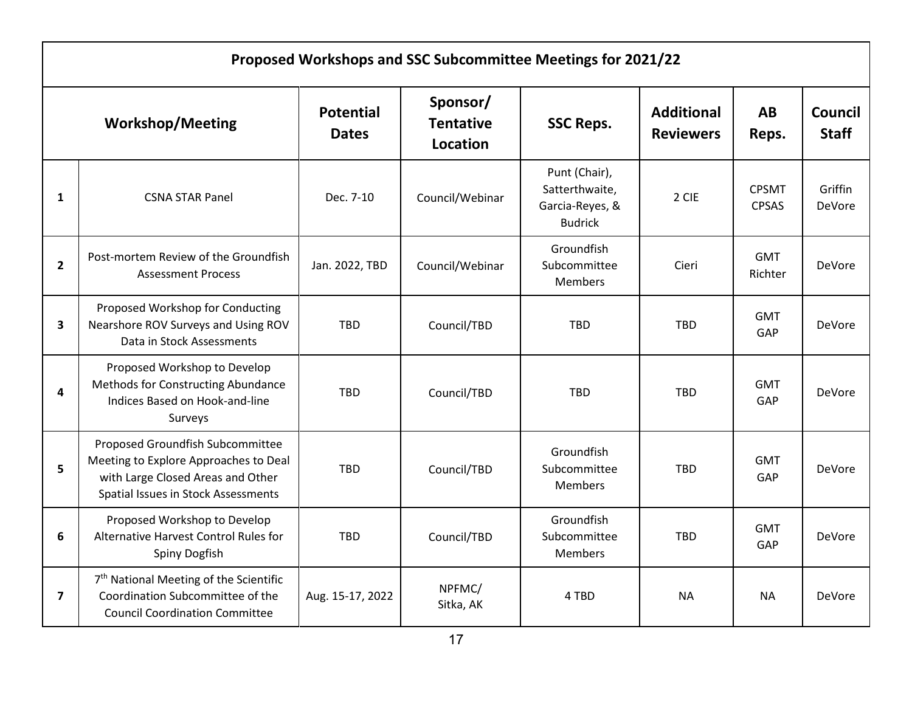| Proposed Workshops and SSC Subcommittee Meetings for 2021/22 | | | | | | | |
|---|---|---|---|---|---|---|---|
| **Workshop/Meeting** | | **Potential Dates** | **Sponsor/ Tentative Location** | **SSC Reps.** | **Additional Reviewers** | **AB Reps.** | **Council Staff** |
| **1** | CSNA STAR Panel | Dec. 7-10 | Council/Webinar | Punt (Chair), Satterthwaite, Garcia-Reyes, & Budrick | 2 CIE | CPSMT CPSAS | Griffin DeVore |
| **2** | Post-mortem Review of the Groundfish Assessment Process | Jan. 2022, TBD | Council/Webinar | Groundfish Subcommittee Members | Cieri | GMT Richter | DeVore |
| **3** | Proposed Workshop for Conducting Nearshore ROV Surveys and Using ROV Data in Stock Assessments | TBD | Council/TBD | TBD | TBD | GMT GAP | DeVore |
| **4** | Proposed Workshop to Develop Methods for Constructing Abundance Indices Based on Hook-and-line Surveys | TBD | Council/TBD | TBD | TBD | GMT GAP | DeVore |
| **5** | Proposed Groundfish Subcommittee Meeting to Explore Approaches to Deal with Large Closed Areas and Other Spatial Issues in Stock Assessments | TBD | Council/TBD | Groundfish Subcommittee Members | TBD | GMT GAP | DeVore |
| **6** | Proposed Workshop to Develop Alternative Harvest Control Rules for Spiny Dogfish | TBD | Council/TBD | Groundfish Subcommittee Members | TBD | GMT GAP | DeVore |
| **7** | 7th National Meeting of the Scientific Coordination Subcommittee of the Council Coordination Committee | Aug. 15-17, 2022 | NPFMC/ Sitka, AK | 4 TBD | NA | NA | DeVore |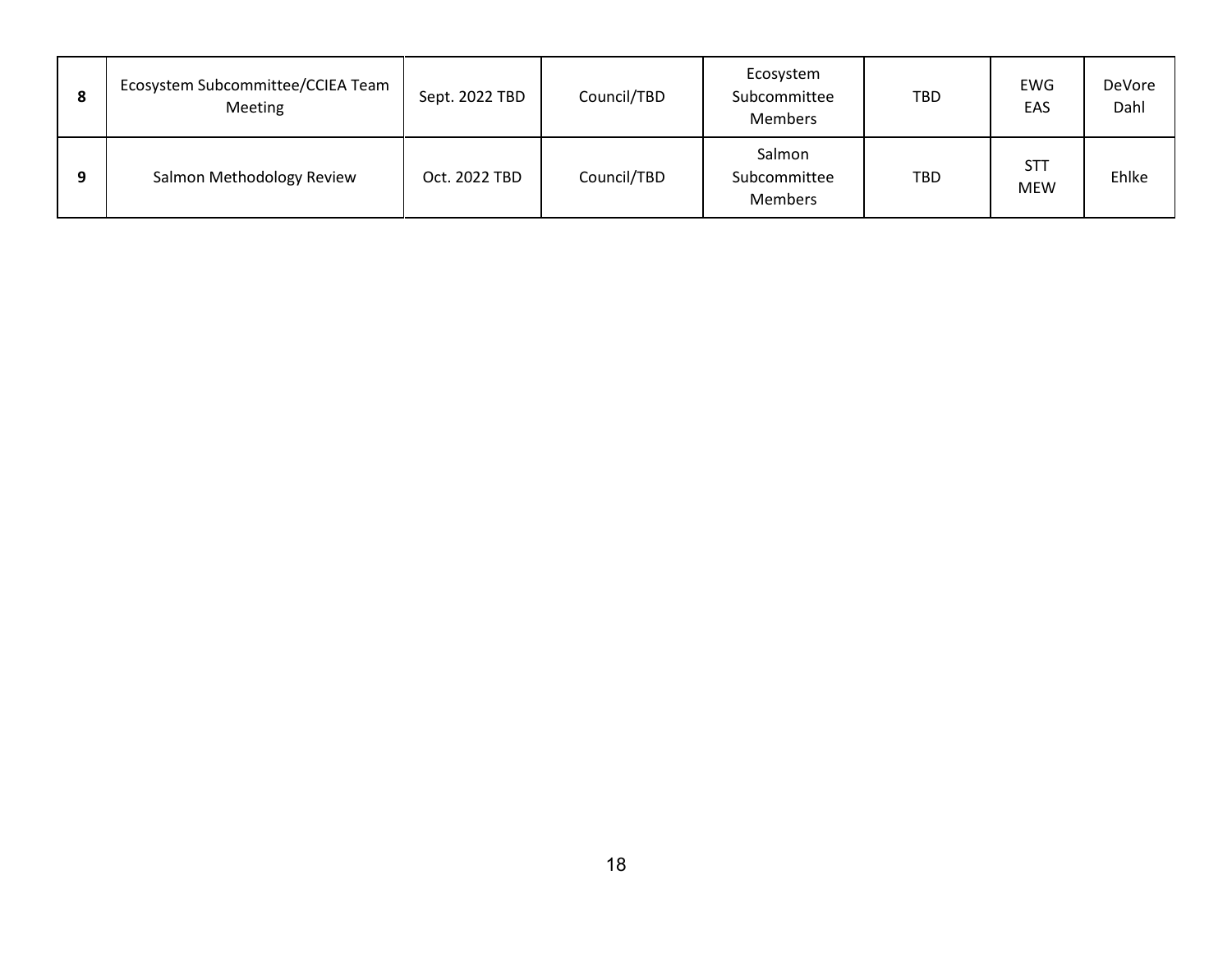| **8** | Ecosystem Subcommittee/CCIEA Team Meeting | Sept. 2022 TBD | Council/TBD | Ecosystem Subcommittee Members | TBD | EWG EAS | DeVore Dahl |
|---|---|---|---|---|---|---|---|
| **9** | Salmon Methodology Review | Oct. 2022 TBD | Council/TBD | Salmon Subcommittee Members | TBD | STT MEW | Ehlke |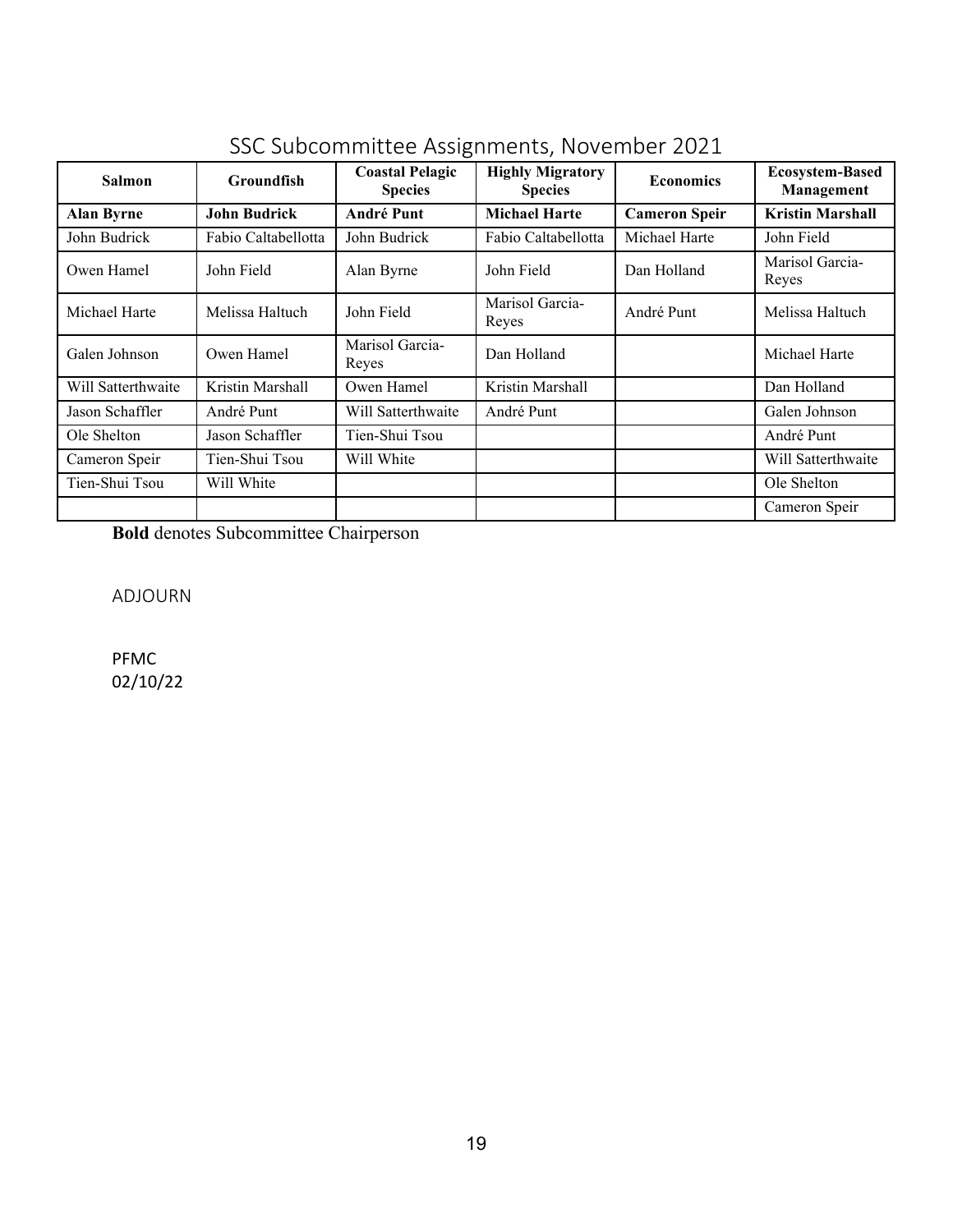## SSC Subcommittee Assignments, November 2021

| Salmon | Groundfish | Coastal Pelagic Species | Highly Migratory Species | Economics | Ecosystem-Based Management |
|---|---|---|---|---|---|
| **Alan Byrne** | **John Budrick** | **André Punt** | **Michael Harte** | **Cameron Speir** | **Kristin Marshall** |
| John Budrick | Fabio Caltabellotta | John Budrick | Fabio Caltabellotta | Michael Harte | John Field |
| Owen Hamel | John Field | Alan Byrne | John Field | Dan Holland | Marisol Garcia-Reyes |
| Michael Harte | Melissa Haltuch | John Field | Marisol Garcia-Reyes | André Punt | Melissa Haltuch |
| Galen Johnson | Owen Hamel | Marisol Garcia-Reyes | Dan Holland | | Michael Harte |
| Will Satterthwaite | Kristin Marshall | Owen Hamel | Kristin Marshall | | Dan Holland |
| Jason Schaffler | André Punt | Will Satterthwaite | André Punt | | Galen Johnson |
| Ole Shelton | Jason Schaffler | Tien-Shui Tsou | | | André Punt |
| Cameron Speir | Tien-Shui Tsou | Will White | | | Will Satterthwaite |
| Tien-Shui Tsou | Will White | | | | Ole Shelton |
| | | | | | Cameron Speir |

**Bold** denotes Subcommittee Chairperson

ADJOURN

PFMC
02/10/22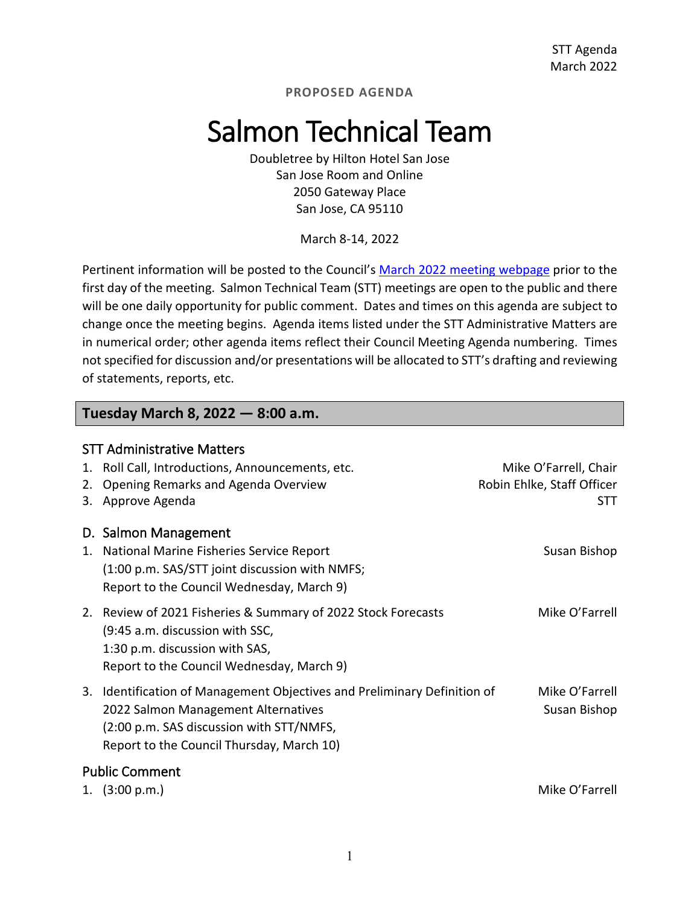STT Agenda
March 2022

**PROPOSED AGENDA**

# Salmon Technical Team

Doubletree by Hilton Hotel San Jose
San Jose Room and Online
2050 Gateway Place
San Jose, CA 95110

March 8-14, 2022

Pertinent information will be posted to the Council's [March 2022 meeting webpage]() prior to the first day of the meeting. Salmon Technical Team (STT) meetings are open to the public and there will be one daily opportunity for public comment. Dates and times on this agenda are subject to change once the meeting begins. Agenda items listed under the STT Administrative Matters are in numerical order; other agenda items reflect their Council Meeting Agenda numbering. Times not specified for discussion and/or presentations will be allocated to STT's drafting and reviewing of statements, reports, etc.

## Tuesday March 8, 2022 — 8:00 a.m.

### STT Administrative Matters

1. Roll Call, Introductions, Announcements, etc. — Mike O'Farrell, Chair
2. Opening Remarks and Agenda Overview — Robin Ehlke, Staff Officer
3. Approve Agenda — STT

### D. Salmon Management

1. National Marine Fisheries Service Report — Susan Bishop
   (1:00 p.m. SAS/STT joint discussion with NMFS;
   Report to the Council Wednesday, March 9)
2. Review of 2021 Fisheries & Summary of 2022 Stock Forecasts — Mike O'Farrell
   (9:45 a.m. discussion with SSC,
   1:30 p.m. discussion with SAS,
   Report to the Council Wednesday, March 9)
3. Identification of Management Objectives and Preliminary Definition of 2022 Salmon Management Alternatives — Mike O'Farrell, Susan Bishop
   (2:00 p.m. SAS discussion with STT/NMFS,
   Report to the Council Thursday, March 10)

### Public Comment

1. (3:00 p.m.) — Mike O'Farrell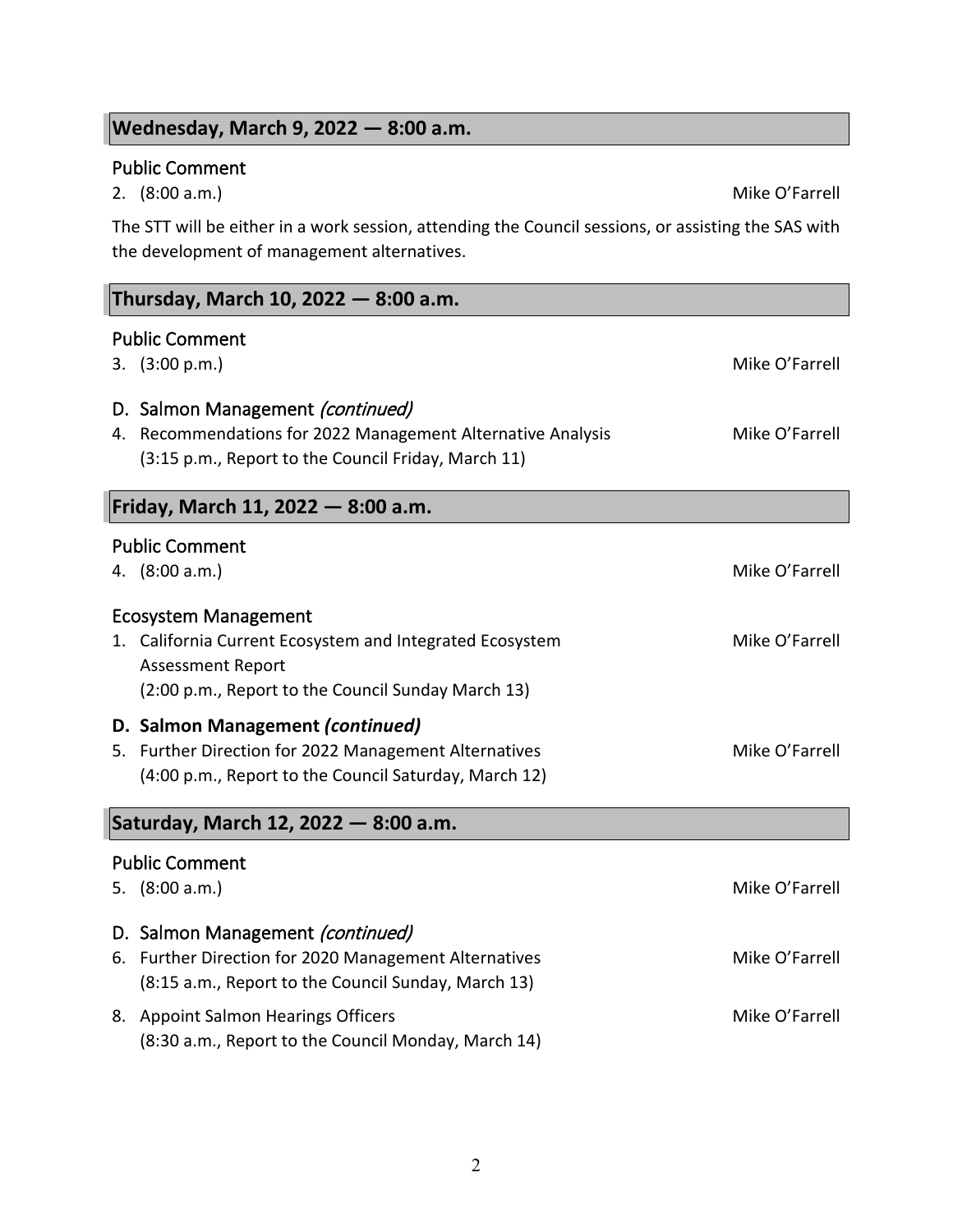## Wednesday, March 9, 2022 — 8:00 a.m.

### Public Comment

2. (8:00 a.m.) Mike O'Farrell

The STT will be either in a work session, attending the Council sessions, or assisting the SAS with the development of management alternatives.

## Thursday, March 10, 2022 — 8:00 a.m.

### Public Comment

3. (3:00 p.m.) Mike O'Farrell

### D. Salmon Management *(continued)*

4. Recommendations for 2022 Management Alternative Analysis (3:15 p.m., Report to the Council Friday, March 11) Mike O'Farrell

## Friday, March 11, 2022 — 8:00 a.m.

### Public Comment

4. (8:00 a.m.) Mike O'Farrell

### Ecosystem Management

1. California Current Ecosystem and Integrated Ecosystem Assessment Report (2:00 p.m., Report to the Council Sunday March 13) Mike O'Farrell

### **D. Salmon Management *(continued)***

5. Further Direction for 2022 Management Alternatives (4:00 p.m., Report to the Council Saturday, March 12) Mike O'Farrell

## Saturday, March 12, 2022 — 8:00 a.m.

### Public Comment

5. (8:00 a.m.) Mike O'Farrell

### D. Salmon Management *(continued)*

6. Further Direction for 2020 Management Alternatives (8:15 a.m., Report to the Council Sunday, March 13) Mike O'Farrell

8. Appoint Salmon Hearings Officers (8:30 a.m., Report to the Council Monday, March 14) Mike O'Farrell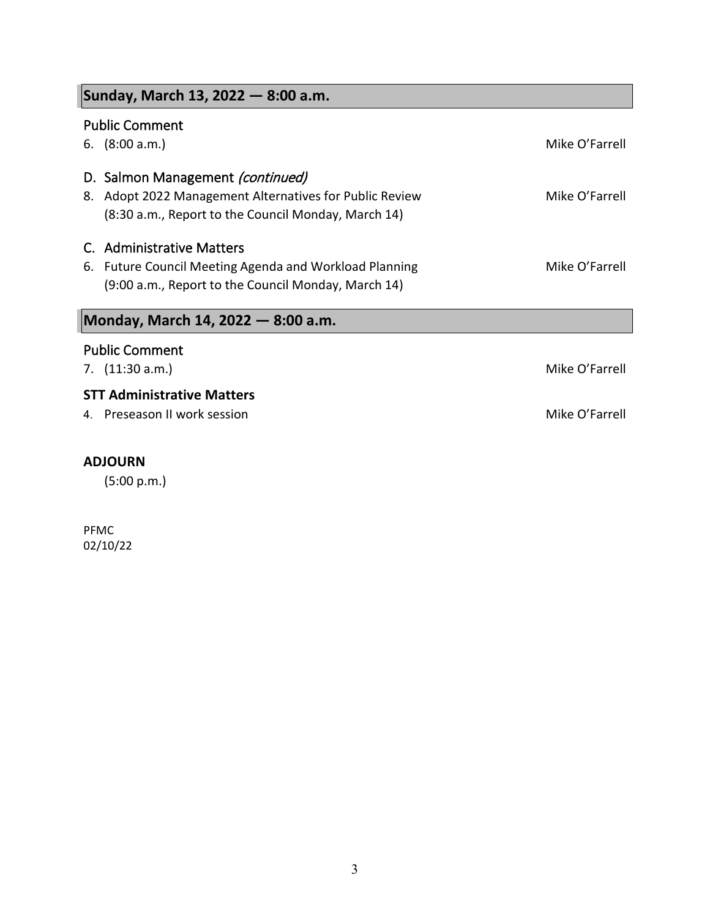## Sunday, March 13, 2022 — 8:00 a.m.

### Public Comment

6. (8:00 a.m.) Mike O'Farrell

### D. Salmon Management *(continued)*

8. Adopt 2022 Management Alternatives for Public Review Mike O'Farrell
   (8:30 a.m., Report to the Council Monday, March 14)

### C. Administrative Matters

6. Future Council Meeting Agenda and Workload Planning Mike O'Farrell
   (9:00 a.m., Report to the Council Monday, March 14)

## Monday, March 14, 2022 — 8:00 a.m.

### Public Comment

7. (11:30 a.m.) Mike O'Farrell

### STT Administrative Matters

4. Preseason II work session Mike O'Farrell

**ADJOURN**

(5:00 p.m.)

PFMC
02/10/22